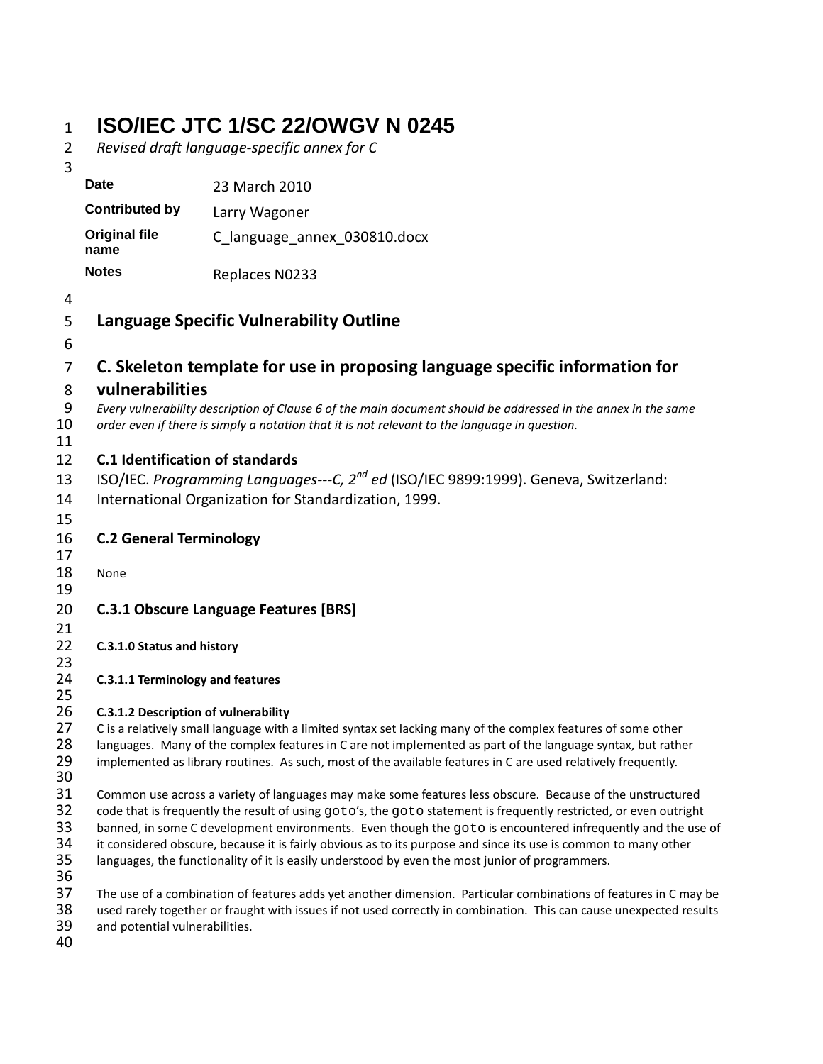# ISO/IEC JTC 1/SC 22/OWGV N 0245

*Revised draft language-specific annex for C*

| | |
|---|---|
| **Date** | 23 March 2010 |
| **Contributed by** | Larry Wagoner |
| **Original file name** | C_language_annex_030810.docx |
| **Notes** | Replaces N0233 |

## Language Specific Vulnerability Outline

## C. Skeleton template for use in proposing language specific information for vulnerabilities

*Every vulnerability description of Clause 6 of the main document should be addressed in the annex in the same order even if there is simply a notation that it is not relevant to the language in question.*

### C.1 Identification of standards

ISO/IEC. *Programming Languages---C, 2nd ed* (ISO/IEC 9899:1999). Geneva, Switzerland: International Organization for Standardization, 1999.

### C.2 General Terminology

None

### C.3.1 Obscure Language Features [BRS]

#### C.3.1.0 Status and history

#### C.3.1.1 Terminology and features

#### C.3.1.2 Description of vulnerability

C is a relatively small language with a limited syntax set lacking many of the complex features of some other languages. Many of the complex features in C are not implemented as part of the language syntax, but rather implemented as library routines. As such, most of the available features in C are used relatively frequently.

Common use across a variety of languages may make some features less obscure. Because of the unstructured code that is frequently the result of using `goto`'s, the `goto` statement is frequently restricted, or even outright banned, in some C development environments. Even though the `goto` is encountered infrequently and the use of it considered obscure, because it is fairly obvious as to its purpose and since its use is common to many other languages, the functionality of it is easily understood by even the most junior of programmers.

The use of a combination of features adds yet another dimension. Particular combinations of features in C may be used rarely together or fraught with issues if not used correctly in combination. This can cause unexpected results and potential vulnerabilities.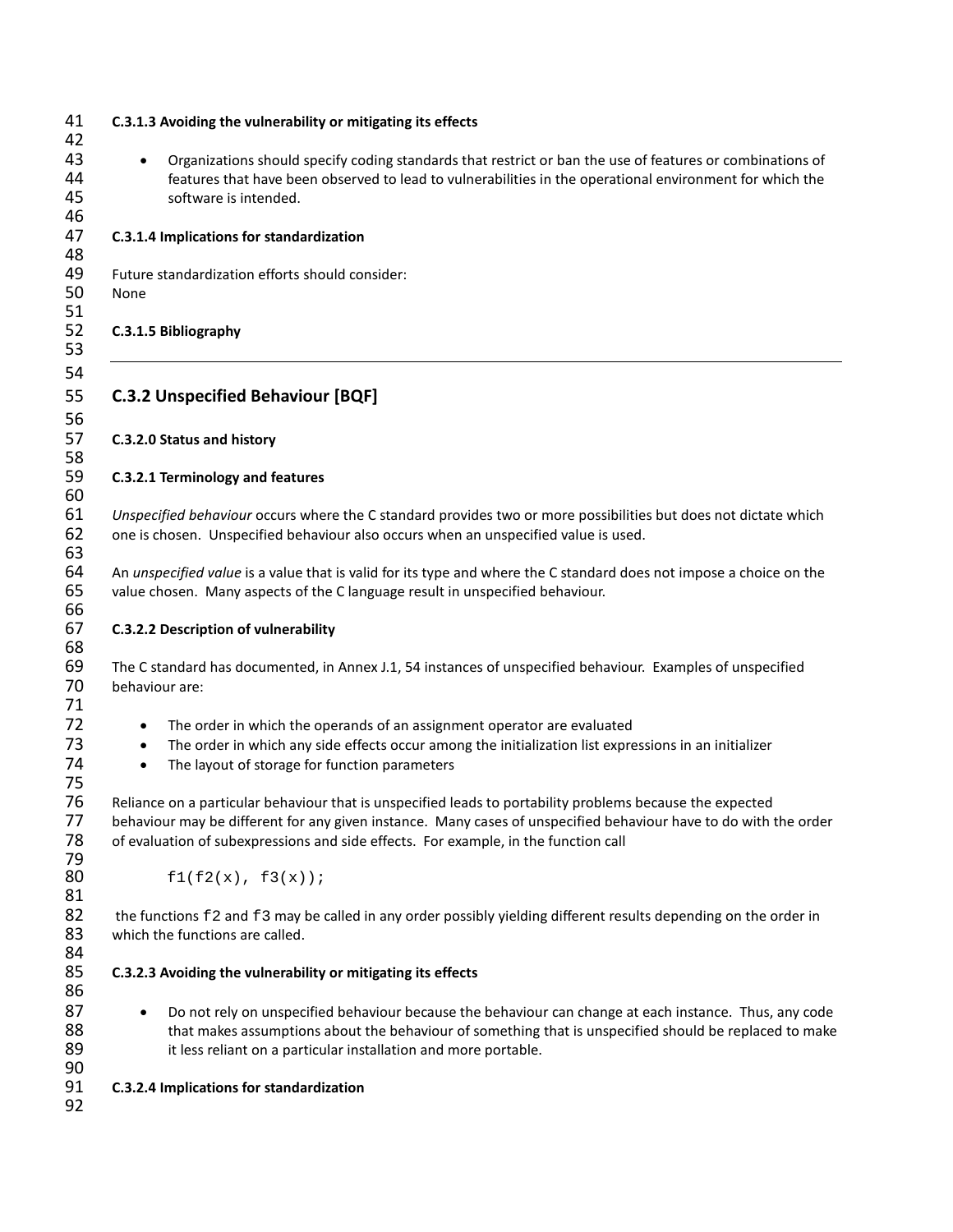#### C.3.1.3 Avoiding the vulnerability or mitigating its effects

- Organizations should specify coding standards that restrict or ban the use of features or combinations of features that have been observed to lead to vulnerabilities in the operational environment for which the software is intended.

#### C.3.1.4 Implications for standardization

Future standardization efforts should consider:
None

#### C.3.1.5 Bibliography

---

### C.3.2 Unspecified Behaviour [BQF]

#### C.3.2.0 Status and history

#### C.3.2.1 Terminology and features

*Unspecified behaviour* occurs where the C standard provides two or more possibilities but does not dictate which one is chosen. Unspecified behaviour also occurs when an unspecified value is used.

An *unspecified value* is a value that is valid for its type and where the C standard does not impose a choice on the value chosen. Many aspects of the C language result in unspecified behaviour.

#### C.3.2.2 Description of vulnerability

The C standard has documented, in Annex J.1, 54 instances of unspecified behaviour. Examples of unspecified behaviour are:

- The order in which the operands of an assignment operator are evaluated
- The order in which any side effects occur among the initialization list expressions in an initializer
- The layout of storage for function parameters

Reliance on a particular behaviour that is unspecified leads to portability problems because the expected behaviour may be different for any given instance. Many cases of unspecified behaviour have to do with the order of evaluation of subexpressions and side effects. For example, in the function call

```
f1(f2(x), f3(x));
```

the functions `f2` and `f3` may be called in any order possibly yielding different results depending on the order in which the functions are called.

#### C.3.2.3 Avoiding the vulnerability or mitigating its effects

- Do not rely on unspecified behaviour because the behaviour can change at each instance. Thus, any code that makes assumptions about the behaviour of something that is unspecified should be replaced to make it less reliant on a particular installation and more portable.

#### C.3.2.4 Implications for standardization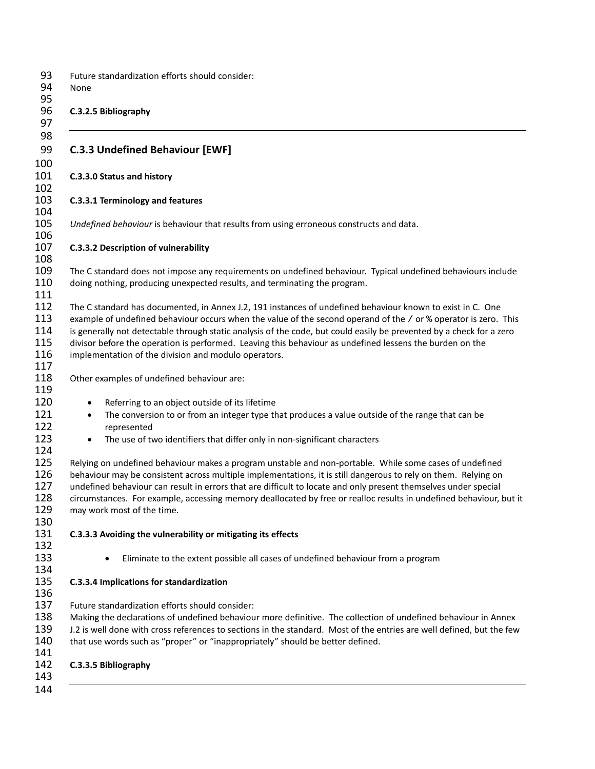Future standardization efforts should consider:
None

#### C.3.2.5 Bibliography

---

## C.3.3 Undefined Behaviour [EWF]

#### C.3.3.0 Status and history

#### C.3.3.1 Terminology and features

*Undefined behaviour* is behaviour that results from using erroneous constructs and data.

#### C.3.3.2 Description of vulnerability

The C standard does not impose any requirements on undefined behaviour. Typical undefined behaviours include doing nothing, producing unexpected results, and terminating the program.

The C standard has documented, in Annex J.2, 191 instances of undefined behaviour known to exist in C. One example of undefined behaviour occurs when the value of the second operand of the / or % operator is zero. This is generally not detectable through static analysis of the code, but could easily be prevented by a check for a zero divisor before the operation is performed. Leaving this behaviour as undefined lessens the burden on the implementation of the division and modulo operators.

Other examples of undefined behaviour are:

- Referring to an object outside of its lifetime
- The conversion to or from an integer type that produces a value outside of the range that can be represented
- The use of two identifiers that differ only in non-significant characters

Relying on undefined behaviour makes a program unstable and non-portable. While some cases of undefined behaviour may be consistent across multiple implementations, it is still dangerous to rely on them. Relying on undefined behaviour can result in errors that are difficult to locate and only present themselves under special circumstances. For example, accessing memory deallocated by free or realloc results in undefined behaviour, but it may work most of the time.

#### C.3.3.3 Avoiding the vulnerability or mitigating its effects

- Eliminate to the extent possible all cases of undefined behaviour from a program

#### C.3.3.4 Implications for standardization

Future standardization efforts should consider:
Making the declarations of undefined behaviour more definitive. The collection of undefined behaviour in Annex J.2 is well done with cross references to sections in the standard. Most of the entries are well defined, but the few that use words such as "proper" or "inappropriately" should be better defined.

#### C.3.3.5 Bibliography

---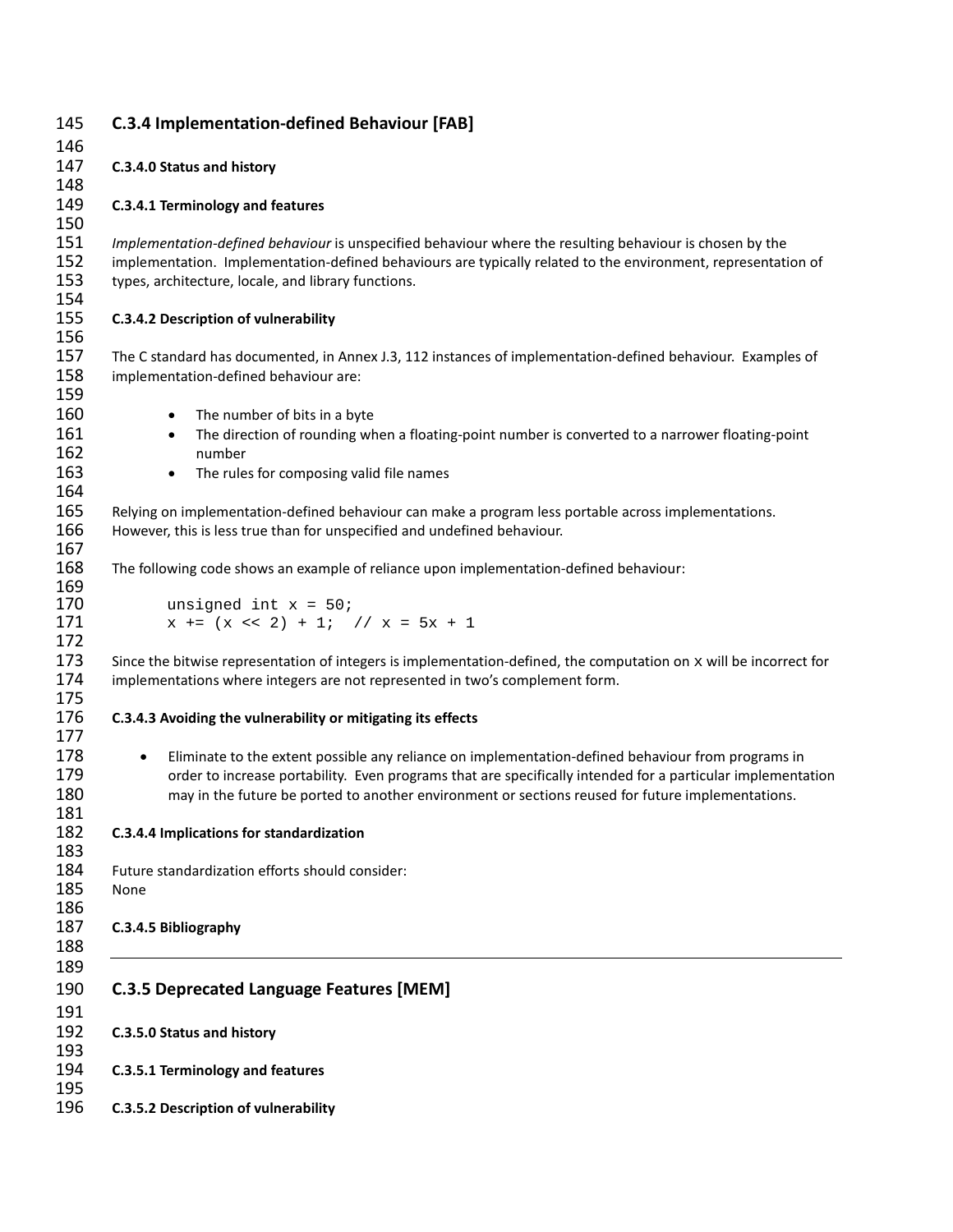## C.3.4 Implementation-defined Behaviour [FAB]

### C.3.4.0 Status and history

### C.3.4.1 Terminology and features

*Implementation-defined behaviour* is unspecified behaviour where the resulting behaviour is chosen by the implementation. Implementation-defined behaviours are typically related to the environment, representation of types, architecture, locale, and library functions.

### C.3.4.2 Description of vulnerability

The C standard has documented, in Annex J.3, 112 instances of implementation-defined behaviour. Examples of implementation-defined behaviour are:

- The number of bits in a byte
- The direction of rounding when a floating-point number is converted to a narrower floating-point number
- The rules for composing valid file names

Relying on implementation-defined behaviour can make a program less portable across implementations. However, this is less true than for unspecified and undefined behaviour.

The following code shows an example of reliance upon implementation-defined behaviour:

```
unsigned int x = 50;
x += (x << 2) + 1;  // x = 5x + 1
```

Since the bitwise representation of integers is implementation-defined, the computation on `x` will be incorrect for implementations where integers are not represented in two's complement form.

### C.3.4.3 Avoiding the vulnerability or mitigating its effects

- Eliminate to the extent possible any reliance on implementation-defined behaviour from programs in order to increase portability. Even programs that are specifically intended for a particular implementation may in the future be ported to another environment or sections reused for future implementations.

### C.3.4.4 Implications for standardization

Future standardization efforts should consider:
None

### C.3.4.5 Bibliography

---

## C.3.5 Deprecated Language Features [MEM]

### C.3.5.0 Status and history

### C.3.5.1 Terminology and features

### C.3.5.2 Description of vulnerability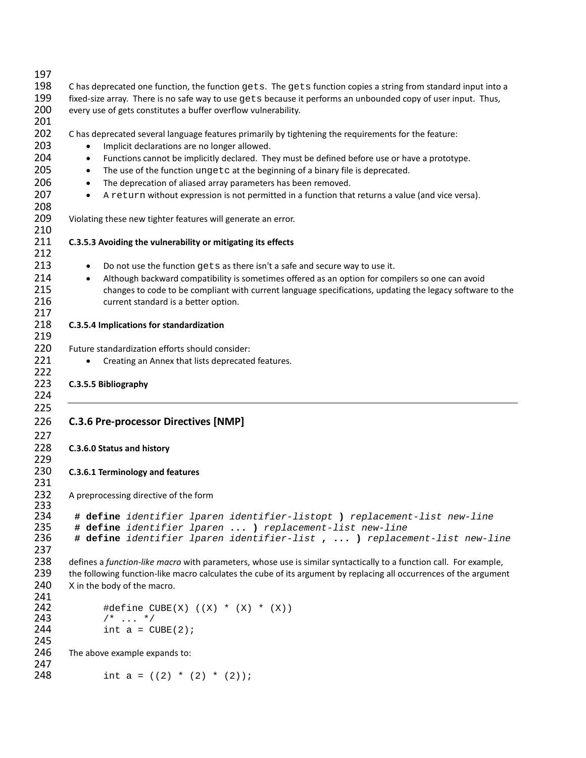C has deprecated one function, the function `gets`. The `gets` function copies a string from standard input into a fixed-size array. There is no safe way to use `gets` because it performs an unbounded copy of user input. Thus, every use of gets constitutes a buffer overflow vulnerability.

C has deprecated several language features primarily by tightening the requirements for the feature:

- Implicit declarations are no longer allowed.
- Functions cannot be implicitly declared. They must be defined before use or have a prototype.
- The use of the function `ungetc` at the beginning of a binary file is deprecated.
- The deprecation of aliased array parameters has been removed.
- A `return` without expression is not permitted in a function that returns a value (and vice versa).

Violating these new tighter features will generate an error.

#### C.3.5.3 Avoiding the vulnerability or mitigating its effects

- Do not use the function `gets` as there isn't a safe and secure way to use it.
- Although backward compatibility is sometimes offered as an option for compilers so one can avoid changes to code to be compliant with current language specifications, updating the legacy software to the current standard is a better option.

#### C.3.5.4 Implications for standardization

Future standardization efforts should consider:

- Creating an Annex that lists deprecated features.

#### C.3.5.5 Bibliography

---

### C.3.6 Pre-processor Directives [NMP]

#### C.3.6.0 Status and history

#### C.3.6.1 Terminology and features

A preprocessing directive of the form

```
# define identifier lparen identifier-listopt ) replacement-list new-line
# define identifier lparen ... ) replacement-list new-line
# define identifier lparen identifier-list , ... ) replacement-list new-line
```

defines a *function-like macro* with parameters, whose use is similar syntactically to a function call. For example, the following function-like macro calculates the cube of its argument by replacing all occurrences of the argument X in the body of the macro.

```
#define CUBE(X) ((X) * (X) * (X))
/* ... */
int a = CUBE(2);
```

The above example expands to:

```
int a = ((2) * (2) * (2));
```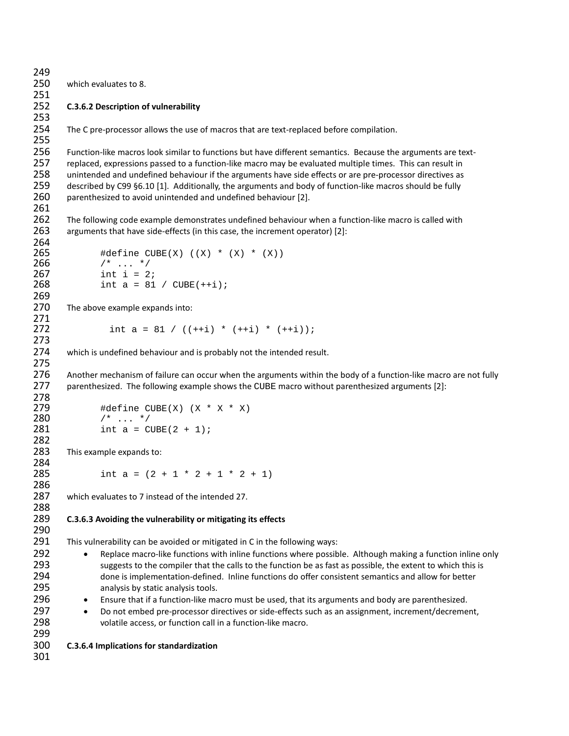which evaluates to 8.

### C.3.6.2 Description of vulnerability

The C pre-processor allows the use of macros that are text-replaced before compilation.

Function-like macros look similar to functions but have different semantics. Because the arguments are text-replaced, expressions passed to a function-like macro may be evaluated multiple times. This can result in unintended and undefined behaviour if the arguments have side effects or are pre-processor directives as described by C99 §6.10 [1]. Additionally, the arguments and body of function-like macros should be fully parenthesized to avoid unintended and undefined behaviour [2].

The following code example demonstrates undefined behaviour when a function-like macro is called with arguments that have side-effects (in this case, the increment operator) [2]:

```
#define CUBE(X) ((X) * (X) * (X))
/* ... */
int i = 2;
int a = 81 / CUBE(++i);
```

The above example expands into:

```
int a = 81 / ((++i) * (++i) * (++i));
```

which is undefined behaviour and is probably not the intended result.

Another mechanism of failure can occur when the arguments within the body of a function-like macro are not fully parenthesized. The following example shows the CUBE macro without parenthesized arguments [2]:

```
#define CUBE(X) (X * X * X)
/* ... */
int a = CUBE(2 + 1);
```

This example expands to:

```
int a = (2 + 1 * 2 + 1 * 2 + 1)
```

which evaluates to 7 instead of the intended 27.

### C.3.6.3 Avoiding the vulnerability or mitigating its effects

This vulnerability can be avoided or mitigated in C in the following ways:

- Replace macro-like functions with inline functions where possible. Although making a function inline only suggests to the compiler that the calls to the function be as fast as possible, the extent to which this is done is implementation-defined. Inline functions do offer consistent semantics and allow for better analysis by static analysis tools.
- Ensure that if a function-like macro must be used, that its arguments and body are parenthesized.
- Do not embed pre-processor directives or side-effects such as an assignment, increment/decrement, volatile access, or function call in a function-like macro.

### C.3.6.4 Implications for standardization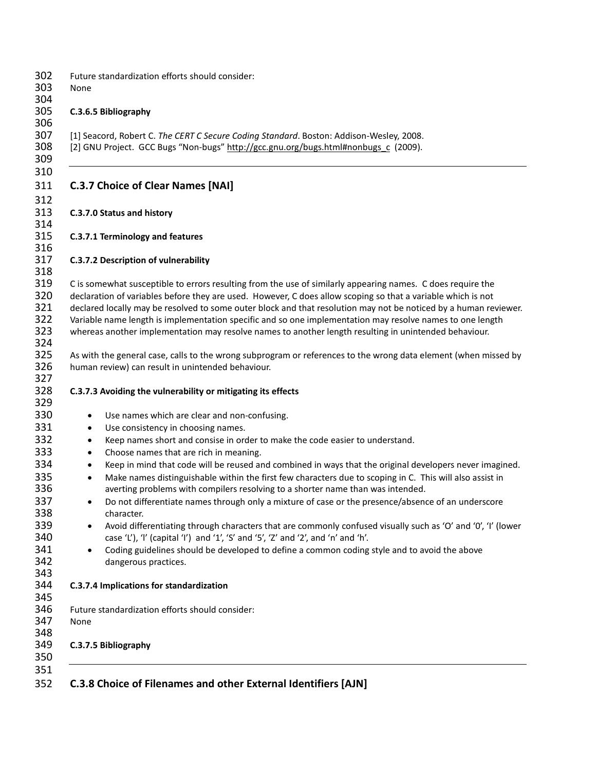Future standardization efforts should consider:
None

**C.3.6.5 Bibliography**

[1] Seacord, Robert C. *The CERT C Secure Coding Standard*. Boston: Addison-Wesley, 2008.
[2] GNU Project. GCC Bugs "Non-bugs" http://gcc.gnu.org/bugs.html#nonbugs_c (2009).

---

## C.3.7 Choice of Clear Names [NAI]

**C.3.7.0 Status and history**

**C.3.7.1 Terminology and features**

**C.3.7.2 Description of vulnerability**

C is somewhat susceptible to errors resulting from the use of similarly appearing names. C does require the declaration of variables before they are used. However, C does allow scoping so that a variable which is not declared locally may be resolved to some outer block and that resolution may not be noticed by a human reviewer. Variable name length is implementation specific and so one implementation may resolve names to one length whereas another implementation may resolve names to another length resulting in unintended behaviour.

As with the general case, calls to the wrong subprogram or references to the wrong data element (when missed by human review) can result in unintended behaviour.

**C.3.7.3 Avoiding the vulnerability or mitigating its effects**

- Use names which are clear and non-confusing.
- Use consistency in choosing names.
- Keep names short and consise in order to make the code easier to understand.
- Choose names that are rich in meaning.
- Keep in mind that code will be reused and combined in ways that the original developers never imagined.
- Make names distinguishable within the first few characters due to scoping in C. This will also assist in averting problems with compilers resolving to a shorter name than was intended.
- Do not differentiate names through only a mixture of case or the presence/absence of an underscore character.
- Avoid differentiating through characters that are commonly confused visually such as 'O' and '0', 'l' (lower case 'L'), 'I' (capital 'I') and '1', 'S' and '5', 'Z' and '2', and 'n' and 'h'.
- Coding guidelines should be developed to define a common coding style and to avoid the above dangerous practices.

**C.3.7.4 Implications for standardization**

Future standardization efforts should consider:
None

**C.3.7.5 Bibliography**

---

## C.3.8 Choice of Filenames and other External Identifiers [AJN]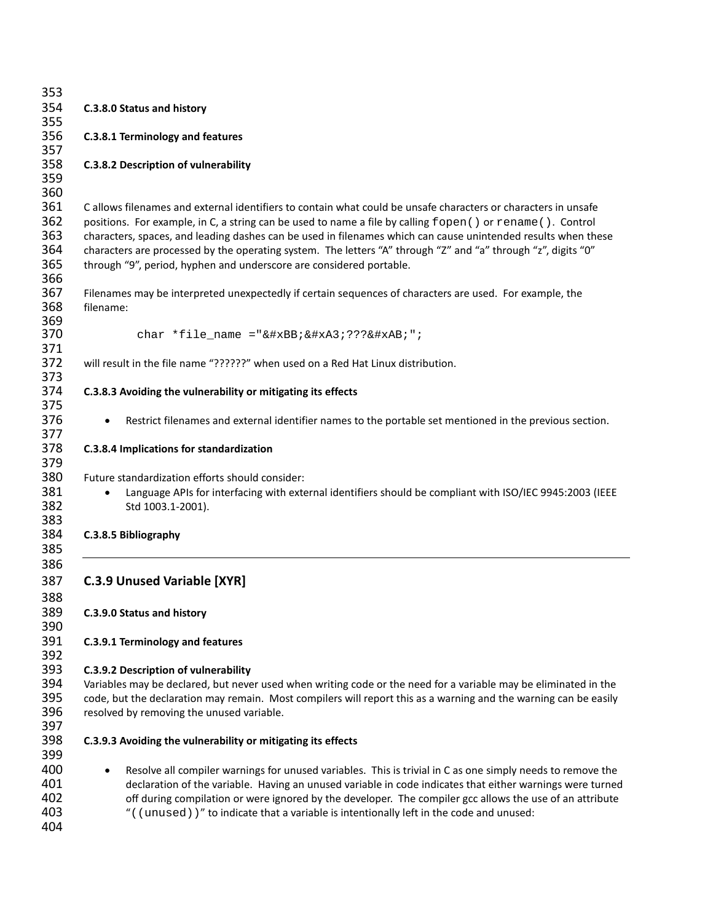**C.3.8.0 Status and history**

**C.3.8.1 Terminology and features**

**C.3.8.2 Description of vulnerability**

C allows filenames and external identifiers to contain what could be unsafe characters or characters in unsafe positions. For example, in C, a string can be used to name a file by calling `fopen()` or `rename()`. Control characters, spaces, and leading dashes can be used in filenames which can cause unintended results when these characters are processed by the operating system. The letters "A" through "Z" and "a" through "z", digits "0" through "9", period, hyphen and underscore are considered portable.

Filenames may be interpreted unexpectedly if certain sequences of characters are used. For example, the filename:

```
char *file_name ="&#xBB;&#xA3;???&#xAB;";
```

will result in the file name "??????" when used on a Red Hat Linux distribution.

**C.3.8.3 Avoiding the vulnerability or mitigating its effects**

- Restrict filenames and external identifier names to the portable set mentioned in the previous section.

**C.3.8.4 Implications for standardization**

Future standardization efforts should consider:

- Language APIs for interfacing with external identifiers should be compliant with ISO/IEC 9945:2003 (IEEE Std 1003.1-2001).

**C.3.8.5 Bibliography**

---

## C.3.9 Unused Variable [XYR]

**C.3.9.0 Status and history**

**C.3.9.1 Terminology and features**

**C.3.9.2 Description of vulnerability**

Variables may be declared, but never used when writing code or the need for a variable may be eliminated in the code, but the declaration may remain. Most compilers will report this as a warning and the warning can be easily resolved by removing the unused variable.

**C.3.9.3 Avoiding the vulnerability or mitigating its effects**

- Resolve all compiler warnings for unused variables. This is trivial in C as one simply needs to remove the declaration of the variable. Having an unused variable in code indicates that either warnings were turned off during compilation or were ignored by the developer. The compiler gcc allows the use of an attribute "`((unused))`" to indicate that a variable is intentionally left in the code and unused: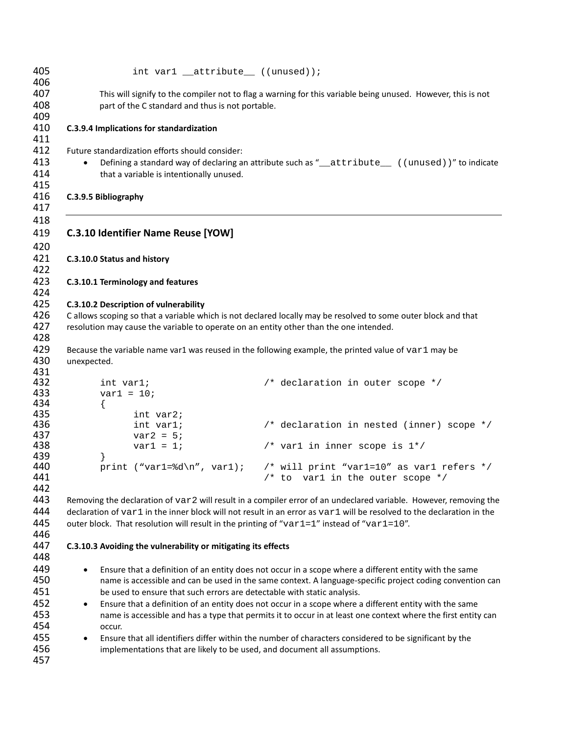```
int var1 __attribute__ ((unused));
```

This will signify to the compiler not to flag a warning for this variable being unused. However, this is not part of the C standard and thus is not portable.

**C.3.9.4 Implications for standardization**

Future standardization efforts should consider:

- Defining a standard way of declaring an attribute such as "`__attribute__ ((unused))`" to indicate that a variable is intentionally unused.

**C.3.9.5 Bibliography**

---

## C.3.10 Identifier Name Reuse [YOW]

**C.3.10.0 Status and history**

**C.3.10.1 Terminology and features**

**C.3.10.2 Description of vulnerability**

C allows scoping so that a variable which is not declared locally may be resolved to some outer block and that resolution may cause the variable to operate on an entity other than the one intended.

Because the variable name var1 was reused in the following example, the printed value of `var1` may be unexpected.

```
int var1;                    /* declaration in outer scope */
var1 = 10;
{
      int var2;
      int var1;              /* declaration in nested (inner) scope */
      var2 = 5;
      var1 = 1;              /* var1 in inner scope is 1*/
}
print ("var1=%d\n", var1);   /* will print "var1=10" as var1 refers */
                             /* to  var1 in the outer scope */
```

Removing the declaration of `var2` will result in a compiler error of an undeclared variable. However, removing the declaration of `var1` in the inner block will not result in an error as `var1` will be resolved to the declaration in the outer block. That resolution will result in the printing of "`var1=1`" instead of "`var1=10`".

**C.3.10.3 Avoiding the vulnerability or mitigating its effects**

- Ensure that a definition of an entity does not occur in a scope where a different entity with the same name is accessible and can be used in the same context. A language-specific project coding convention can be used to ensure that such errors are detectable with static analysis.
- Ensure that a definition of an entity does not occur in a scope where a different entity with the same name is accessible and has a type that permits it to occur in at least one context where the first entity can occur.
- Ensure that all identifiers differ within the number of characters considered to be significant by the implementations that are likely to be used, and document all assumptions.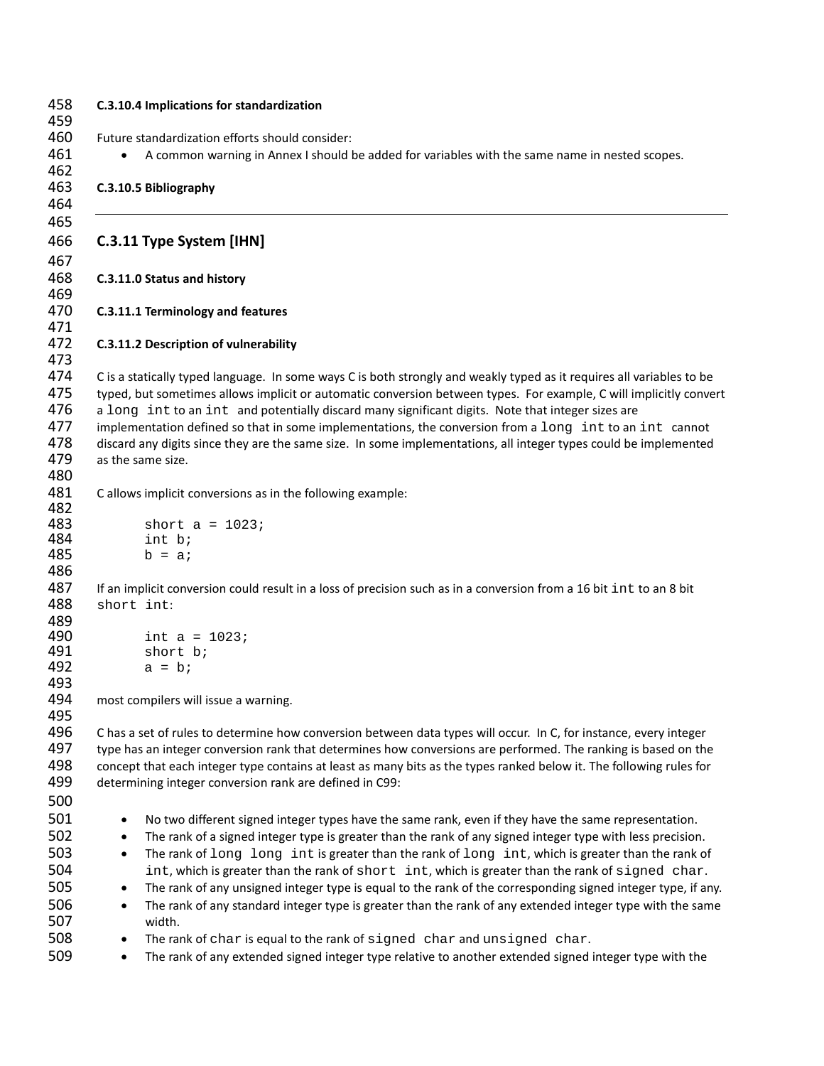### C.3.10.4 Implications for standardization

Future standardization efforts should consider:

- A common warning in Annex I should be added for variables with the same name in nested scopes.

### C.3.10.5 Bibliography

---

## C.3.11 Type System [IHN]

### C.3.11.0 Status and history

### C.3.11.1 Terminology and features

### C.3.11.2 Description of vulnerability

C is a statically typed language. In some ways C is both strongly and weakly typed as it requires all variables to be typed, but sometimes allows implicit or automatic conversion between types. For example, C will implicitly convert a `long int` to an `int` and potentially discard many significant digits. Note that integer sizes are implementation defined so that in some implementations, the conversion from a `long int` to an `int` cannot discard any digits since they are the same size. In some implementations, all integer types could be implemented as the same size.

C allows implicit conversions as in the following example:

```
short a = 1023;
int b;
b = a;
```

If an implicit conversion could result in a loss of precision such as in a conversion from a 16 bit `int` to an 8 bit `short int`:

```
int a = 1023;
short b;
a = b;
```

most compilers will issue a warning.

C has a set of rules to determine how conversion between data types will occur. In C, for instance, every integer type has an integer conversion rank that determines how conversions are performed. The ranking is based on the concept that each integer type contains at least as many bits as the types ranked below it. The following rules for determining integer conversion rank are defined in C99:

- No two different signed integer types have the same rank, even if they have the same representation.
- The rank of a signed integer type is greater than the rank of any signed integer type with less precision.
- The rank of `long long int` is greater than the rank of `long int`, which is greater than the rank of `int`, which is greater than the rank of `short int`, which is greater than the rank of `signed char`.
- The rank of any unsigned integer type is equal to the rank of the corresponding signed integer type, if any.
- The rank of any standard integer type is greater than the rank of any extended integer type with the same width.
- The rank of `char` is equal to the rank of `signed char` and `unsigned char`.
- The rank of any extended signed integer type relative to another extended signed integer type with the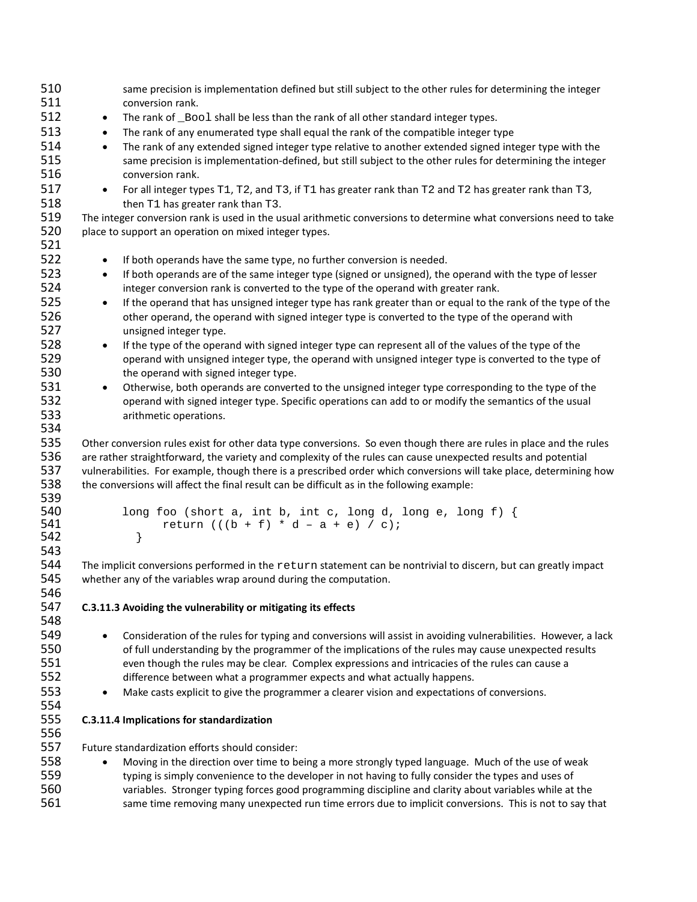same precision is implementation defined but still subject to the other rules for determining the integer conversion rank.

- The rank of `_Bool` shall be less than the rank of all other standard integer types.
- The rank of any enumerated type shall equal the rank of the compatible integer type
- The rank of any extended signed integer type relative to another extended signed integer type with the same precision is implementation-defined, but still subject to the other rules for determining the integer conversion rank.
- For all integer types T1, T2, and T3, if T1 has greater rank than T2 and T2 has greater rank than T3, then T1 has greater rank than T3.

The integer conversion rank is used in the usual arithmetic conversions to determine what conversions need to take place to support an operation on mixed integer types.

- If both operands have the same type, no further conversion is needed.
- If both operands are of the same integer type (signed or unsigned), the operand with the type of lesser integer conversion rank is converted to the type of the operand with greater rank.
- If the operand that has unsigned integer type has rank greater than or equal to the rank of the type of the other operand, the operand with signed integer type is converted to the type of the operand with unsigned integer type.
- If the type of the operand with signed integer type can represent all of the values of the type of the operand with unsigned integer type, the operand with unsigned integer type is converted to the type of the operand with signed integer type.
- Otherwise, both operands are converted to the unsigned integer type corresponding to the type of the operand with signed integer type. Specific operations can add to or modify the semantics of the usual arithmetic operations.

Other conversion rules exist for other data type conversions. So even though there are rules in place and the rules are rather straightforward, the variety and complexity of the rules can cause unexpected results and potential vulnerabilities. For example, though there is a prescribed order which conversions will take place, determining how the conversions will affect the final result can be difficult as in the following example:

```
long foo (short a, int b, int c, long d, long e, long f) {
      return (((b + f) * d – a + e) / c);
  }
```

The implicit conversions performed in the `return` statement can be nontrivial to discern, but can greatly impact whether any of the variables wrap around during the computation.

#### C.3.11.3 Avoiding the vulnerability or mitigating its effects

- Consideration of the rules for typing and conversions will assist in avoiding vulnerabilities. However, a lack of full understanding by the programmer of the implications of the rules may cause unexpected results even though the rules may be clear. Complex expressions and intricacies of the rules can cause a difference between what a programmer expects and what actually happens.
- Make casts explicit to give the programmer a clearer vision and expectations of conversions.

#### C.3.11.4 Implications for standardization

Future standardization efforts should consider:

- Moving in the direction over time to being a more strongly typed language. Much of the use of weak typing is simply convenience to the developer in not having to fully consider the types and uses of variables. Stronger typing forces good programming discipline and clarity about variables while at the same time removing many unexpected run time errors due to implicit conversions. This is not to say that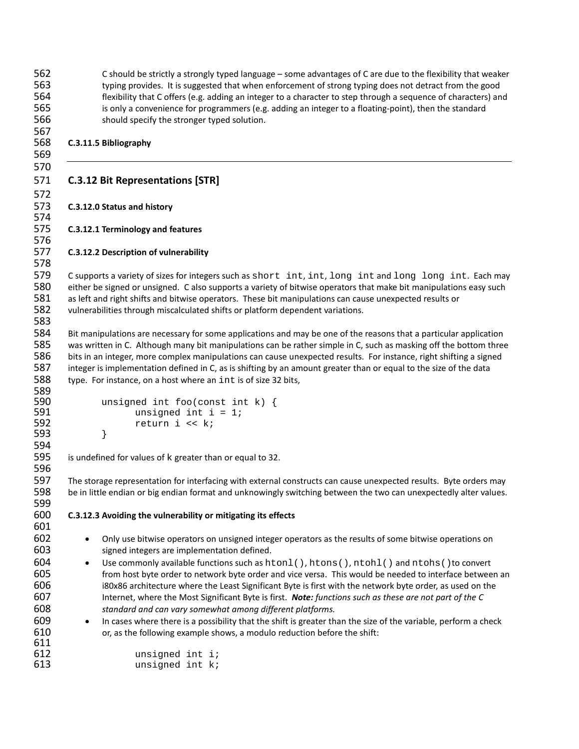C should be strictly a strongly typed language – some advantages of C are due to the flexibility that weaker typing provides. It is suggested that when enforcement of strong typing does not detract from the good flexibility that C offers (e.g. adding an integer to a character to step through a sequence of characters) and is only a convenience for programmers (e.g. adding an integer to a floating-point), then the standard should specify the stronger typed solution.

#### C.3.11.5 Bibliography

---

## C.3.12 Bit Representations [STR]

#### C.3.12.0 Status and history

#### C.3.12.1 Terminology and features

#### C.3.12.2 Description of vulnerability

C supports a variety of sizes for integers such as `short int`, `int`, `long int` and `long long int`. Each may either be signed or unsigned. C also supports a variety of bitwise operators that make bit manipulations easy such as left and right shifts and bitwise operators. These bit manipulations can cause unexpected results or vulnerabilities through miscalculated shifts or platform dependent variations.

Bit manipulations are necessary for some applications and may be one of the reasons that a particular application was written in C. Although many bit manipulations can be rather simple in C, such as masking off the bottom three bits in an integer, more complex manipulations can cause unexpected results. For instance, right shifting a signed integer is implementation defined in C, as is shifting by an amount greater than or equal to the size of the data type. For instance, on a host where an `int` is of size 32 bits,

```
unsigned int foo(const int k) {
      unsigned int i = 1;
      return i << k;
}
```

is undefined for values of `k` greater than or equal to 32.

The storage representation for interfacing with external constructs can cause unexpected results. Byte orders may be in little endian or big endian format and unknowingly switching between the two can unexpectedly alter values.

#### C.3.12.3 Avoiding the vulnerability or mitigating its effects

- Only use bitwise operators on unsigned integer operators as the results of some bitwise operations on signed integers are implementation defined.
- Use commonly available functions such as `htonl()`, `htons()`, `ntohl()` and `ntohs()` to convert from host byte order to network byte order and vice versa. This would be needed to interface between an i80x86 architecture where the Least Significant Byte is first with the network byte order, as used on the Internet, where the Most Significant Byte is first. ***Note:** functions such as these are not part of the C standard and can vary somewhat among different platforms.*
- In cases where there is a possibility that the shift is greater than the size of the variable, perform a check or, as the following example shows, a modulo reduction before the shift:

```
unsigned int i;
unsigned int k;
```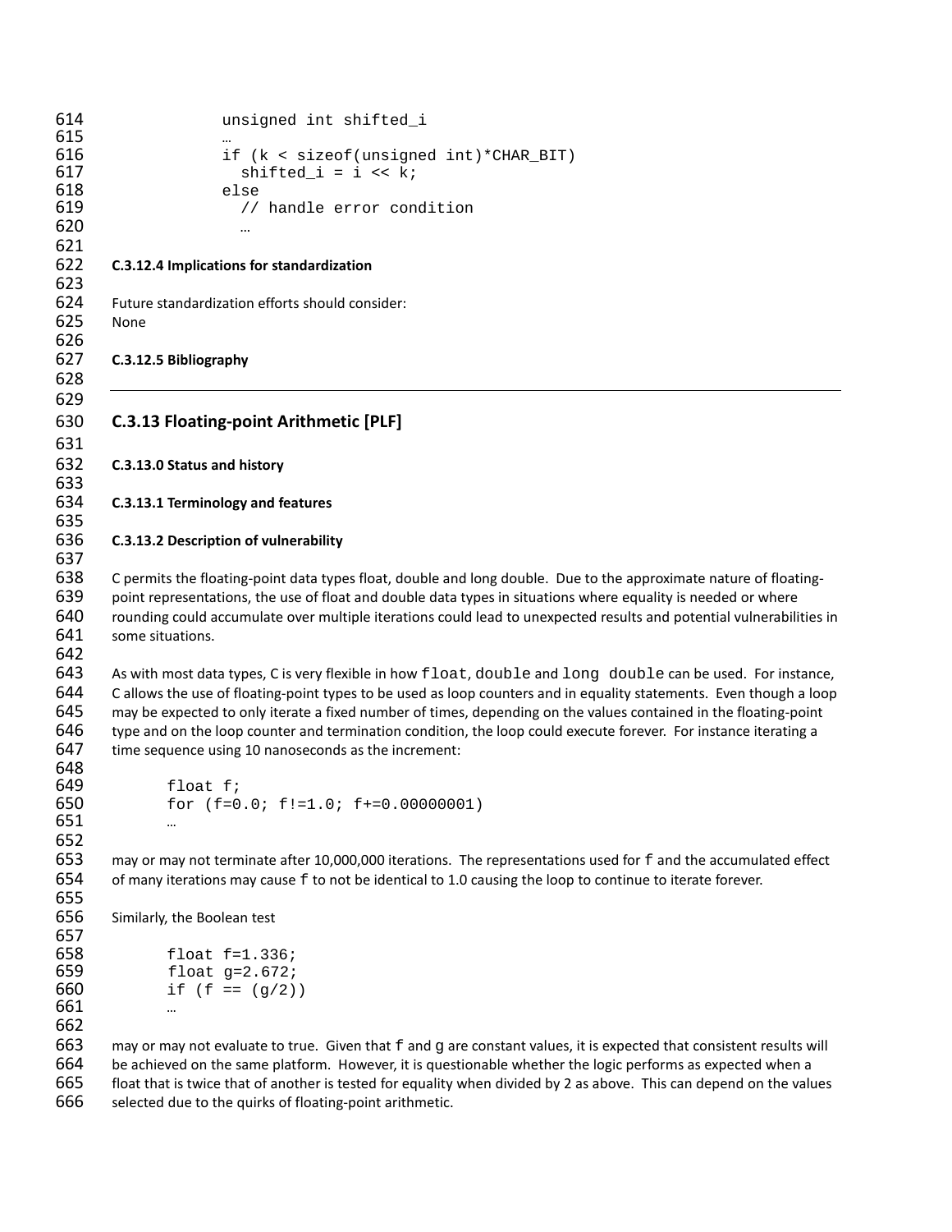```
unsigned int shifted_i
…
if (k < sizeof(unsigned int)*CHAR_BIT)
  shifted_i = i << k;
else
  // handle error condition
  …
```

**C.3.12.4 Implications for standardization**

Future standardization efforts should consider:
None

**C.3.12.5 Bibliography**

---

## C.3.13 Floating-point Arithmetic [PLF]

**C.3.13.0 Status and history**

**C.3.13.1 Terminology and features**

**C.3.13.2 Description of vulnerability**

C permits the floating-point data types float, double and long double. Due to the approximate nature of floating-point representations, the use of float and double data types in situations where equality is needed or where rounding could accumulate over multiple iterations could lead to unexpected results and potential vulnerabilities in some situations.

As with most data types, C is very flexible in how `float`, `double` and `long double` can be used. For instance, C allows the use of floating-point types to be used as loop counters and in equality statements. Even though a loop may be expected to only iterate a fixed number of times, depending on the values contained in the floating-point type and on the loop counter and termination condition, the loop could execute forever. For instance iterating a time sequence using 10 nanoseconds as the increment:

```
float f;
for (f=0.0; f!=1.0; f+=0.00000001)
…
```

may or may not terminate after 10,000,000 iterations. The representations used for `f` and the accumulated effect of many iterations may cause `f` to not be identical to 1.0 causing the loop to continue to iterate forever.

Similarly, the Boolean test

```
float f=1.336;
float g=2.672;
if (f == (g/2))
…
```

may or may not evaluate to true. Given that `f` and `g` are constant values, it is expected that consistent results will be achieved on the same platform. However, it is questionable whether the logic performs as expected when a float that is twice that of another is tested for equality when divided by 2 as above. This can depend on the values selected due to the quirks of floating-point arithmetic.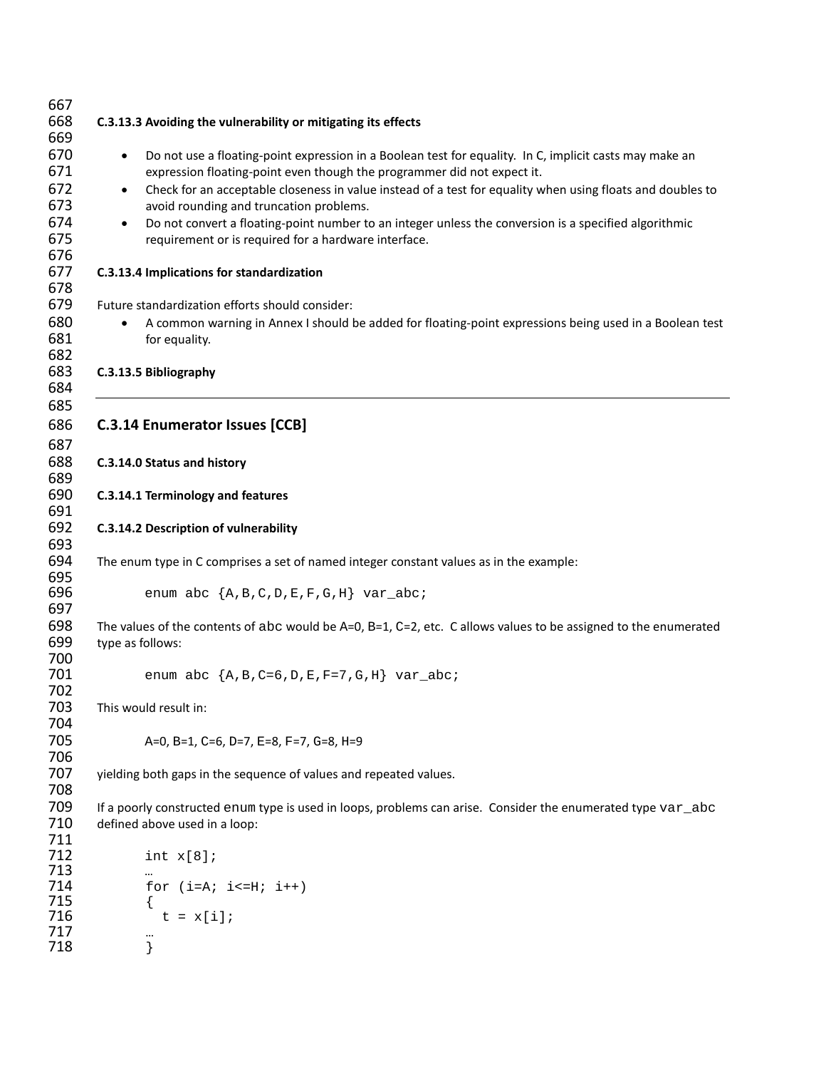### C.3.13.3 Avoiding the vulnerability or mitigating its effects

- Do not use a floating-point expression in a Boolean test for equality. In C, implicit casts may make an expression floating-point even though the programmer did not expect it.
- Check for an acceptable closeness in value instead of a test for equality when using floats and doubles to avoid rounding and truncation problems.
- Do not convert a floating-point number to an integer unless the conversion is a specified algorithmic requirement or is required for a hardware interface.

### C.3.13.4 Implications for standardization

Future standardization efforts should consider:

- A common warning in Annex I should be added for floating-point expressions being used in a Boolean test for equality.

### C.3.13.5 Bibliography

---

## C.3.14 Enumerator Issues [CCB]

### C.3.14.0 Status and history

### C.3.14.1 Terminology and features

### C.3.14.2 Description of vulnerability

The enum type in C comprises a set of named integer constant values as in the example:

```
enum abc {A,B,C,D,E,F,G,H} var_abc;
```

The values of the contents of `abc` would be A=0, B=1, C=2, etc. C allows values to be assigned to the enumerated type as follows:

```
enum abc {A,B,C=6,D,E,F=7,G,H} var_abc;
```

This would result in:

A=0, B=1, C=6, D=7, E=8, F=7, G=8, H=9

yielding both gaps in the sequence of values and repeated values.

If a poorly constructed `enum` type is used in loops, problems can arise. Consider the enumerated type `var_abc` defined above used in a loop:

```
int x[8];
…
for (i=A; i<=H; i++)
{
  t = x[i];
…
}
```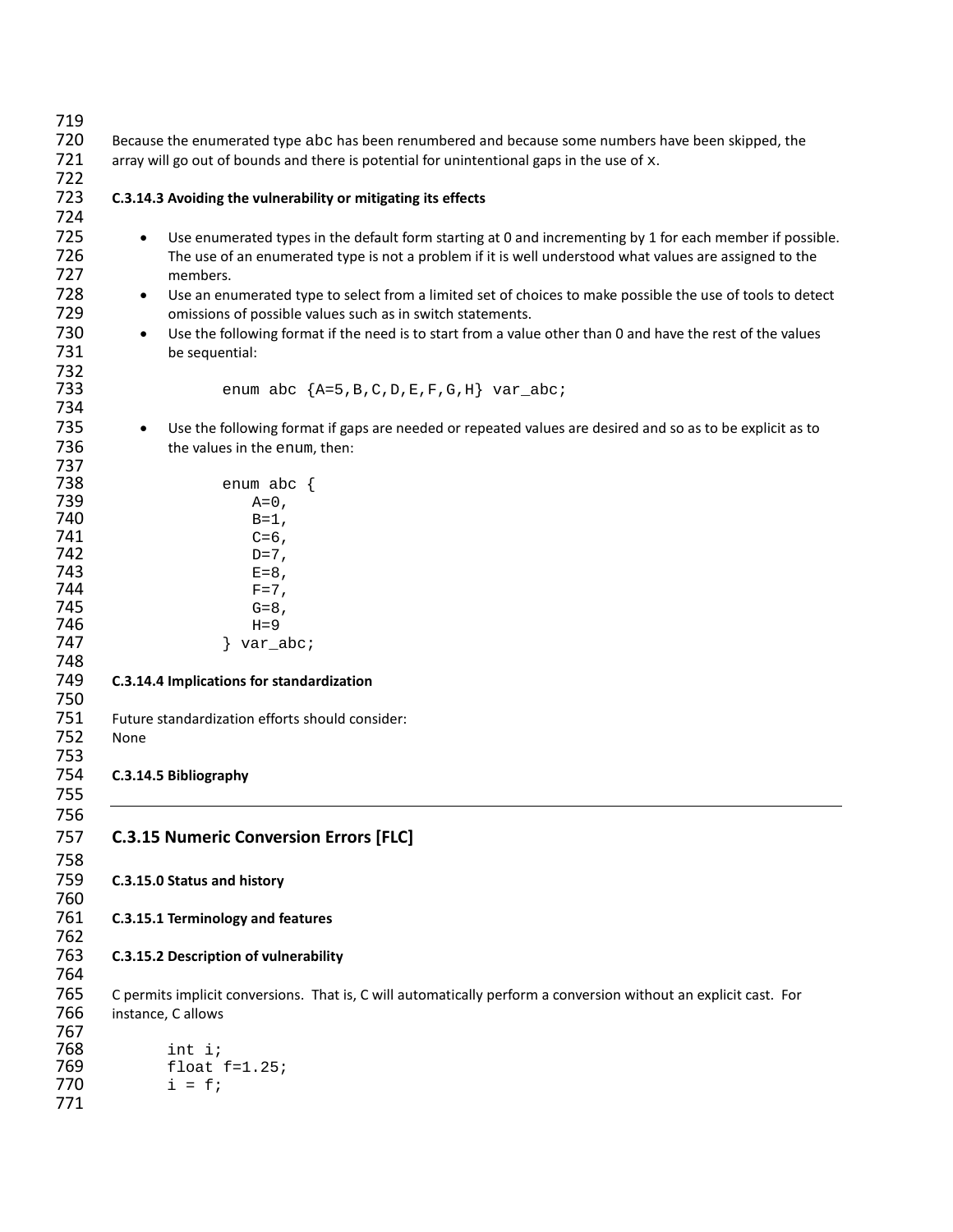Because the enumerated type abc has been renumbered and because some numbers have been skipped, the array will go out of bounds and there is potential for unintentional gaps in the use of x.

#### C.3.14.3 Avoiding the vulnerability or mitigating its effects

- Use enumerated types in the default form starting at 0 and incrementing by 1 for each member if possible. The use of an enumerated type is not a problem if it is well understood what values are assigned to the members.
- Use an enumerated type to select from a limited set of choices to make possible the use of tools to detect omissions of possible values such as in switch statements.
- Use the following format if the need is to start from a value other than 0 and have the rest of the values be sequential:

```
enum abc {A=5,B,C,D,E,F,G,H} var_abc;
```

- Use the following format if gaps are needed or repeated values are desired and so as to be explicit as to the values in the enum, then:

```
enum abc {
   A=0,
   B=1,
   C=6,
   D=7,
   E=8,
   F=7,
   G=8,
   H=9
} var_abc;
```

#### C.3.14.4 Implications for standardization

Future standardization efforts should consider:
None

#### C.3.14.5 Bibliography

---

### C.3.15 Numeric Conversion Errors [FLC]

#### C.3.15.0 Status and history

#### C.3.15.1 Terminology and features

#### C.3.15.2 Description of vulnerability

C permits implicit conversions. That is, C will automatically perform a conversion without an explicit cast. For instance, C allows

```
int i;
float f=1.25;
i = f;
```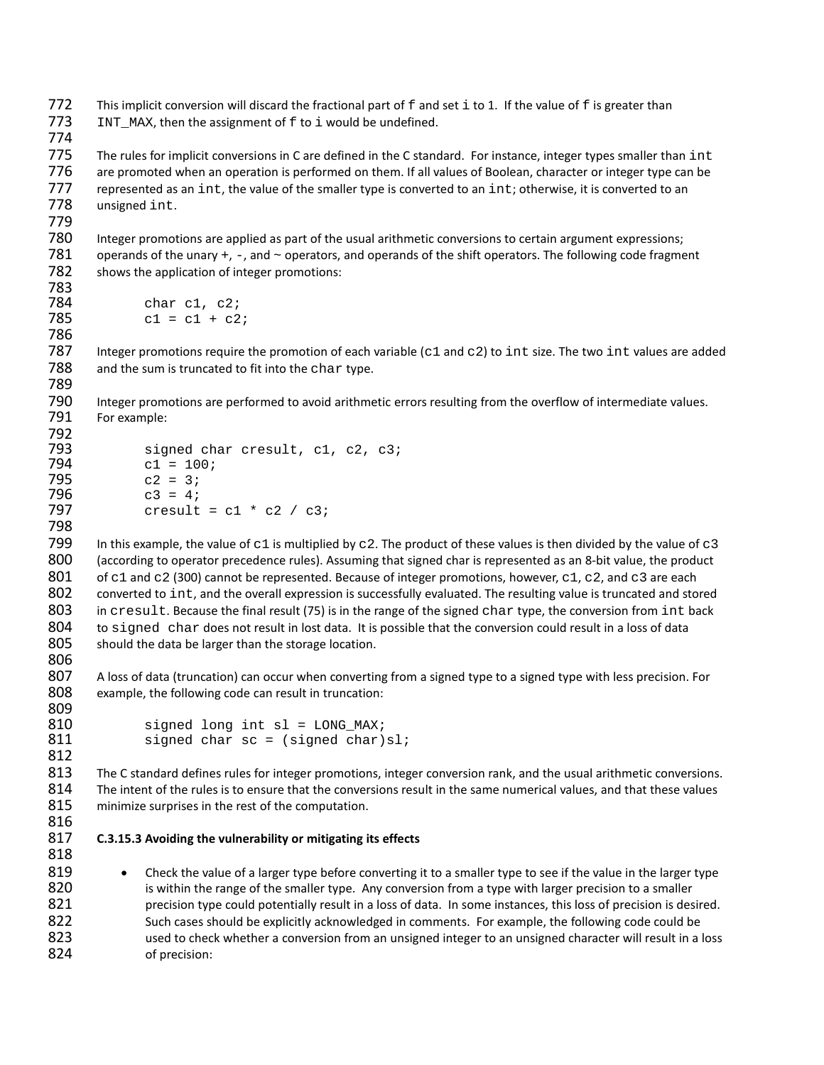This implicit conversion will discard the fractional part of `f` and set `i` to 1. If the value of `f` is greater than `INT_MAX`, then the assignment of `f` to `i` would be undefined.

The rules for implicit conversions in C are defined in the C standard. For instance, integer types smaller than `int` are promoted when an operation is performed on them. If all values of Boolean, character or integer type can be represented as an `int`, the value of the smaller type is converted to an `int`; otherwise, it is converted to an unsigned `int`.

Integer promotions are applied as part of the usual arithmetic conversions to certain argument expressions; operands of the unary +, -, and ~ operators, and operands of the shift operators. The following code fragment shows the application of integer promotions:

```
char c1, c2;
c1 = c1 + c2;
```

Integer promotions require the promotion of each variable (`c1` and `c2`) to `int` size. The two `int` values are added and the sum is truncated to fit into the `char` type.

Integer promotions are performed to avoid arithmetic errors resulting from the overflow of intermediate values. For example:

```
signed char cresult, c1, c2, c3;
c1 = 100;
c2 = 3;
c3 = 4;
cresult = c1 * c2 / c3;
```

In this example, the value of `c1` is multiplied by `c2`. The product of these values is then divided by the value of `c3` (according to operator precedence rules). Assuming that signed char is represented as an 8-bit value, the product of `c1` and `c2` (300) cannot be represented. Because of integer promotions, however, `c1`, `c2`, and `c3` are each converted to `int`, and the overall expression is successfully evaluated. The resulting value is truncated and stored in `cresult`. Because the final result (75) is in the range of the signed `char` type, the conversion from `int` back to `signed char` does not result in lost data. It is possible that the conversion could result in a loss of data should the data be larger than the storage location.

A loss of data (truncation) can occur when converting from a signed type to a signed type with less precision. For example, the following code can result in truncation:

```
signed long int sl = LONG_MAX;
signed char sc = (signed char)sl;
```

The C standard defines rules for integer promotions, integer conversion rank, and the usual arithmetic conversions. The intent of the rules is to ensure that the conversions result in the same numerical values, and that these values minimize surprises in the rest of the computation.

**C.3.15.3 Avoiding the vulnerability or mitigating its effects**

- Check the value of a larger type before converting it to a smaller type to see if the value in the larger type is within the range of the smaller type. Any conversion from a type with larger precision to a smaller precision type could potentially result in a loss of data. In some instances, this loss of precision is desired. Such cases should be explicitly acknowledged in comments. For example, the following code could be used to check whether a conversion from an unsigned integer to an unsigned character will result in a loss of precision: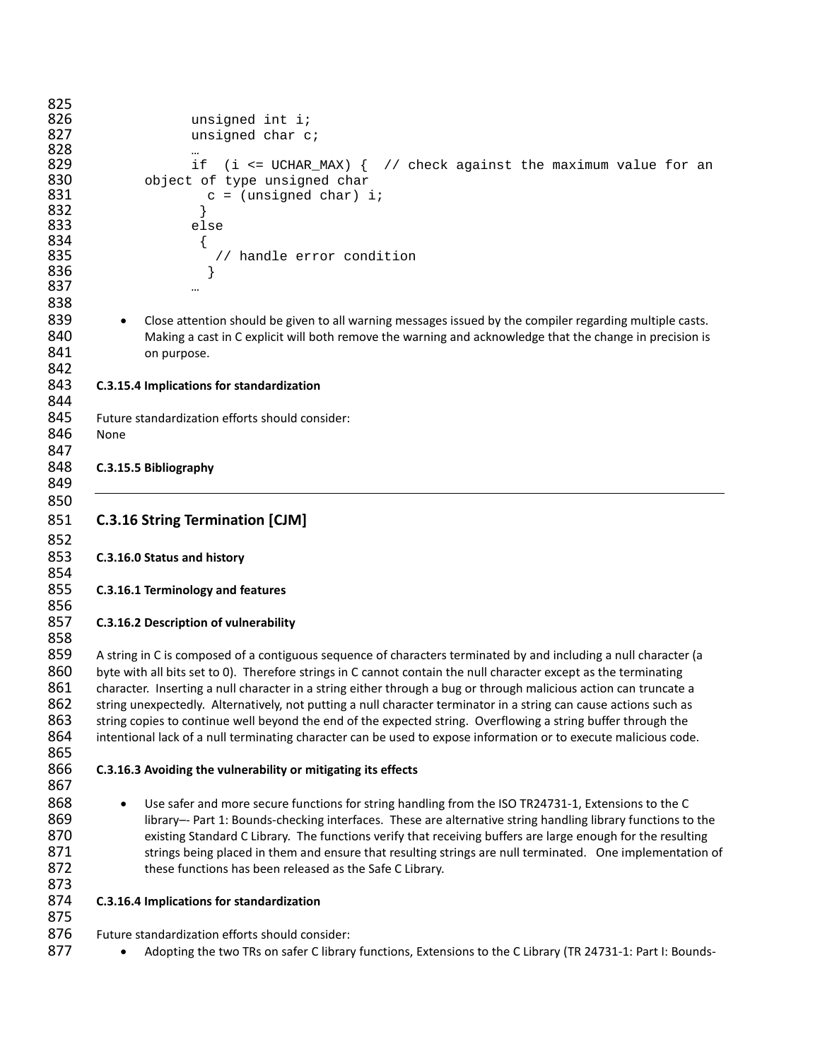```
unsigned int i;
unsigned char c;
…
if  (i <= UCHAR_MAX) {  // check against the maximum value for an
object of type unsigned char
   c = (unsigned char) i;
 }
else
 {
   // handle error condition
  }
…
```

- Close attention should be given to all warning messages issued by the compiler regarding multiple casts. Making a cast in C explicit will both remove the warning and acknowledge that the change in precision is on purpose.

**C.3.15.4 Implications for standardization**

Future standardization efforts should consider:
None

**C.3.15.5 Bibliography**

---

## C.3.16 String Termination [CJM]

**C.3.16.0 Status and history**

**C.3.16.1 Terminology and features**

**C.3.16.2 Description of vulnerability**

A string in C is composed of a contiguous sequence of characters terminated by and including a null character (a byte with all bits set to 0). Therefore strings in C cannot contain the null character except as the terminating character. Inserting a null character in a string either through a bug or through malicious action can truncate a string unexpectedly. Alternatively, not putting a null character terminator in a string can cause actions such as string copies to continue well beyond the end of the expected string. Overflowing a string buffer through the intentional lack of a null terminating character can be used to expose information or to execute malicious code.

**C.3.16.3 Avoiding the vulnerability or mitigating its effects**

- Use safer and more secure functions for string handling from the ISO TR24731-1, Extensions to the C library–- Part 1: Bounds-checking interfaces. These are alternative string handling library functions to the existing Standard C Library. The functions verify that receiving buffers are large enough for the resulting strings being placed in them and ensure that resulting strings are null terminated. One implementation of these functions has been released as the Safe C Library.

**C.3.16.4 Implications for standardization**

Future standardization efforts should consider:

- Adopting the two TRs on safer C library functions, Extensions to the C Library (TR 24731-1: Part I: Bounds-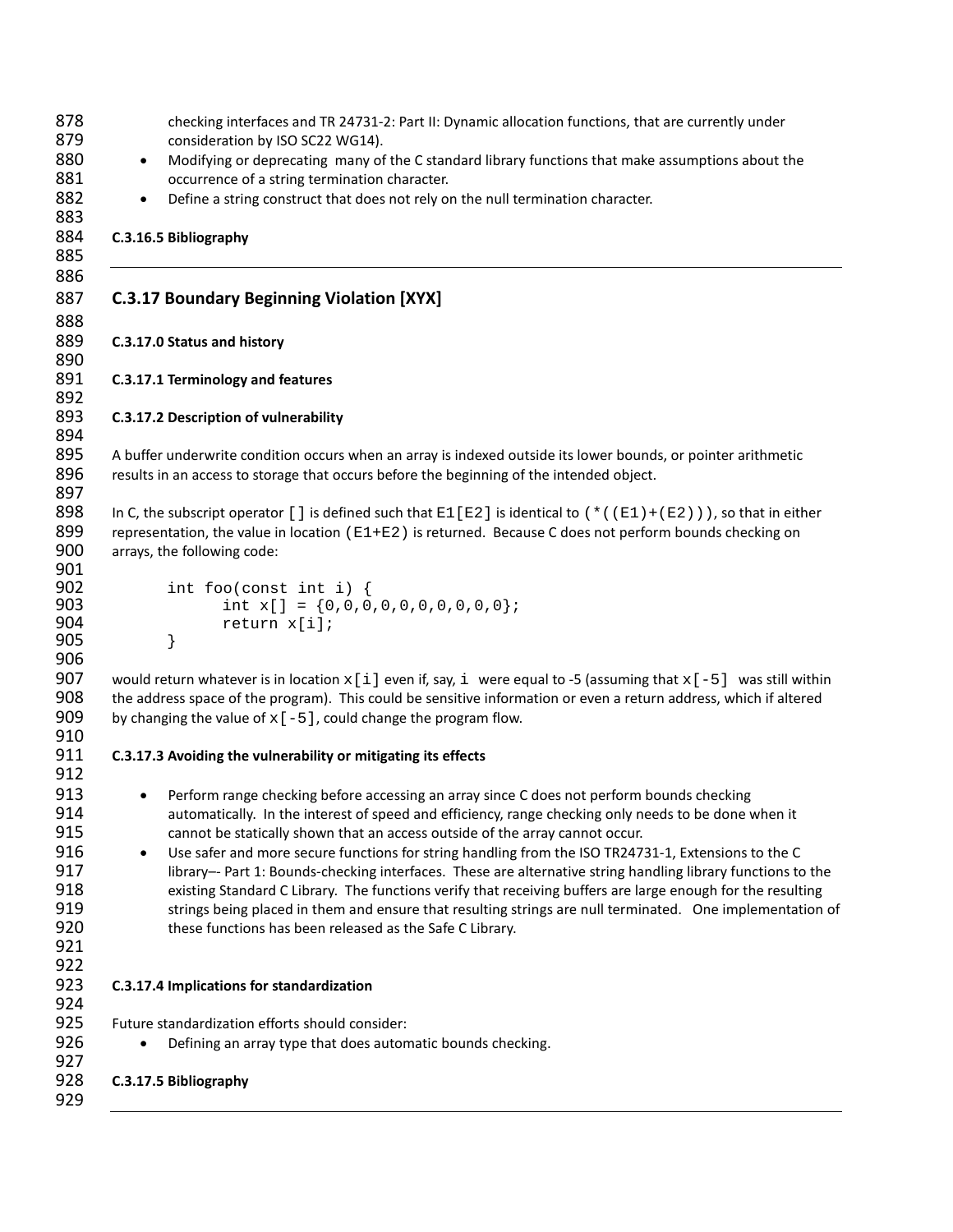checking interfaces and TR 24731-2: Part II: Dynamic allocation functions, that are currently under consideration by ISO SC22 WG14).

- Modifying or deprecating many of the C standard library functions that make assumptions about the occurrence of a string termination character.
- Define a string construct that does not rely on the null termination character.

#### C.3.16.5 Bibliography

---

### C.3.17 Boundary Beginning Violation [XYX]

#### C.3.17.0 Status and history

#### C.3.17.1 Terminology and features

#### C.3.17.2 Description of vulnerability

A buffer underwrite condition occurs when an array is indexed outside its lower bounds, or pointer arithmetic results in an access to storage that occurs before the beginning of the intended object.

In C, the subscript operator `[]` is defined such that `E1[E2]` is identical to `(*((E1)+(E2)))`, so that in either representation, the value in location `(E1+E2)` is returned. Because C does not perform bounds checking on arrays, the following code:

```
int foo(const int i) {
      int x[] = {0,0,0,0,0,0,0,0,0,0};
      return x[i];
}
```

would return whatever is in location `x[i]` even if, say, `i` were equal to -5 (assuming that `x[-5]` was still within the address space of the program). This could be sensitive information or even a return address, which if altered by changing the value of `x[-5]`, could change the program flow.

#### C.3.17.3 Avoiding the vulnerability or mitigating its effects

- Perform range checking before accessing an array since C does not perform bounds checking automatically. In the interest of speed and efficiency, range checking only needs to be done when it cannot be statically shown that an access outside of the array cannot occur.
- Use safer and more secure functions for string handling from the ISO TR24731-1, Extensions to the C library–- Part 1: Bounds-checking interfaces. These are alternative string handling library functions to the existing Standard C Library. The functions verify that receiving buffers are large enough for the resulting strings being placed in them and ensure that resulting strings are null terminated. One implementation of these functions has been released as the Safe C Library.

#### C.3.17.4 Implications for standardization

Future standardization efforts should consider:

- Defining an array type that does automatic bounds checking.

#### C.3.17.5 Bibliography

---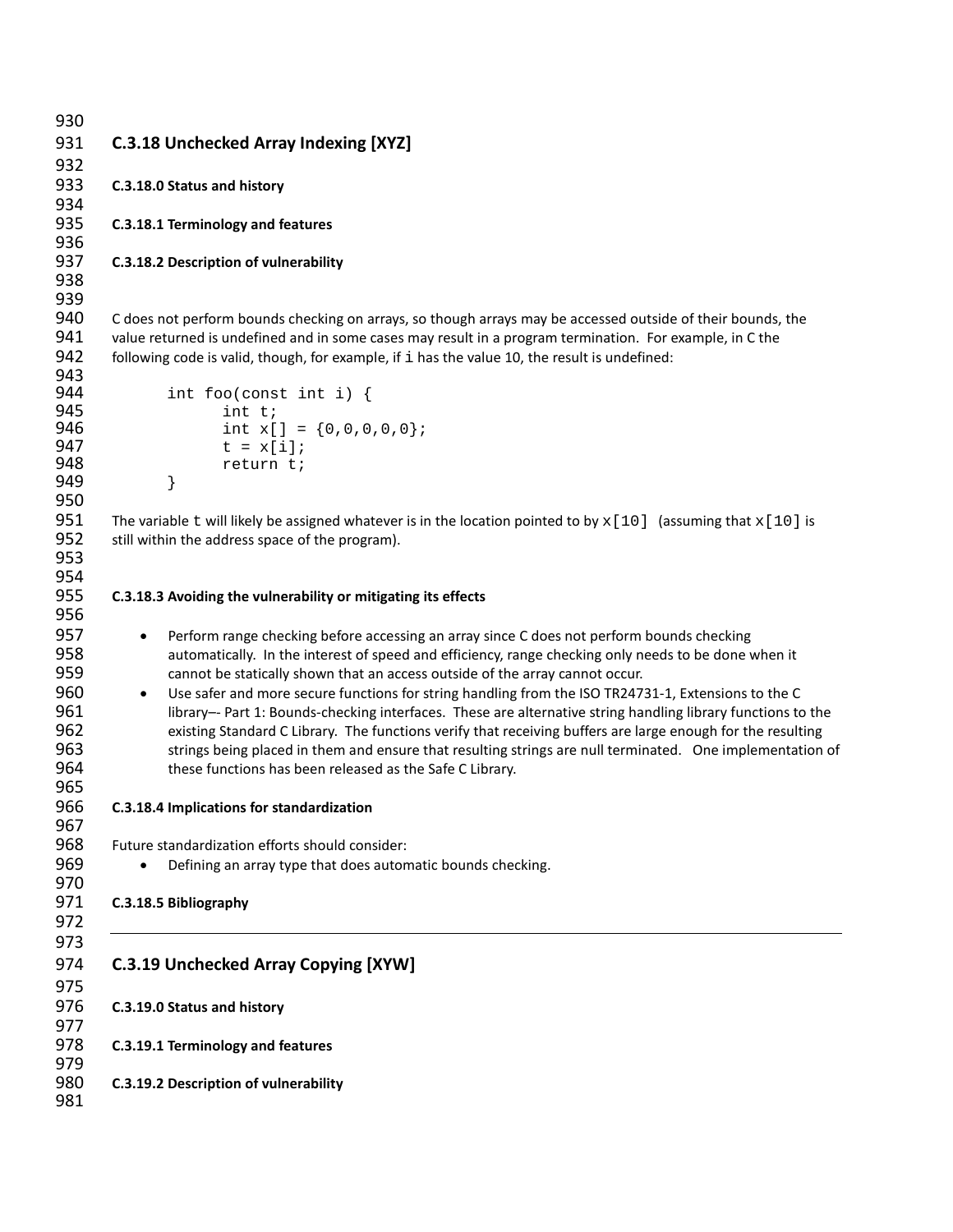## C.3.18 Unchecked Array Indexing [XYZ]

**C.3.18.0 Status and history**

**C.3.18.1 Terminology and features**

**C.3.18.2 Description of vulnerability**

C does not perform bounds checking on arrays, so though arrays may be accessed outside of their bounds, the value returned is undefined and in some cases may result in a program termination. For example, in C the following code is valid, though, for example, if `i` has the value 10, the result is undefined:

```
int foo(const int i) {
      int t;
      int x[] = {0,0,0,0,0};
      t = x[i];
      return t;
}
```

The variable `t` will likely be assigned whatever is in the location pointed to by `x[10]` (assuming that `x[10]` is still within the address space of the program).

**C.3.18.3 Avoiding the vulnerability or mitigating its effects**

- Perform range checking before accessing an array since C does not perform bounds checking automatically. In the interest of speed and efficiency, range checking only needs to be done when it cannot be statically shown that an access outside of the array cannot occur.
- Use safer and more secure functions for string handling from the ISO TR24731-1, Extensions to the C library–- Part 1: Bounds-checking interfaces. These are alternative string handling library functions to the existing Standard C Library. The functions verify that receiving buffers are large enough for the resulting strings being placed in them and ensure that resulting strings are null terminated. One implementation of these functions has been released as the Safe C Library.

**C.3.18.4 Implications for standardization**

Future standardization efforts should consider:

- Defining an array type that does automatic bounds checking.

**C.3.18.5 Bibliography**

---

## C.3.19 Unchecked Array Copying [XYW]

**C.3.19.0 Status and history**

**C.3.19.1 Terminology and features**

**C.3.19.2 Description of vulnerability**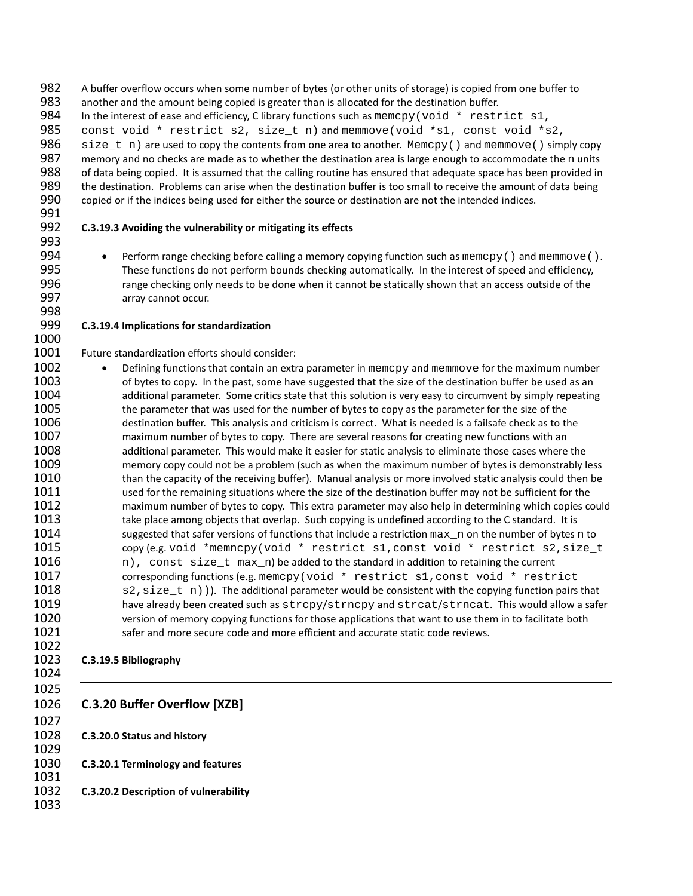A buffer overflow occurs when some number of bytes (or other units of storage) is copied from one buffer to another and the amount being copied is greater than is allocated for the destination buffer.

In the interest of ease and efficiency, C library functions such as `memcpy(void * restrict s1, const void * restrict s2, size_t n)` and `memmove(void *s1, const void *s2, size_t n)` are used to copy the contents from one area to another. `Memcpy()` and `memmove()` simply copy memory and no checks are made as to whether the destination area is large enough to accommodate the `n` units of data being copied. It is assumed that the calling routine has ensured that adequate space has been provided in the destination. Problems can arise when the destination buffer is too small to receive the amount of data being copied or if the indices being used for either the source or destination are not the intended indices.

#### C.3.19.3 Avoiding the vulnerability or mitigating its effects

- Perform range checking before calling a memory copying function such as `memcpy()` and `memmove()`. These functions do not perform bounds checking automatically. In the interest of speed and efficiency, range checking only needs to be done when it cannot be statically shown that an access outside of the array cannot occur.

#### C.3.19.4 Implications for standardization

Future standardization efforts should consider:

- Defining functions that contain an extra parameter in `memcpy` and `memmove` for the maximum number of bytes to copy. In the past, some have suggested that the size of the destination buffer be used as an additional parameter. Some critics state that this solution is very easy to circumvent by simply repeating the parameter that was used for the number of bytes to copy as the parameter for the size of the destination buffer. This analysis and criticism is correct. What is needed is a failsafe check as to the maximum number of bytes to copy. There are several reasons for creating new functions with an additional parameter. This would make it easier for static analysis to eliminate those cases where the memory copy could not be a problem (such as when the maximum number of bytes is demonstrably less than the capacity of the receiving buffer). Manual analysis or more involved static analysis could then be used for the remaining situations where the size of the destination buffer may not be sufficient for the maximum number of bytes to copy. This extra parameter may also help in determining which copies could take place among objects that overlap. Such copying is undefined according to the C standard. It is suggested that safer versions of functions that include a restriction `max_n` on the number of bytes `n` to copy (e.g. `void *memncpy(void * restrict s1,const void * restrict s2,size_t n), const size_t max_n`) be added to the standard in addition to retaining the current corresponding functions (e.g. `memcpy(void * restrict s1,const void * restrict s2,size_t n))`). The additional parameter would be consistent with the copying function pairs that have already been created such as `strcpy/strncpy` and `strcat/strncat`. This would allow a safer version of memory copying functions for those applications that want to use them in to facilitate both safer and more secure code and more efficient and accurate static code reviews.

#### C.3.19.5 Bibliography

---

### C.3.20 Buffer Overflow [XZB]

#### C.3.20.0 Status and history

#### C.3.20.1 Terminology and features

#### C.3.20.2 Description of vulnerability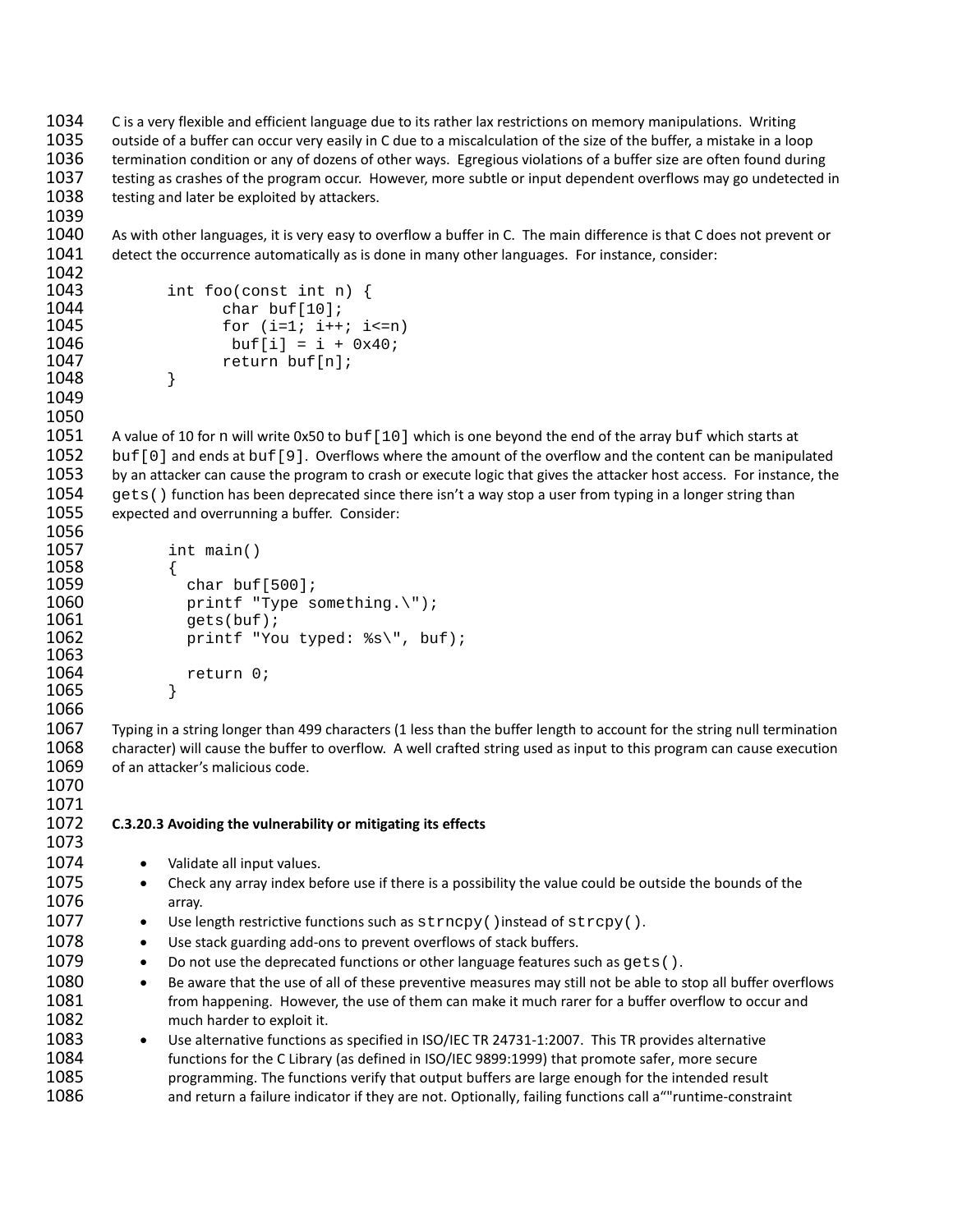C is a very flexible and efficient language due to its rather lax restrictions on memory manipulations. Writing outside of a buffer can occur very easily in C due to a miscalculation of the size of the buffer, a mistake in a loop termination condition or any of dozens of other ways. Egregious violations of a buffer size are often found during testing as crashes of the program occur. However, more subtle or input dependent overflows may go undetected in testing and later be exploited by attackers.

As with other languages, it is very easy to overflow a buffer in C. The main difference is that C does not prevent or detect the occurrence automatically as is done in many other languages. For instance, consider:

```
int foo(const int n) {
      char buf[10];
      for (i=1; i++; i<=n)
       buf[i] = i + 0x40;
      return buf[n];
}
```

A value of 10 for `n` will write 0x50 to `buf[10]` which is one beyond the end of the array `buf` which starts at `buf[0]` and ends at `buf[9]`. Overflows where the amount of the overflow and the content can be manipulated by an attacker can cause the program to crash or execute logic that gives the attacker host access. For instance, the `gets()` function has been deprecated since there isn't a way stop a user from typing in a longer string than expected and overrunning a buffer. Consider:

```
int main()
{
  char buf[500];
  printf "Type something.\");
  gets(buf);
  printf "You typed: %s\", buf);

  return 0;
}
```

Typing in a string longer than 499 characters (1 less than the buffer length to account for the string null termination character) will cause the buffer to overflow. A well crafted string used as input to this program can cause execution of an attacker's malicious code.

#### C.3.20.3 Avoiding the vulnerability or mitigating its effects

- Validate all input values.
- Check any array index before use if there is a possibility the value could be outside the bounds of the array.
- Use length restrictive functions such as `strncpy()` instead of `strcpy()`.
- Use stack guarding add-ons to prevent overflows of stack buffers.
- Do not use the deprecated functions or other language features such as `gets()`.
- Be aware that the use of all of these preventive measures may still not be able to stop all buffer overflows from happening. However, the use of them can make it much rarer for a buffer overflow to occur and much harder to exploit it.
- Use alternative functions as specified in ISO/IEC TR 24731-1:2007. This TR provides alternative functions for the C Library (as defined in ISO/IEC 9899:1999) that promote safer, more secure programming. The functions verify that output buffers are large enough for the intended result and return a failure indicator if they are not. Optionally, failing functions call a""runtime-constraint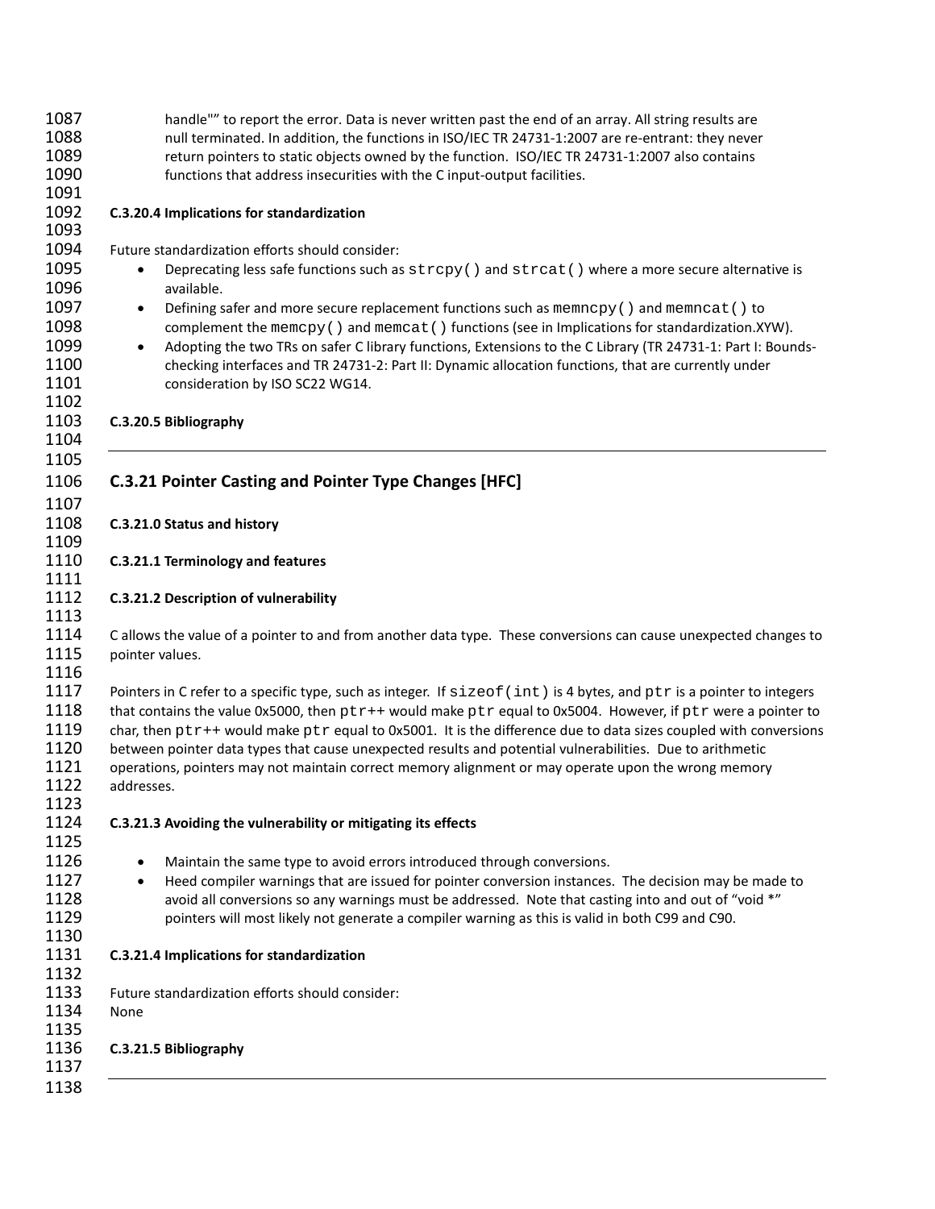handle"" to report the error. Data is never written past the end of an array. All string results are null terminated. In addition, the functions in ISO/IEC TR 24731-1:2007 are re-entrant: they never return pointers to static objects owned by the function. ISO/IEC TR 24731-1:2007 also contains functions that address insecurities with the C input-output facilities.

**C.3.20.4 Implications for standardization**

Future standardization efforts should consider:

- Deprecating less safe functions such as `strcpy()` and `strcat()` where a more secure alternative is available.
- Defining safer and more secure replacement functions such as `memncpy()` and `memncat()` to complement the `memcpy()` and `memcat()` functions (see in Implications for standardization.XYW).
- Adopting the two TRs on safer C library functions, Extensions to the C Library (TR 24731-1: Part I: Bounds-checking interfaces and TR 24731-2: Part II: Dynamic allocation functions, that are currently under consideration by ISO SC22 WG14.

**C.3.20.5 Bibliography**

---

## C.3.21 Pointer Casting and Pointer Type Changes [HFC]

**C.3.21.0 Status and history**

**C.3.21.1 Terminology and features**

**C.3.21.2 Description of vulnerability**

C allows the value of a pointer to and from another data type. These conversions can cause unexpected changes to pointer values.

Pointers in C refer to a specific type, such as integer. If `sizeof(int)` is 4 bytes, and `ptr` is a pointer to integers that contains the value 0x5000, then `ptr++` would make `ptr` equal to 0x5004. However, if `ptr` were a pointer to char, then `ptr++` would make `ptr` equal to 0x5001. It is the difference due to data sizes coupled with conversions between pointer data types that cause unexpected results and potential vulnerabilities. Due to arithmetic operations, pointers may not maintain correct memory alignment or may operate upon the wrong memory addresses.

**C.3.21.3 Avoiding the vulnerability or mitigating its effects**

- Maintain the same type to avoid errors introduced through conversions.
- Heed compiler warnings that are issued for pointer conversion instances. The decision may be made to avoid all conversions so any warnings must be addressed. Note that casting into and out of "void *" pointers will most likely not generate a compiler warning as this is valid in both C99 and C90.

**C.3.21.4 Implications for standardization**

Future standardization efforts should consider:
None

**C.3.21.5 Bibliography**

---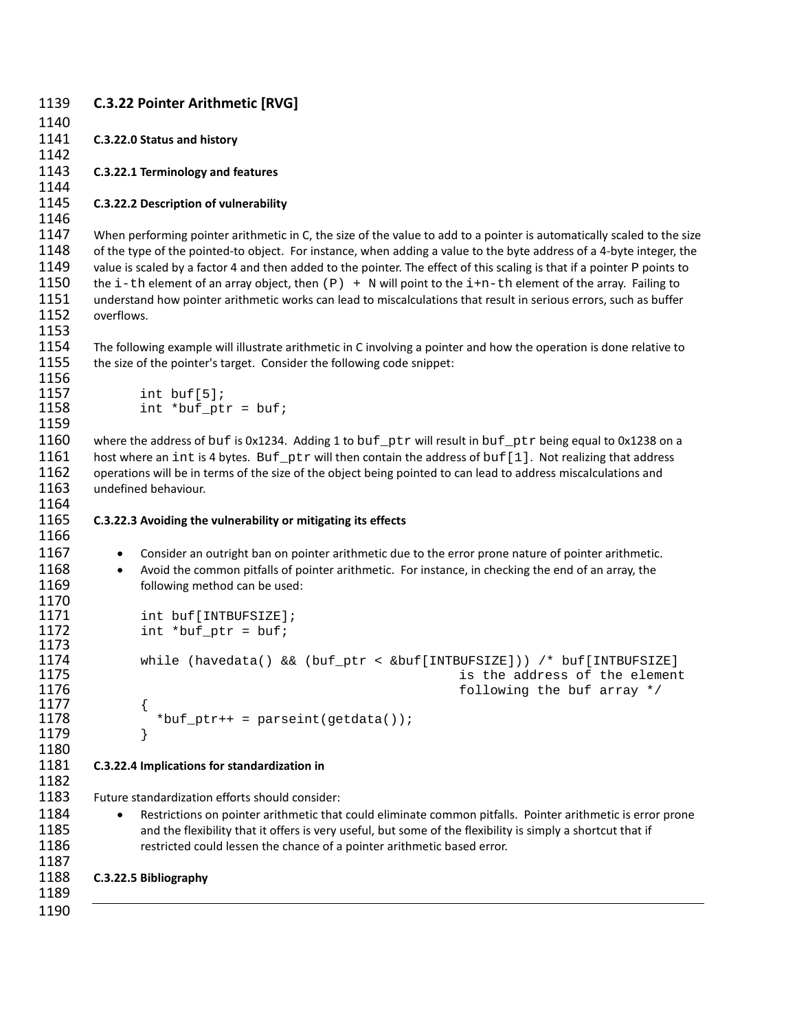## C.3.22 Pointer Arithmetic [RVG]

### C.3.22.0 Status and history

### C.3.22.1 Terminology and features

### C.3.22.2 Description of vulnerability

When performing pointer arithmetic in C, the size of the value to add to a pointer is automatically scaled to the size of the type of the pointed-to object. For instance, when adding a value to the byte address of a 4-byte integer, the value is scaled by a factor 4 and then added to the pointer. The effect of this scaling is that if a pointer P points to the `i-th` element of an array object, then `(P) + N` will point to the `i+n-th` element of the array. Failing to understand how pointer arithmetic works can lead to miscalculations that result in serious errors, such as buffer overflows.

The following example will illustrate arithmetic in C involving a pointer and how the operation is done relative to the size of the pointer's target. Consider the following code snippet:

```
int buf[5];
int *buf_ptr = buf;
```

where the address of `buf` is 0x1234. Adding 1 to `buf_ptr` will result in `buf_ptr` being equal to 0x1238 on a host where an `int` is 4 bytes. `Buf_ptr` will then contain the address of `buf[1]`. Not realizing that address operations will be in terms of the size of the object being pointed to can lead to address miscalculations and undefined behaviour.

### C.3.22.3 Avoiding the vulnerability or mitigating its effects

- Consider an outright ban on pointer arithmetic due to the error prone nature of pointer arithmetic.
- Avoid the common pitfalls of pointer arithmetic. For instance, in checking the end of an array, the following method can be used:

```
int buf[INTBUFSIZE];
int *buf_ptr = buf;

while (havedata() && (buf_ptr < &buf[INTBUFSIZE])) /* buf[INTBUFSIZE]
                                          is the address of the element
                                          following the buf array */
{
  *buf_ptr++ = parseint(getdata());
}
```

### C.3.22.4 Implications for standardization in

Future standardization efforts should consider:

- Restrictions on pointer arithmetic that could eliminate common pitfalls. Pointer arithmetic is error prone and the flexibility that it offers is very useful, but some of the flexibility is simply a shortcut that if restricted could lessen the chance of a pointer arithmetic based error.

### C.3.22.5 Bibliography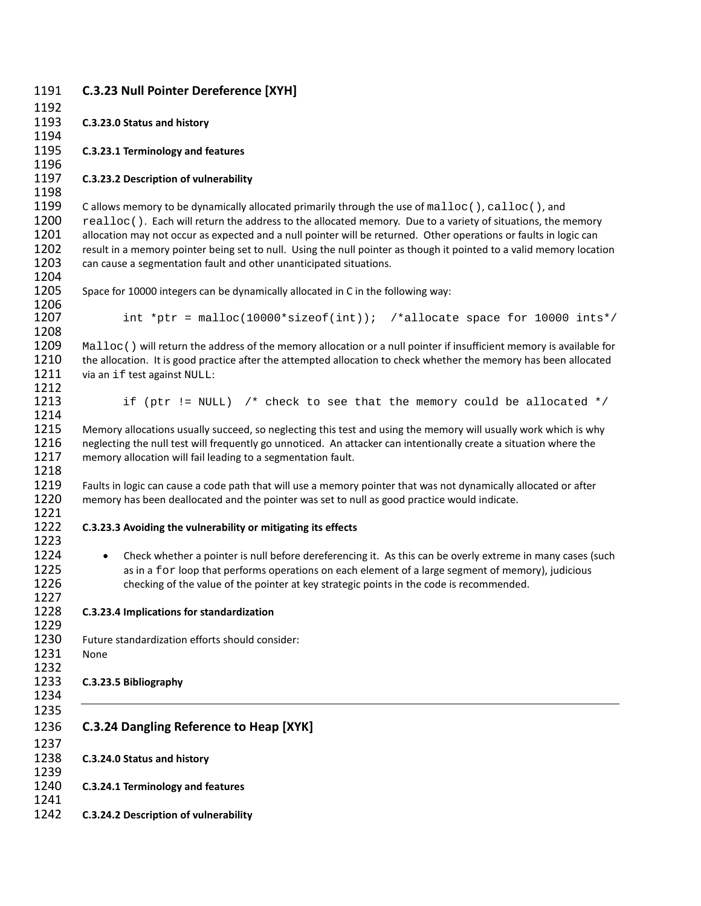## C.3.23 Null Pointer Dereference [XYH]

### C.3.23.0 Status and history

### C.3.23.1 Terminology and features

### C.3.23.2 Description of vulnerability

C allows memory to be dynamically allocated primarily through the use of `malloc()`, `calloc()`, and `realloc()`. Each will return the address to the allocated memory. Due to a variety of situations, the memory allocation may not occur as expected and a null pointer will be returned. Other operations or faults in logic can result in a memory pointer being set to null. Using the null pointer as though it pointed to a valid memory location can cause a segmentation fault and other unanticipated situations.

Space for 10000 integers can be dynamically allocated in C in the following way:

```
int *ptr = malloc(10000*sizeof(int));  /*allocate space for 10000 ints*/
```

`Malloc()` will return the address of the memory allocation or a null pointer if insufficient memory is available for the allocation. It is good practice after the attempted allocation to check whether the memory has been allocated via an `if` test against `NULL`:

```
if (ptr != NULL)  /* check to see that the memory could be allocated */
```

Memory allocations usually succeed, so neglecting this test and using the memory will usually work which is why neglecting the null test will frequently go unnoticed. An attacker can intentionally create a situation where the memory allocation will fail leading to a segmentation fault.

Faults in logic can cause a code path that will use a memory pointer that was not dynamically allocated or after memory has been deallocated and the pointer was set to null as good practice would indicate.

### C.3.23.3 Avoiding the vulnerability or mitigating its effects

- Check whether a pointer is null before dereferencing it. As this can be overly extreme in many cases (such as in a `for` loop that performs operations on each element of a large segment of memory), judicious checking of the value of the pointer at key strategic points in the code is recommended.

### C.3.23.4 Implications for standardization

Future standardization efforts should consider:
None

### C.3.23.5 Bibliography

---

## C.3.24 Dangling Reference to Heap [XYK]

### C.3.24.0 Status and history

### C.3.24.1 Terminology and features

### C.3.24.2 Description of vulnerability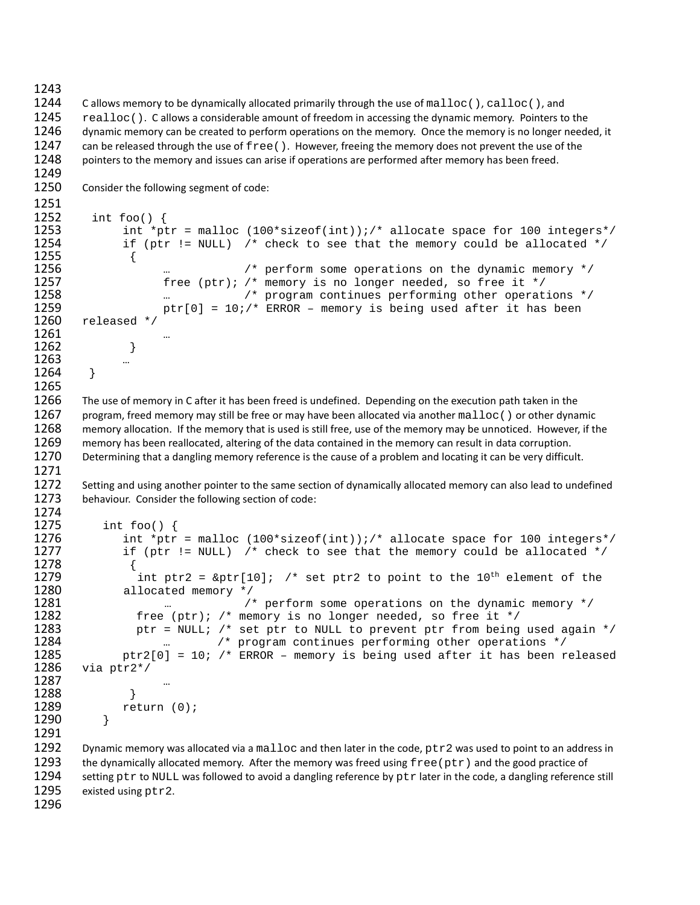C allows memory to be dynamically allocated primarily through the use of `malloc()`, `calloc()`, and `realloc()`. C allows a considerable amount of freedom in accessing the dynamic memory. Pointers to the dynamic memory can be created to perform operations on the memory. Once the memory is no longer needed, it can be released through the use of `free()`. However, freeing the memory does not prevent the use of the pointers to the memory and issues can arise if operations are performed after memory has been freed.

Consider the following segment of code:

```
 int foo() {
      int *ptr = malloc (100*sizeof(int));/* allocate space for 100 integers*/
      if (ptr != NULL)  /* check to see that the memory could be allocated */
       {
            …           /* perform some operations on the dynamic memory */
            free (ptr); /* memory is no longer needed, so free it */
            …           /* program continues performing other operations */
            ptr[0] = 10;/* ERROR – memory is being used after it has been
released */
            …
       }
      …
 }
```

The use of memory in C after it has been freed is undefined. Depending on the execution path taken in the program, freed memory may still be free or may have been allocated via another `malloc()` or other dynamic memory allocation. If the memory that is used is still free, use of the memory may be unnoticed. However, if the memory has been reallocated, altering of the data contained in the memory can result in data corruption. Determining that a dangling memory reference is the cause of a problem and locating it can be very difficult.

Setting and using another pointer to the same section of dynamically allocated memory can also lead to undefined behaviour. Consider the following section of code:

```
   int foo() {
      int *ptr = malloc (100*sizeof(int));/* allocate space for 100 integers*/
      if (ptr != NULL)  /* check to see that the memory could be allocated */
       {
        int ptr2 = &ptr[10];  /* set ptr2 to point to the 10th element of the
      allocated memory */
            …           /* perform some operations on the dynamic memory */
        free (ptr); /* memory is no longer needed, so free it */
        ptr = NULL; /* set ptr to NULL to prevent ptr from being used again */
            …       /* program continues performing other operations */
      ptr2[0] = 10; /* ERROR – memory is being used after it has been released
via ptr2*/
            …
       }
      return (0);
   }
```

Dynamic memory was allocated via a `malloc` and then later in the code, `ptr2` was used to point to an address in the dynamically allocated memory. After the memory was freed using `free(ptr)` and the good practice of setting `ptr` to `NULL` was followed to avoid a dangling reference by `ptr` later in the code, a dangling reference still existed using `ptr2`.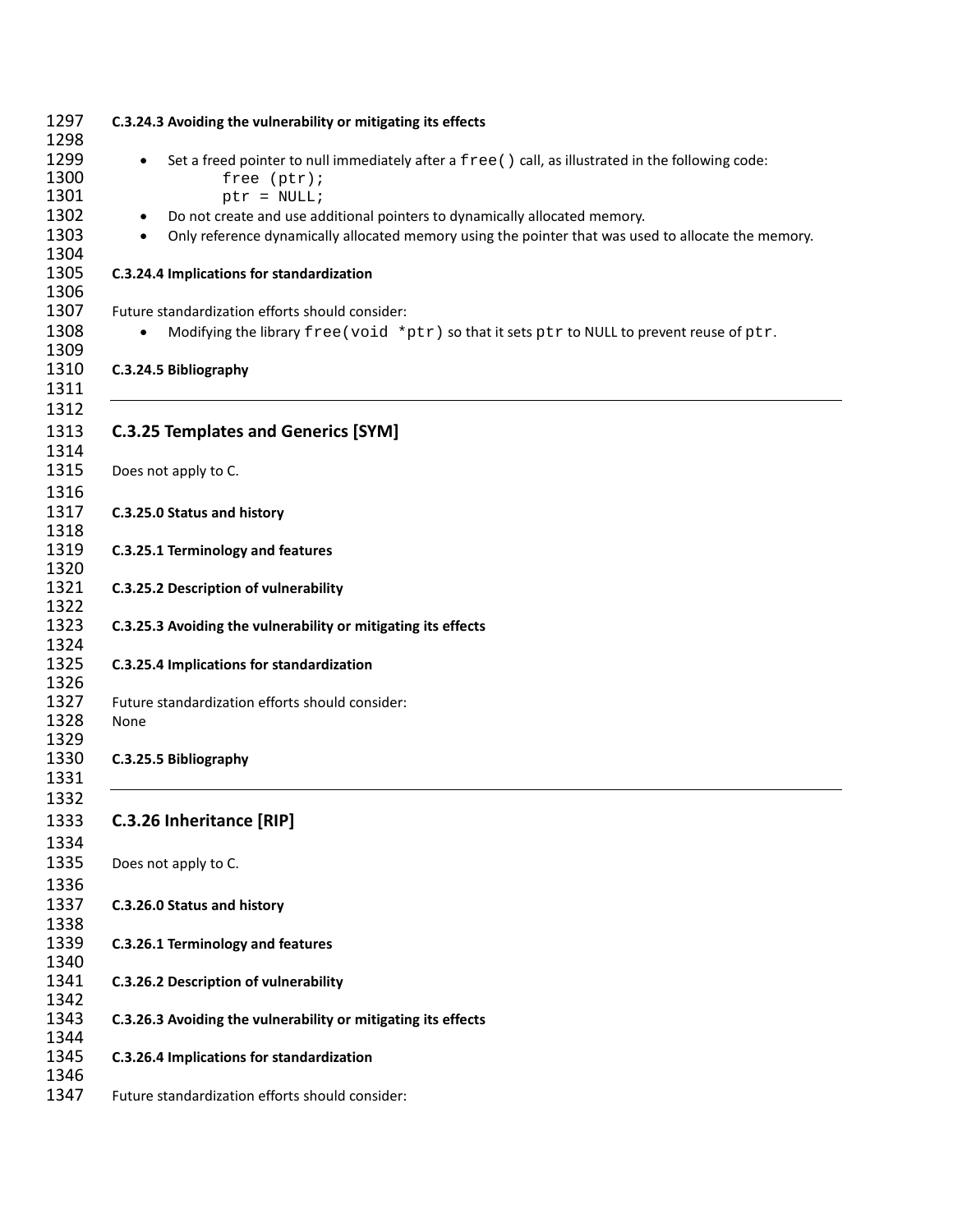#### C.3.24.3 Avoiding the vulnerability or mitigating its effects

- Set a freed pointer to null immediately after a `free()` call, as illustrated in the following code:
```
free (ptr);
ptr = NULL;
```
- Do not create and use additional pointers to dynamically allocated memory.
- Only reference dynamically allocated memory using the pointer that was used to allocate the memory.

#### C.3.24.4 Implications for standardization

Future standardization efforts should consider:

- Modifying the library `free(void *ptr)` so that it sets `ptr` to NULL to prevent reuse of `ptr`.

#### C.3.24.5 Bibliography

---

### C.3.25 Templates and Generics [SYM]

Does not apply to C.

#### C.3.25.0 Status and history

#### C.3.25.1 Terminology and features

#### C.3.25.2 Description of vulnerability

#### C.3.25.3 Avoiding the vulnerability or mitigating its effects

#### C.3.25.4 Implications for standardization

Future standardization efforts should consider:
None

#### C.3.25.5 Bibliography

---

### C.3.26 Inheritance [RIP]

Does not apply to C.

#### C.3.26.0 Status and history

#### C.3.26.1 Terminology and features

#### C.3.26.2 Description of vulnerability

#### C.3.26.3 Avoiding the vulnerability or mitigating its effects

#### C.3.26.4 Implications for standardization

Future standardization efforts should consider: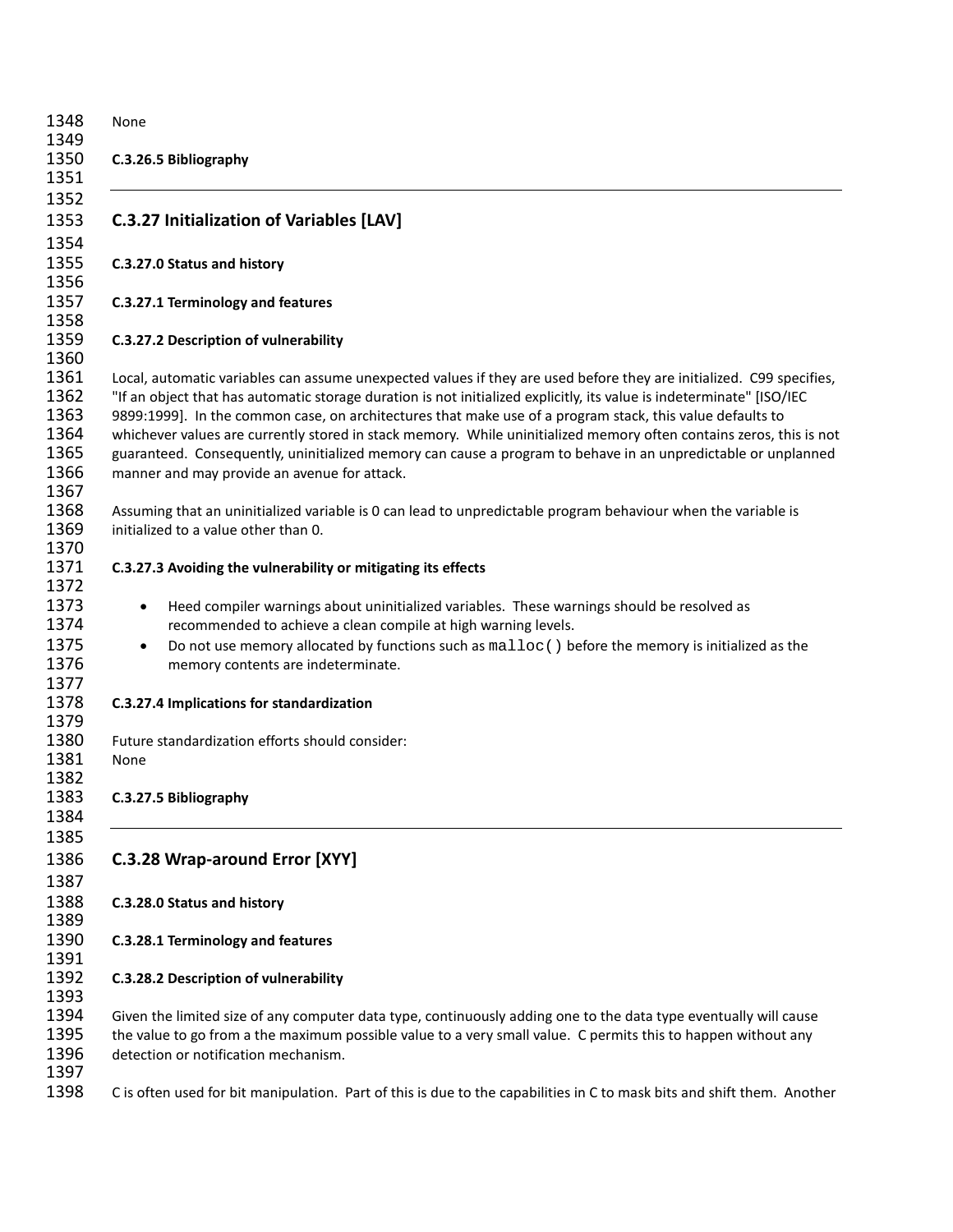None

#### C.3.26.5 Bibliography

---

### C.3.27 Initialization of Variables [LAV]

#### C.3.27.0 Status and history

#### C.3.27.1 Terminology and features

#### C.3.27.2 Description of vulnerability

Local, automatic variables can assume unexpected values if they are used before they are initialized. C99 specifies, "If an object that has automatic storage duration is not initialized explicitly, its value is indeterminate" [ISO/IEC 9899:1999]. In the common case, on architectures that make use of a program stack, this value defaults to whichever values are currently stored in stack memory. While uninitialized memory often contains zeros, this is not guaranteed. Consequently, uninitialized memory can cause a program to behave in an unpredictable or unplanned manner and may provide an avenue for attack.

Assuming that an uninitialized variable is 0 can lead to unpredictable program behaviour when the variable is initialized to a value other than 0.

#### C.3.27.3 Avoiding the vulnerability or mitigating its effects

- Heed compiler warnings about uninitialized variables. These warnings should be resolved as recommended to achieve a clean compile at high warning levels.
- Do not use memory allocated by functions such as `malloc()` before the memory is initialized as the memory contents are indeterminate.

#### C.3.27.4 Implications for standardization

Future standardization efforts should consider:
None

#### C.3.27.5 Bibliography

---

### C.3.28 Wrap-around Error [XYY]

#### C.3.28.0 Status and history

#### C.3.28.1 Terminology and features

#### C.3.28.2 Description of vulnerability

Given the limited size of any computer data type, continuously adding one to the data type eventually will cause the value to go from a the maximum possible value to a very small value. C permits this to happen without any detection or notification mechanism.

C is often used for bit manipulation. Part of this is due to the capabilities in C to mask bits and shift them. Another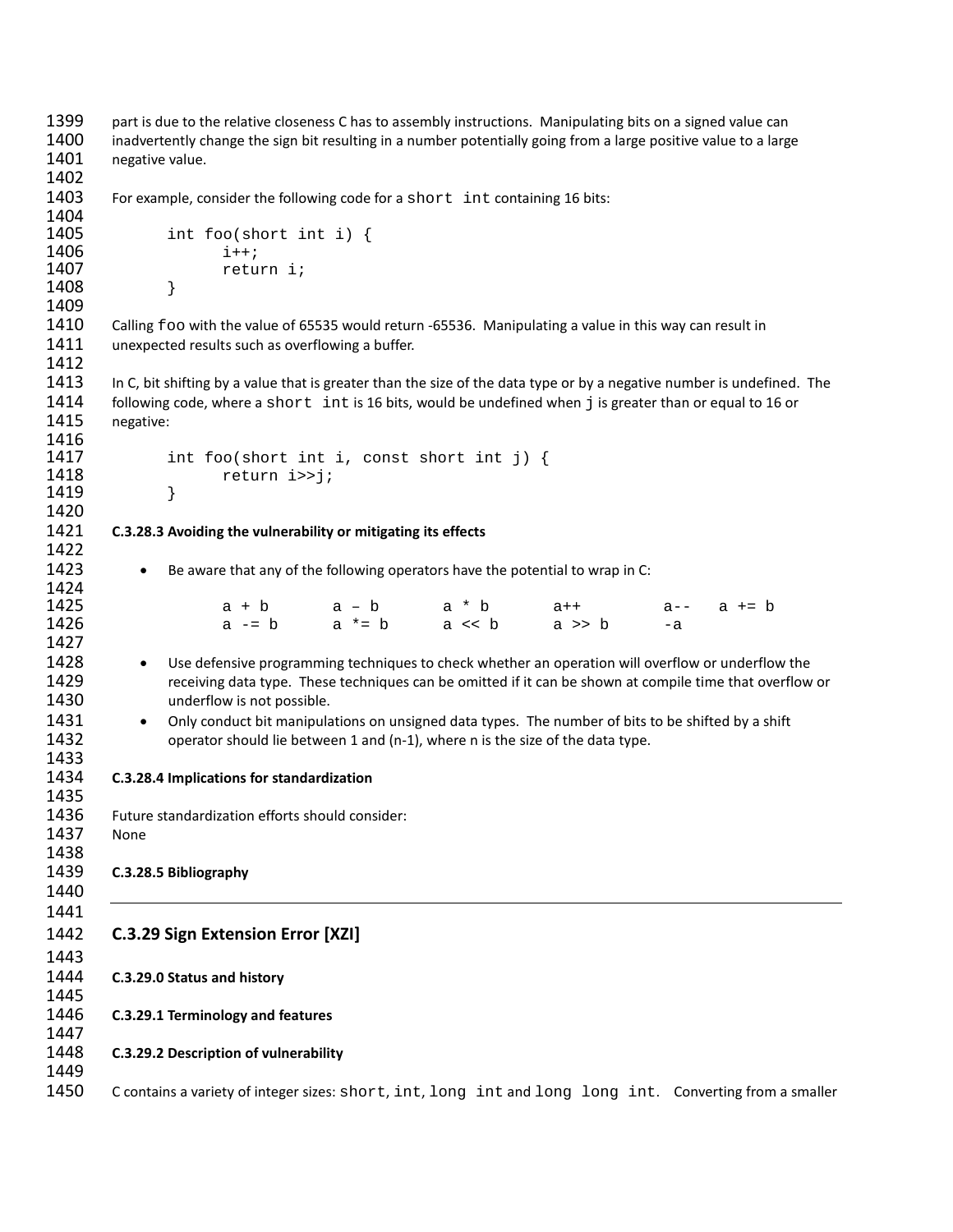part is due to the relative closeness C has to assembly instructions. Manipulating bits on a signed value can inadvertently change the sign bit resulting in a number potentially going from a large positive value to a large negative value.

For example, consider the following code for a `short int` containing 16 bits:

```
int foo(short int i) {
      i++;
      return i;
}
```

Calling `foo` with the value of 65535 would return -65536. Manipulating a value in this way can result in unexpected results such as overflowing a buffer.

In C, bit shifting by a value that is greater than the size of the data type or by a negative number is undefined. The following code, where a `short int` is 16 bits, would be undefined when `j` is greater than or equal to 16 or negative:

```
int foo(short int i, const short int j) {
      return i>>j;
}
```

**C.3.28.3 Avoiding the vulnerability or mitigating its effects**

- Be aware that any of the following operators have the potential to wrap in C:

```
a + b     a – b     a * b     a++      a--   a += b
a -= b    a *= b    a << b    a >> b   -a
```

- Use defensive programming techniques to check whether an operation will overflow or underflow the receiving data type. These techniques can be omitted if it can be shown at compile time that overflow or underflow is not possible.
- Only conduct bit manipulations on unsigned data types. The number of bits to be shifted by a shift operator should lie between 1 and (n-1), where n is the size of the data type.

**C.3.28.4 Implications for standardization**

Future standardization efforts should consider:
None

**C.3.28.5 Bibliography**

---

## C.3.29 Sign Extension Error [XZI]

**C.3.29.0 Status and history**

**C.3.29.1 Terminology and features**

**C.3.29.2 Description of vulnerability**

C contains a variety of integer sizes: `short`, `int`, `long int` and `long long int`. Converting from a smaller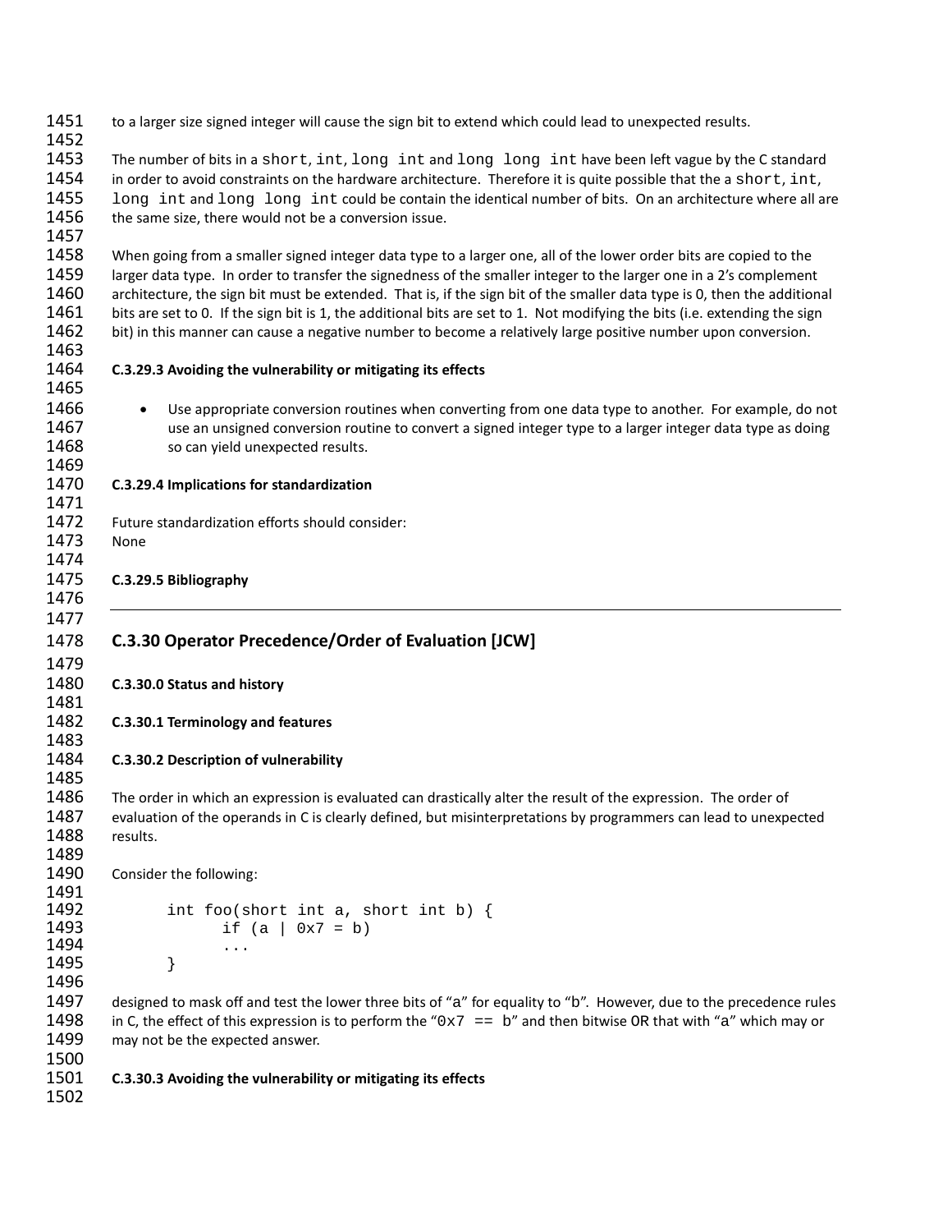to a larger size signed integer will cause the sign bit to extend which could lead to unexpected results.

The number of bits in a `short`, `int`, `long int` and `long long int` have been left vague by the C standard in order to avoid constraints on the hardware architecture. Therefore it is quite possible that the a `short`, `int`, `long int` and `long long int` could be contain the identical number of bits. On an architecture where all are the same size, there would not be a conversion issue.

When going from a smaller signed integer data type to a larger one, all of the lower order bits are copied to the larger data type. In order to transfer the signedness of the smaller integer to the larger one in a 2's complement architecture, the sign bit must be extended. That is, if the sign bit of the smaller data type is 0, then the additional bits are set to 0. If the sign bit is 1, the additional bits are set to 1. Not modifying the bits (i.e. extending the sign bit) in this manner can cause a negative number to become a relatively large positive number upon conversion.

**C.3.29.3 Avoiding the vulnerability or mitigating its effects**

- Use appropriate conversion routines when converting from one data type to another. For example, do not use an unsigned conversion routine to convert a signed integer type to a larger integer data type as doing so can yield unexpected results.

**C.3.29.4 Implications for standardization**

Future standardization efforts should consider:
None

**C.3.29.5 Bibliography**

---

## C.3.30 Operator Precedence/Order of Evaluation [JCW]

**C.3.30.0 Status and history**

**C.3.30.1 Terminology and features**

**C.3.30.2 Description of vulnerability**

The order in which an expression is evaluated can drastically alter the result of the expression. The order of evaluation of the operands in C is clearly defined, but misinterpretations by programmers can lead to unexpected results.

Consider the following:

```
int foo(short int a, short int b) {
      if (a | 0x7 = b)
      ...
}
```

designed to mask off and test the lower three bits of "a" for equality to "b". However, due to the precedence rules in C, the effect of this expression is to perform the "`0x7 == b`" and then bitwise OR that with "a" which may or may not be the expected answer.

**C.3.30.3 Avoiding the vulnerability or mitigating its effects**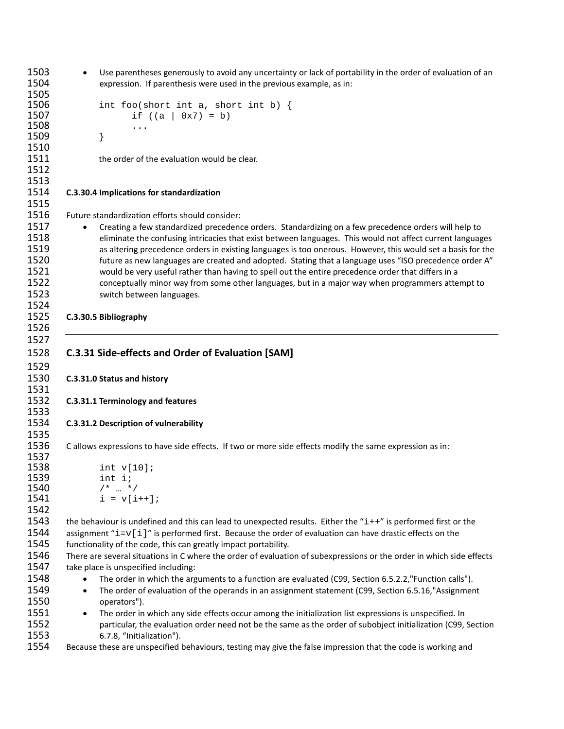- Use parentheses generously to avoid any uncertainty or lack of portability in the order of evaluation of an expression. If parenthesis were used in the previous example, as in:

```
int foo(short int a, short int b) {
      if ((a | 0x7) = b)
      ...
}
```

the order of the evaluation would be clear.

**C.3.30.4 Implications for standardization**

Future standardization efforts should consider:

- Creating a few standardized precedence orders. Standardizing on a few precedence orders will help to eliminate the confusing intricacies that exist between languages. This would not affect current languages as altering precedence orders in existing languages is too onerous. However, this would set a basis for the future as new languages are created and adopted. Stating that a language uses "ISO precedence order A" would be very useful rather than having to spell out the entire precedence order that differs in a conceptually minor way from some other languages, but in a major way when programmers attempt to switch between languages.

**C.3.30.5 Bibliography**

---

## C.3.31 Side-effects and Order of Evaluation [SAM]

**C.3.31.0 Status and history**

**C.3.31.1 Terminology and features**

**C.3.31.2 Description of vulnerability**

C allows expressions to have side effects. If two or more side effects modify the same expression as in:

```
int v[10];
int i;
/* … */
i = v[i++];
```

the behaviour is undefined and this can lead to unexpected results. Either the "`i++`" is performed first or the assignment "`i=v[i]`" is performed first. Because the order of evaluation can have drastic effects on the functionality of the code, this can greatly impact portability.

There are several situations in C where the order of evaluation of subexpressions or the order in which side effects take place is unspecified including:

- The order in which the arguments to a function are evaluated (C99, Section 6.5.2.2,"Function calls").
- The order of evaluation of the operands in an assignment statement (C99, Section 6.5.16,"Assignment operators").
- The order in which any side effects occur among the initialization list expressions is unspecified. In particular, the evaluation order need not be the same as the order of subobject initialization (C99, Section 6.7.8, "Initialization").

Because these are unspecified behaviours, testing may give the false impression that the code is working and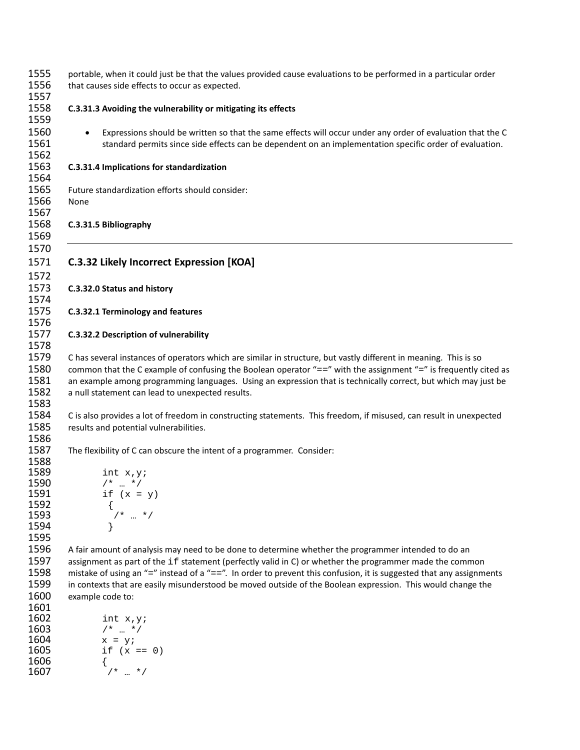portable, when it could just be that the values provided cause evaluations to be performed in a particular order that causes side effects to occur as expected.

#### C.3.31.3 Avoiding the vulnerability or mitigating its effects

- Expressions should be written so that the same effects will occur under any order of evaluation that the C standard permits since side effects can be dependent on an implementation specific order of evaluation.

#### C.3.31.4 Implications for standardization

Future standardization efforts should consider:
None

#### C.3.31.5 Bibliography

---

### C.3.32 Likely Incorrect Expression [KOA]

#### C.3.32.0 Status and history

#### C.3.32.1 Terminology and features

#### C.3.32.2 Description of vulnerability

C has several instances of operators which are similar in structure, but vastly different in meaning. This is so common that the C example of confusing the Boolean operator "==" with the assignment "=" is frequently cited as an example among programming languages. Using an expression that is technically correct, but which may just be a null statement can lead to unexpected results.

C is also provides a lot of freedom in constructing statements. This freedom, if misused, can result in unexpected results and potential vulnerabilities.

The flexibility of C can obscure the intent of a programmer. Consider:

```
int x,y;
/* … */
if (x = y)
 {
  /* … */
 }
```

A fair amount of analysis may need to be done to determine whether the programmer intended to do an assignment as part of the `if` statement (perfectly valid in C) or whether the programmer made the common mistake of using an "=" instead of a "==". In order to prevent this confusion, it is suggested that any assignments in contexts that are easily misunderstood be moved outside of the Boolean expression. This would change the example code to:

```
int x,y;
/* … */
x = y;
if (x == 0)
{
 /* … */
```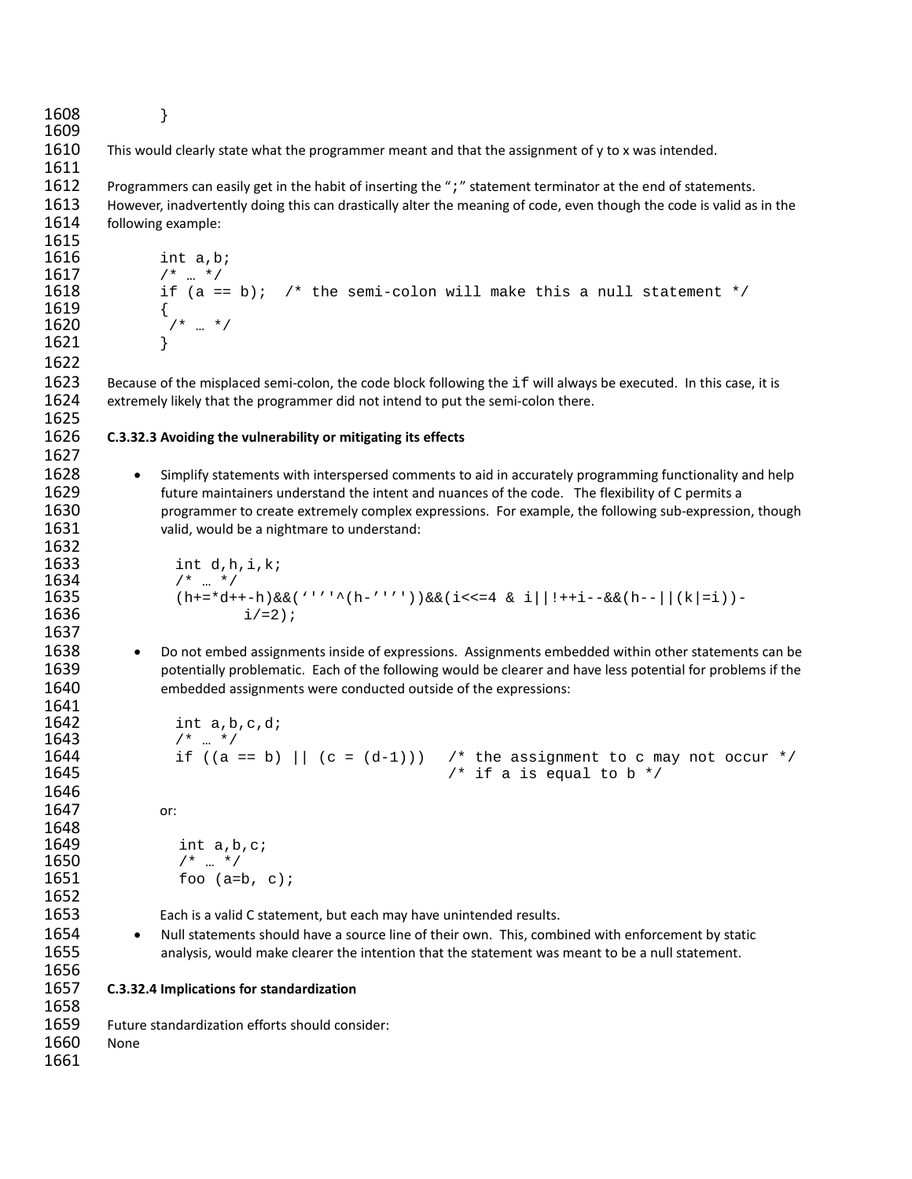```
}
```

This would clearly state what the programmer meant and that the assignment of y to x was intended.

Programmers can easily get in the habit of inserting the ";" statement terminator at the end of statements. However, inadvertently doing this can drastically alter the meaning of code, even though the code is valid as in the following example:

```
int a,b;
/* … */
if (a == b);  /* the semi-colon will make this a null statement */
{
 /* … */
}
```

Because of the misplaced semi-colon, the code block following the `if` will always be executed. In this case, it is extremely likely that the programmer did not intend to put the semi-colon there.

#### C.3.32.3 Avoiding the vulnerability or mitigating its effects

- Simplify statements with interspersed comments to aid in accurately programming functionality and help future maintainers understand the intent and nuances of the code. The flexibility of C permits a programmer to create extremely complex expressions. For example, the following sub-expression, though valid, would be a nightmare to understand:

```
int d,h,i,k;
/* … */
(h+=*d++-h)&&('''^(h-'''))&&(i<<=4 & i||!++i--&&(h--||(k|=i))-
        i/=2);
```

- Do not embed assignments inside of expressions. Assignments embedded within other statements can be potentially problematic. Each of the following would be clearer and have less potential for problems if the embedded assignments were conducted outside of the expressions:

```
int a,b,c,d;
/* … */
if ((a == b) || (c = (d-1)))   /* the assignment to c may not occur */
                               /* if a is equal to b */
```

  or:

```
int a,b,c;
/* … */
foo (a=b, c);
```

  Each is a valid C statement, but each may have unintended results.

- Null statements should have a source line of their own. This, combined with enforcement by static analysis, would make clearer the intention that the statement was meant to be a null statement.

#### C.3.32.4 Implications for standardization

Future standardization efforts should consider:
None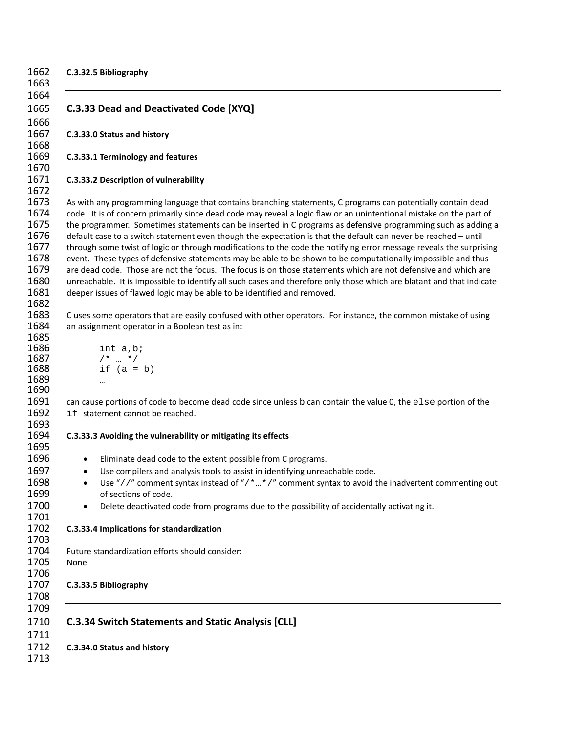#### C.3.32.5 Bibliography

---

## C.3.33 Dead and Deactivated Code [XYQ]

#### C.3.33.0 Status and history

#### C.3.33.1 Terminology and features

#### C.3.33.2 Description of vulnerability

As with any programming language that contains branching statements, C programs can potentially contain dead code. It is of concern primarily since dead code may reveal a logic flaw or an unintentional mistake on the part of the programmer. Sometimes statements can be inserted in C programs as defensive programming such as adding a default case to a switch statement even though the expectation is that the default can never be reached – until through some twist of logic or through modifications to the code the notifying error message reveals the surprising event. These types of defensive statements may be able to be shown to be computationally impossible and thus are dead code. Those are not the focus. The focus is on those statements which are not defensive and which are unreachable. It is impossible to identify all such cases and therefore only those which are blatant and that indicate deeper issues of flawed logic may be able to be identified and removed.

C uses some operators that are easily confused with other operators. For instance, the common mistake of using an assignment operator in a Boolean test as in:

```
int a,b;
/* … */
if (a = b)
…
```

can cause portions of code to become dead code since unless `b` can contain the value 0, the `else` portion of the `if` statement cannot be reached.

#### C.3.33.3 Avoiding the vulnerability or mitigating its effects

- Eliminate dead code to the extent possible from C programs.
- Use compilers and analysis tools to assist in identifying unreachable code.
- Use "`//`" comment syntax instead of "`/*…*/`" comment syntax to avoid the inadvertent commenting out of sections of code.
- Delete deactivated code from programs due to the possibility of accidentally activating it.

#### C.3.33.4 Implications for standardization

Future standardization efforts should consider:
None

#### C.3.33.5 Bibliography

---

## C.3.34 Switch Statements and Static Analysis [CLL]

#### C.3.34.0 Status and history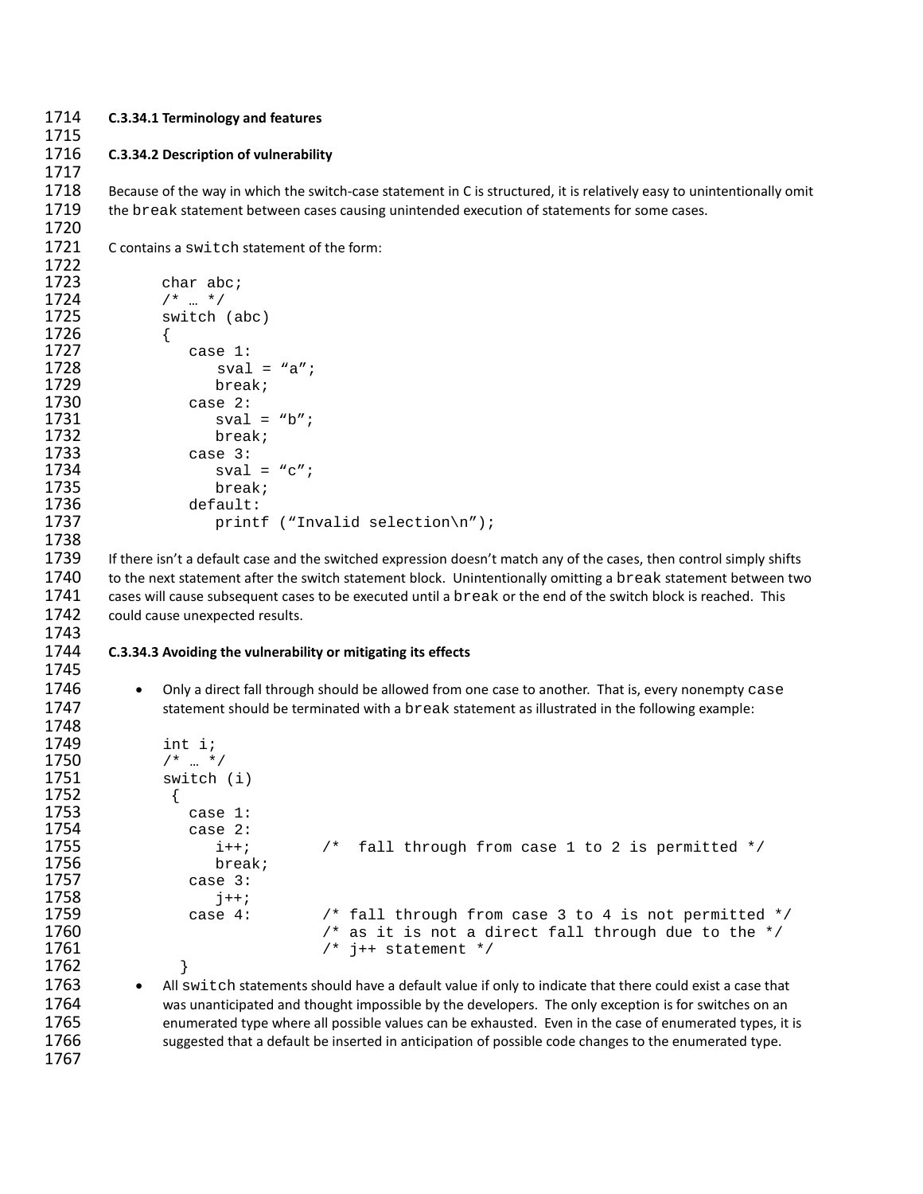#### C.3.34.1 Terminology and features

#### C.3.34.2 Description of vulnerability

Because of the way in which the switch-case statement in C is structured, it is relatively easy to unintentionally omit the `break` statement between cases causing unintended execution of statements for some cases.

C contains a `switch` statement of the form:

```
char abc;
/* … */
switch (abc)
{
   case 1:
       sval = “a”;
      break;
   case 2:
      sval = “b”;
      break;
   case 3:
      sval = “c”;
      break;
   default:
      printf (“Invalid selection\n”);
```

If there isn’t a default case and the switched expression doesn’t match any of the cases, then control simply shifts to the next statement after the switch statement block. Unintentionally omitting a `break` statement between two cases will cause subsequent cases to be executed until a `break` or the end of the switch block is reached. This could cause unexpected results.

#### C.3.34.3 Avoiding the vulnerability or mitigating its effects

- Only a direct fall through should be allowed from one case to another. That is, every nonempty `case` statement should be terminated with a `break` statement as illustrated in the following example:

```
int i;
/* … */
switch (i)
 {
   case 1:
   case 2:
      i++;        /*  fall through from case 1 to 2 is permitted */
      break;
   case 3:
      j++;
   case 4:        /* fall through from case 3 to 4 is not permitted */
                  /* as it is not a direct fall through due to the */
                  /* j++ statement */
  }
```

- All `switch` statements should have a default value if only to indicate that there could exist a case that was unanticipated and thought impossible by the developers. The only exception is for switches on an enumerated type where all possible values can be exhausted. Even in the case of enumerated types, it is suggested that a default be inserted in anticipation of possible code changes to the enumerated type.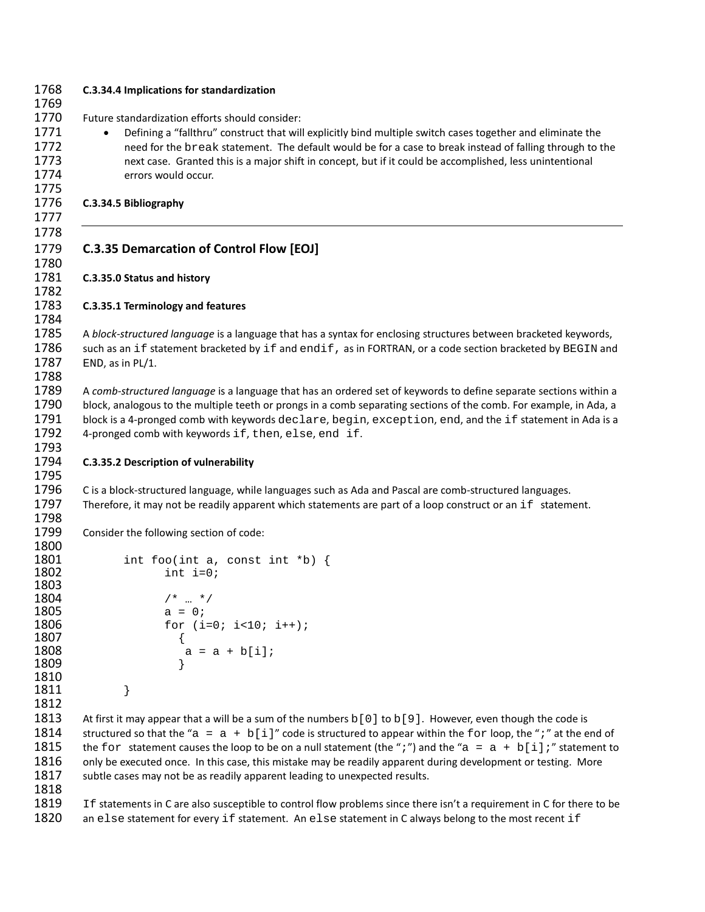**C.3.34.4 Implications for standardization**

Future standardization efforts should consider:

- Defining a "fallthru" construct that will explicitly bind multiple switch cases together and eliminate the need for the `break` statement. The default would be for a case to break instead of falling through to the next case. Granted this is a major shift in concept, but if it could be accomplished, less unintentional errors would occur.

**C.3.34.5 Bibliography**

---

## C.3.35 Demarcation of Control Flow [EOJ]

**C.3.35.0 Status and history**

**C.3.35.1 Terminology and features**

A *block-structured language* is a language that has a syntax for enclosing structures between bracketed keywords, such as an `if` statement bracketed by `if` and `endif`, as in FORTRAN, or a code section bracketed by `BEGIN` and END, as in PL/1.

A *comb-structured language* is a language that has an ordered set of keywords to define separate sections within a block, analogous to the multiple teeth or prongs in a comb separating sections of the comb. For example, in Ada, a block is a 4-pronged comb with keywords `declare`, `begin`, `exception`, `end`, and the `if` statement in Ada is a 4-pronged comb with keywords `if`, `then`, `else`, `end if`.

**C.3.35.2 Description of vulnerability**

C is a block-structured language, while languages such as Ada and Pascal are comb-structured languages. Therefore, it may not be readily apparent which statements are part of a loop construct or an `if` statement.

Consider the following section of code:

```
int foo(int a, const int *b) {
      int i=0;

      /* … */
      a = 0;
      for (i=0; i<10; i++);
        {
         a = a + b[i];
        }

}
```

At first it may appear that a will be a sum of the numbers `b[0]` to `b[9]`. However, even though the code is structured so that the "`a = a + b[i]`" code is structured to appear within the `for` loop, the "`;`" at the end of the `for` statement causes the loop to be on a null statement (the "`;`") and the "`a = a + b[i];`" statement to only be executed once. In this case, this mistake may be readily apparent during development or testing. More subtle cases may not be as readily apparent leading to unexpected results.

`If` statements in C are also susceptible to control flow problems since there isn't a requirement in C for there to be an `else` statement for every `if` statement. An `else` statement in C always belong to the most recent `if`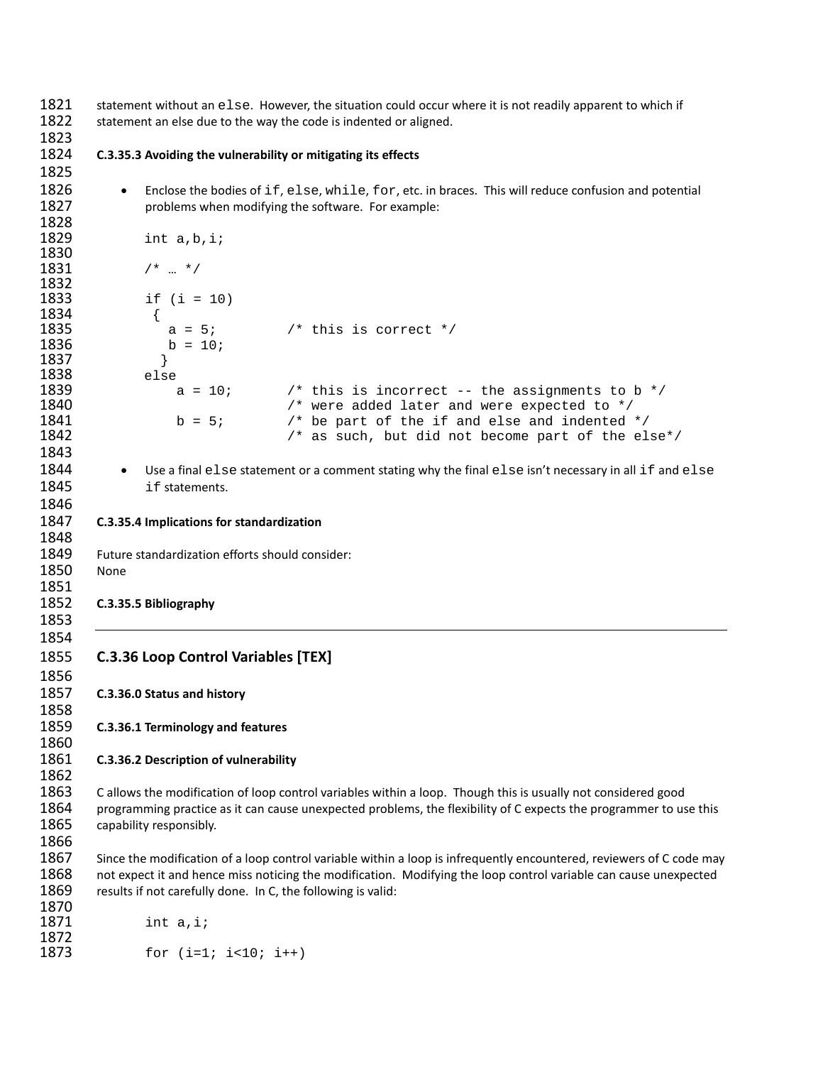statement without an `else`. However, the situation could occur where it is not readily apparent to which if statement an else due to the way the code is indented or aligned.

#### C.3.35.3 Avoiding the vulnerability or mitigating its effects

- Enclose the bodies of `if`, `else`, `while`, `for`, etc. in braces. This will reduce confusion and potential problems when modifying the software. For example:

```
int a,b,i;

/* … */

if (i = 10)
 {
   a = 5;          /* this is correct */
   b = 10;
  }
else
    a = 10;        /* this is incorrect -- the assignments to b */
                   /* were added later and were expected to */
    b = 5;         /* be part of the if and else and indented */
                   /* as such, but did not become part of the else*/
```

- Use a final `else` statement or a comment stating why the final `else` isn't necessary in all `if` and `else if` statements.

#### C.3.35.4 Implications for standardization

Future standardization efforts should consider:
None

#### C.3.35.5 Bibliography

---

### C.3.36 Loop Control Variables [TEX]

#### C.3.36.0 Status and history

#### C.3.36.1 Terminology and features

#### C.3.36.2 Description of vulnerability

C allows the modification of loop control variables within a loop. Though this is usually not considered good programming practice as it can cause unexpected problems, the flexibility of C expects the programmer to use this capability responsibly.

Since the modification of a loop control variable within a loop is infrequently encountered, reviewers of C code may not expect it and hence miss noticing the modification. Modifying the loop control variable can cause unexpected results if not carefully done. In C, the following is valid:

```
int a,i;

for (i=1; i<10; i++)
```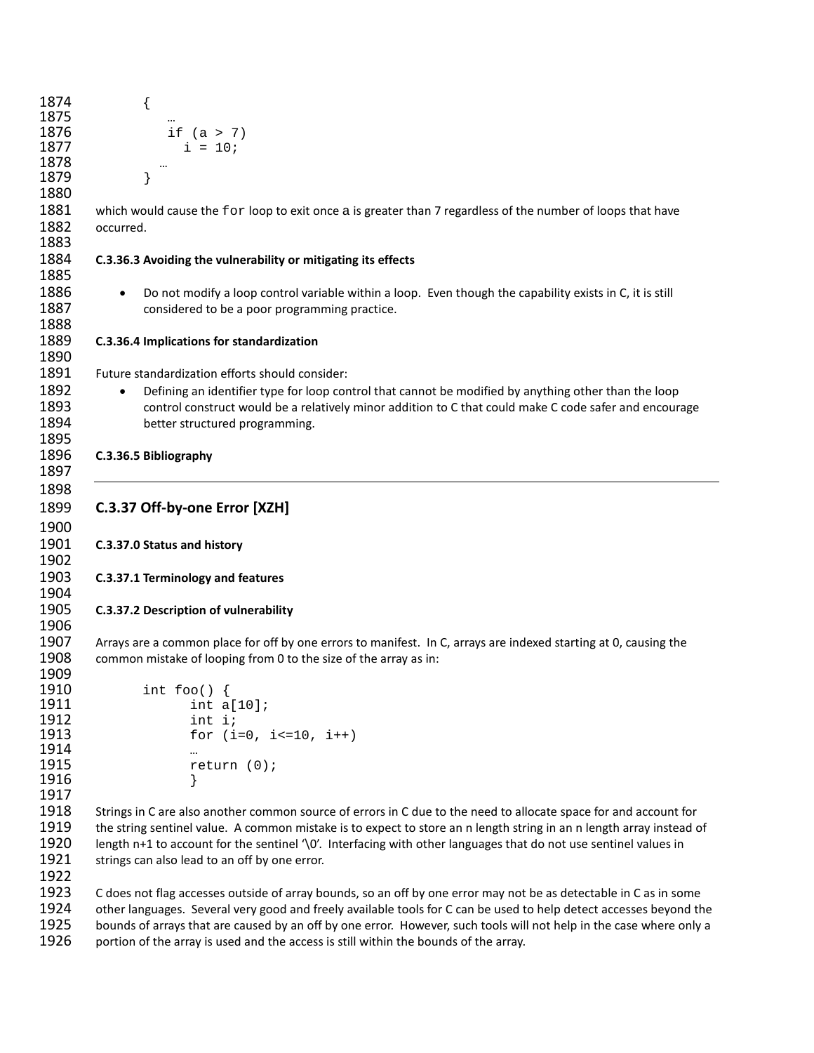```
{
   …
   if (a > 7)
     i = 10;
  …
}
```

which would cause the for loop to exit once a is greater than 7 regardless of the number of loops that have occurred.

**C.3.36.3 Avoiding the vulnerability or mitigating its effects**

- Do not modify a loop control variable within a loop. Even though the capability exists in C, it is still considered to be a poor programming practice.

**C.3.36.4 Implications for standardization**

Future standardization efforts should consider:

- Defining an identifier type for loop control that cannot be modified by anything other than the loop control construct would be a relatively minor addition to C that could make C code safer and encourage better structured programming.

**C.3.36.5 Bibliography**

---

## C.3.37 Off-by-one Error [XZH]

**C.3.37.0 Status and history**

**C.3.37.1 Terminology and features**

**C.3.37.2 Description of vulnerability**

Arrays are a common place for off by one errors to manifest. In C, arrays are indexed starting at 0, causing the common mistake of looping from 0 to the size of the array as in:

```
int foo() {
      int a[10];
      int i;
      for (i=0, i<=10, i++)
      …
      return (0);
      }
```

Strings in C are also another common source of errors in C due to the need to allocate space for and account for the string sentinel value. A common mistake is to expect to store an n length string in an n length array instead of length n+1 to account for the sentinel '\0'. Interfacing with other languages that do not use sentinel values in strings can also lead to an off by one error.

C does not flag accesses outside of array bounds, so an off by one error may not be as detectable in C as in some other languages. Several very good and freely available tools for C can be used to help detect accesses beyond the bounds of arrays that are caused by an off by one error. However, such tools will not help in the case where only a portion of the array is used and the access is still within the bounds of the array.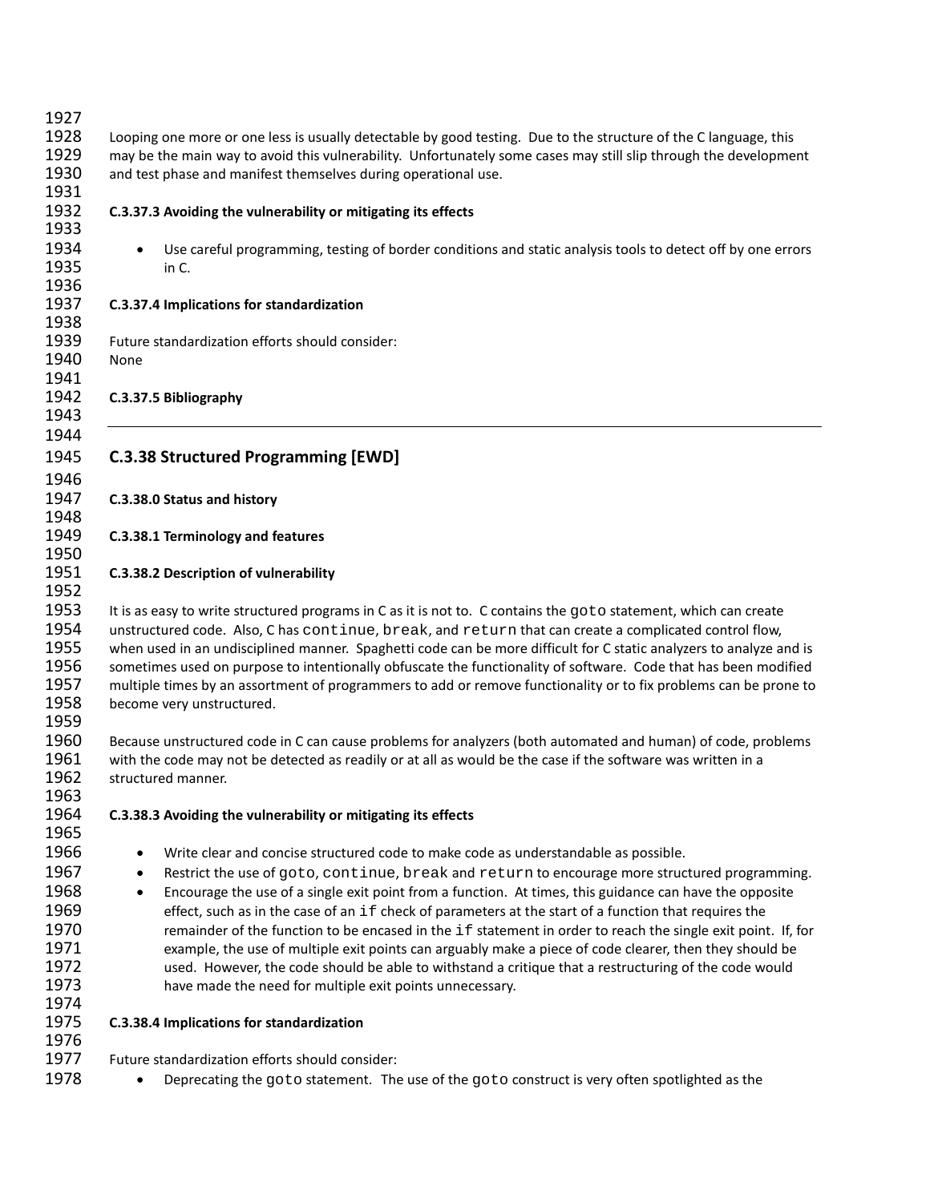Looping one more or one less is usually detectable by good testing. Due to the structure of the C language, this may be the main way to avoid this vulnerability. Unfortunately some cases may still slip through the development and test phase and manifest themselves during operational use.

#### C.3.37.3 Avoiding the vulnerability or mitigating its effects

- Use careful programming, testing of border conditions and static analysis tools to detect off by one errors in C.

#### C.3.37.4 Implications for standardization

Future standardization efforts should consider:
None

#### C.3.37.5 Bibliography

---

### C.3.38 Structured Programming [EWD]

#### C.3.38.0 Status and history

#### C.3.38.1 Terminology and features

#### C.3.38.2 Description of vulnerability

It is as easy to write structured programs in C as it is not to. C contains the `goto` statement, which can create unstructured code. Also, C has `continue`, `break`, and `return` that can create a complicated control flow, when used in an undisciplined manner. Spaghetti code can be more difficult for C static analyzers to analyze and is sometimes used on purpose to intentionally obfuscate the functionality of software. Code that has been modified multiple times by an assortment of programmers to add or remove functionality or to fix problems can be prone to become very unstructured.

Because unstructured code in C can cause problems for analyzers (both automated and human) of code, problems with the code may not be detected as readily or at all as would be the case if the software was written in a structured manner.

#### C.3.38.3 Avoiding the vulnerability or mitigating its effects

- Write clear and concise structured code to make code as understandable as possible.
- Restrict the use of `goto`, `continue`, `break` and `return` to encourage more structured programming.
- Encourage the use of a single exit point from a function. At times, this guidance can have the opposite effect, such as in the case of an `if` check of parameters at the start of a function that requires the remainder of the function to be encased in the `if` statement in order to reach the single exit point. If, for example, the use of multiple exit points can arguably make a piece of code clearer, then they should be used. However, the code should be able to withstand a critique that a restructuring of the code would have made the need for multiple exit points unnecessary.

#### C.3.38.4 Implications for standardization

Future standardization efforts should consider:

- Deprecating the `goto` statement. The use of the `goto` construct is very often spotlighted as the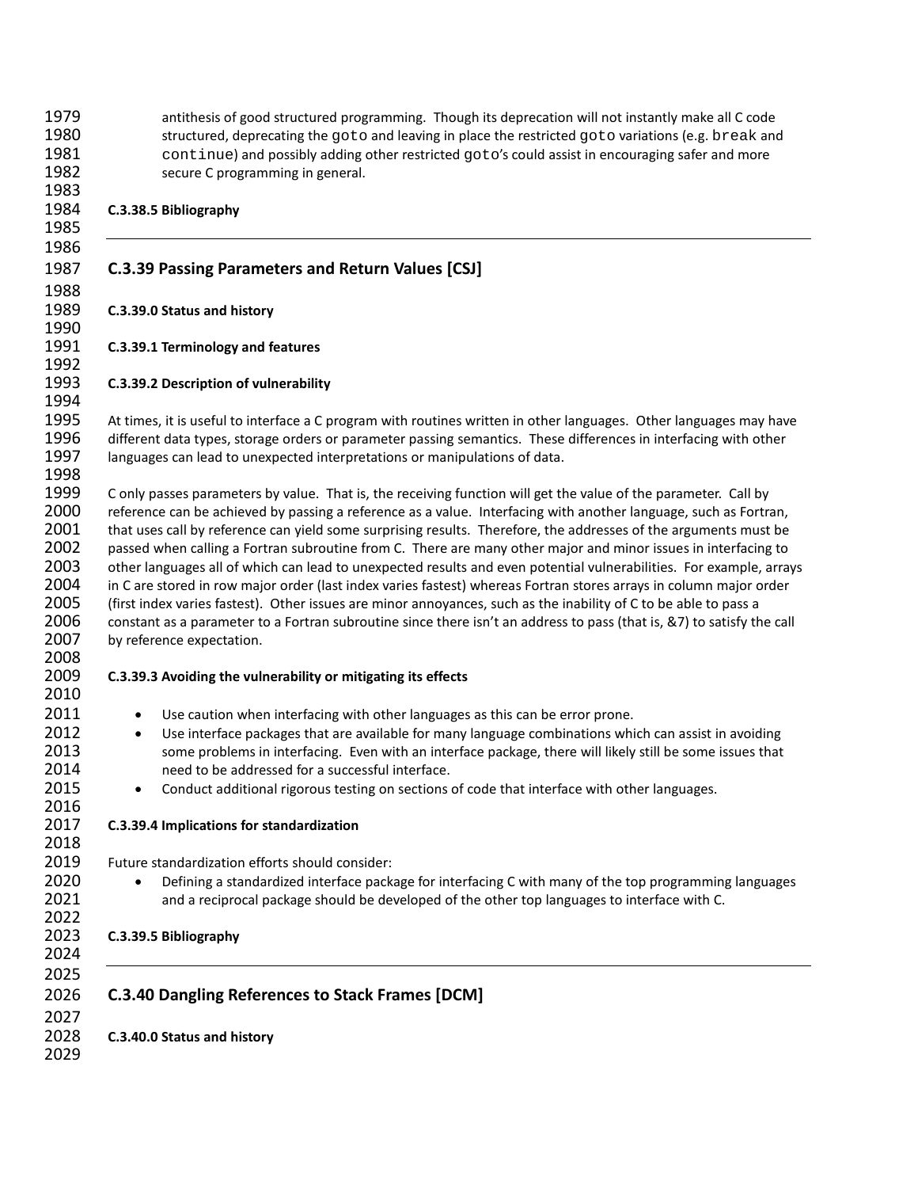antithesis of good structured programming. Though its deprecation will not instantly make all C code structured, deprecating the `goto` and leaving in place the restricted `goto` variations (e.g. `break` and `continue`) and possibly adding other restricted `goto`'s could assist in encouraging safer and more secure C programming in general.

**C.3.38.5 Bibliography**

---

## C.3.39 Passing Parameters and Return Values [CSJ]

**C.3.39.0 Status and history**

**C.3.39.1 Terminology and features**

**C.3.39.2 Description of vulnerability**

At times, it is useful to interface a C program with routines written in other languages. Other languages may have different data types, storage orders or parameter passing semantics. These differences in interfacing with other languages can lead to unexpected interpretations or manipulations of data.

C only passes parameters by value. That is, the receiving function will get the value of the parameter. Call by reference can be achieved by passing a reference as a value. Interfacing with another language, such as Fortran, that uses call by reference can yield some surprising results. Therefore, the addresses of the arguments must be passed when calling a Fortran subroutine from C. There are many other major and minor issues in interfacing to other languages all of which can lead to unexpected results and even potential vulnerabilities. For example, arrays in C are stored in row major order (last index varies fastest) whereas Fortran stores arrays in column major order (first index varies fastest). Other issues are minor annoyances, such as the inability of C to be able to pass a constant as a parameter to a Fortran subroutine since there isn't an address to pass (that is, &7) to satisfy the call by reference expectation.

**C.3.39.3 Avoiding the vulnerability or mitigating its effects**

- Use caution when interfacing with other languages as this can be error prone.
- Use interface packages that are available for many language combinations which can assist in avoiding some problems in interfacing. Even with an interface package, there will likely still be some issues that need to be addressed for a successful interface.
- Conduct additional rigorous testing on sections of code that interface with other languages.

**C.3.39.4 Implications for standardization**

Future standardization efforts should consider:

- Defining a standardized interface package for interfacing C with many of the top programming languages and a reciprocal package should be developed of the other top languages to interface with C.

**C.3.39.5 Bibliography**

---

## C.3.40 Dangling References to Stack Frames [DCM]

**C.3.40.0 Status and history**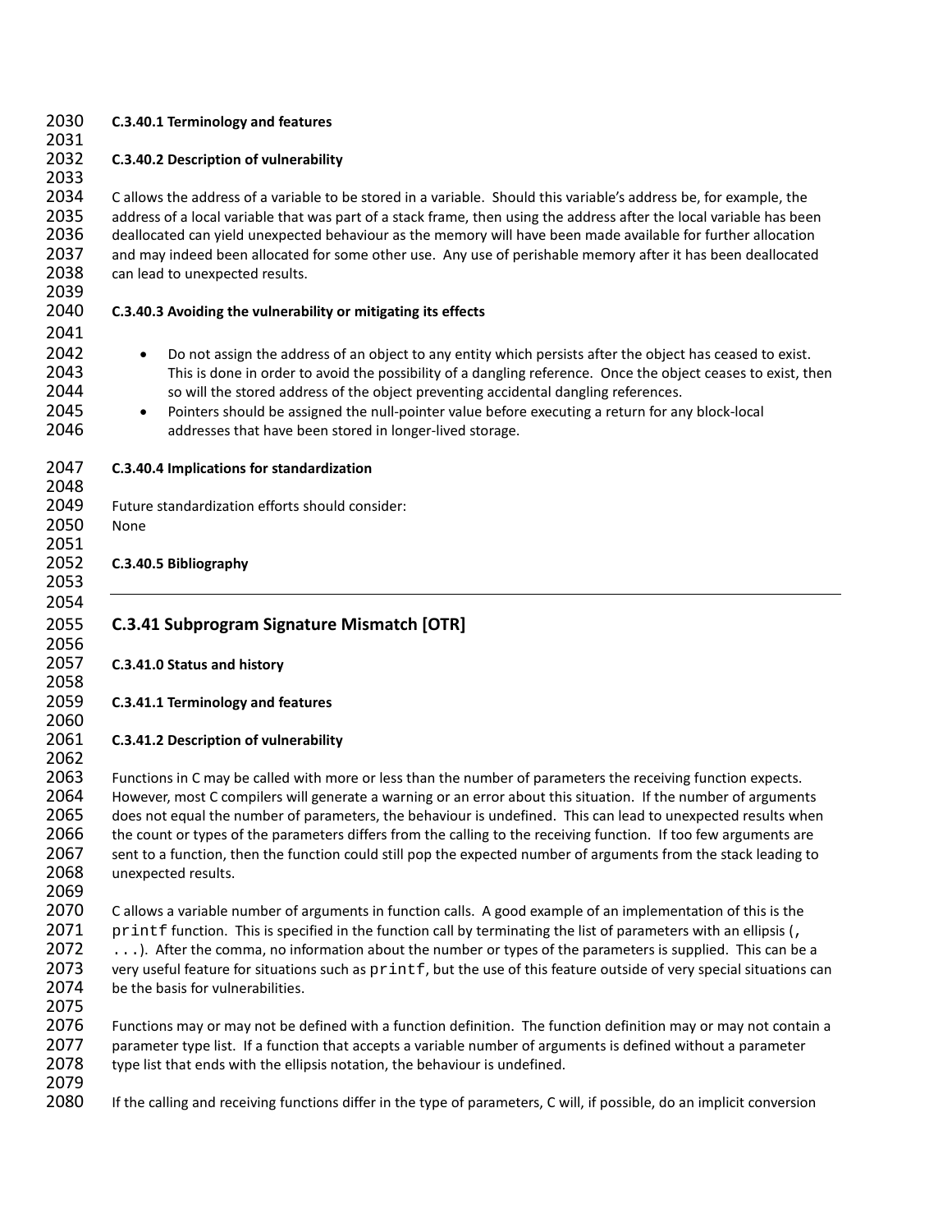#### C.3.40.1 Terminology and features

#### C.3.40.2 Description of vulnerability

C allows the address of a variable to be stored in a variable. Should this variable's address be, for example, the address of a local variable that was part of a stack frame, then using the address after the local variable has been deallocated can yield unexpected behaviour as the memory will have been made available for further allocation and may indeed been allocated for some other use. Any use of perishable memory after it has been deallocated can lead to unexpected results.

#### C.3.40.3 Avoiding the vulnerability or mitigating its effects

- Do not assign the address of an object to any entity which persists after the object has ceased to exist. This is done in order to avoid the possibility of a dangling reference. Once the object ceases to exist, then so will the stored address of the object preventing accidental dangling references.
- Pointers should be assigned the null-pointer value before executing a return for any block-local addresses that have been stored in longer-lived storage.

#### C.3.40.4 Implications for standardization

Future standardization efforts should consider:
None

#### C.3.40.5 Bibliography

---

### C.3.41 Subprogram Signature Mismatch [OTR]

#### C.3.41.0 Status and history

#### C.3.41.1 Terminology and features

#### C.3.41.2 Description of vulnerability

Functions in C may be called with more or less than the number of parameters the receiving function expects. However, most C compilers will generate a warning or an error about this situation. If the number of arguments does not equal the number of parameters, the behaviour is undefined. This can lead to unexpected results when the count or types of the parameters differs from the calling to the receiving function. If too few arguments are sent to a function, then the function could still pop the expected number of arguments from the stack leading to unexpected results.

C allows a variable number of arguments in function calls. A good example of an implementation of this is the `printf` function. This is specified in the function call by terminating the list of parameters with an ellipsis (`, ...`). After the comma, no information about the number or types of the parameters is supplied. This can be a very useful feature for situations such as `printf`, but the use of this feature outside of very special situations can be the basis for vulnerabilities.

Functions may or may not be defined with a function definition. The function definition may or may not contain a parameter type list. If a function that accepts a variable number of arguments is defined without a parameter type list that ends with the ellipsis notation, the behaviour is undefined.

If the calling and receiving functions differ in the type of parameters, C will, if possible, do an implicit conversion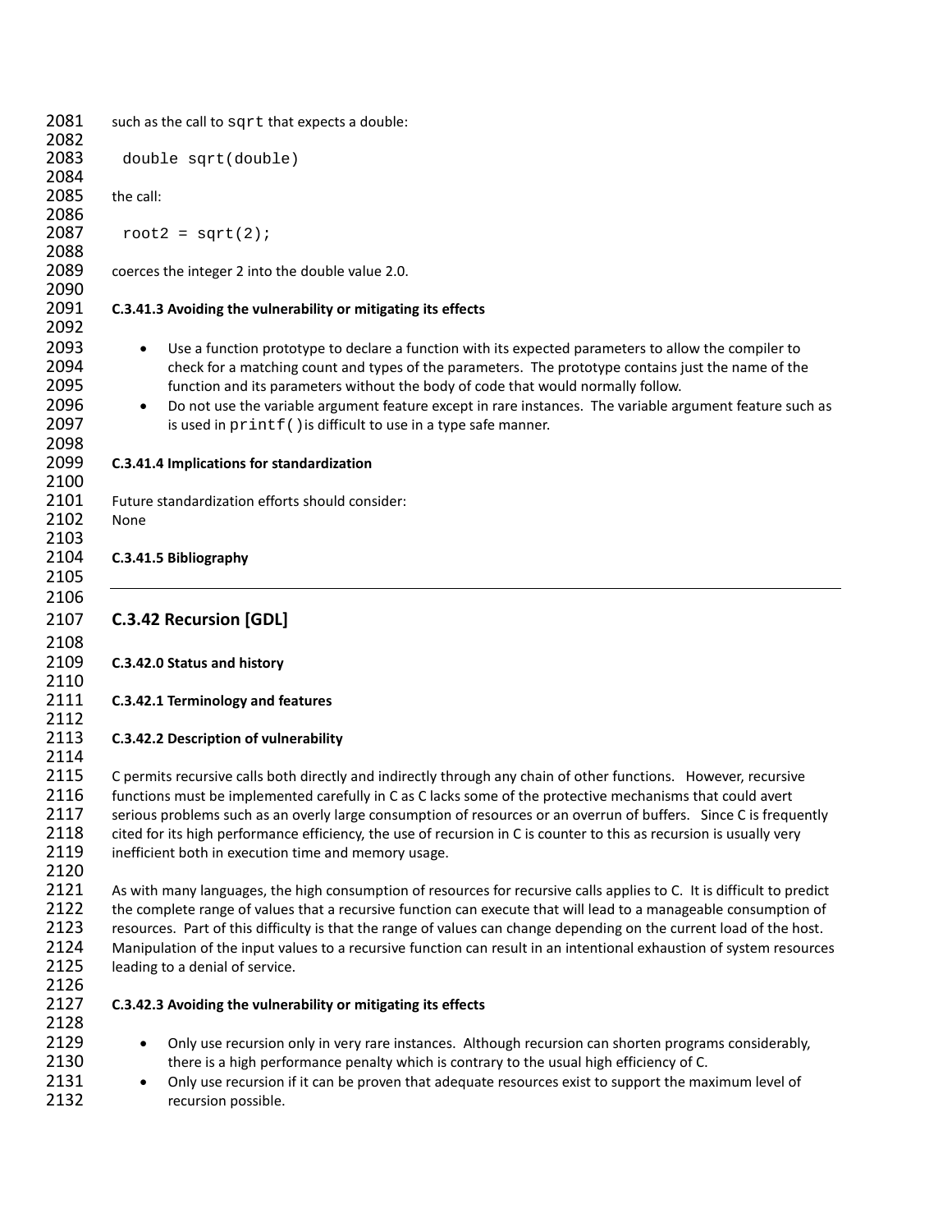such as the call to `sqrt` that expects a double:

```
double sqrt(double)
```

the call:

```
root2 = sqrt(2);
```

coerces the integer 2 into the double value 2.0.

### C.3.41.3 Avoiding the vulnerability or mitigating its effects

- Use a function prototype to declare a function with its expected parameters to allow the compiler to check for a matching count and types of the parameters. The prototype contains just the name of the function and its parameters without the body of code that would normally follow.
- Do not use the variable argument feature except in rare instances. The variable argument feature such as is used in `printf()` is difficult to use in a type safe manner.

### C.3.41.4 Implications for standardization

Future standardization efforts should consider:
None

### C.3.41.5 Bibliography

---

## C.3.42 Recursion [GDL]

### C.3.42.0 Status and history

### C.3.42.1 Terminology and features

### C.3.42.2 Description of vulnerability

C permits recursive calls both directly and indirectly through any chain of other functions. However, recursive functions must be implemented carefully in C as C lacks some of the protective mechanisms that could avert serious problems such as an overly large consumption of resources or an overrun of buffers. Since C is frequently cited for its high performance efficiency, the use of recursion in C is counter to this as recursion is usually very inefficient both in execution time and memory usage.

As with many languages, the high consumption of resources for recursive calls applies to C. It is difficult to predict the complete range of values that a recursive function can execute that will lead to a manageable consumption of resources. Part of this difficulty is that the range of values can change depending on the current load of the host. Manipulation of the input values to a recursive function can result in an intentional exhaustion of system resources leading to a denial of service.

### C.3.42.3 Avoiding the vulnerability or mitigating its effects

- Only use recursion only in very rare instances. Although recursion can shorten programs considerably, there is a high performance penalty which is contrary to the usual high efficiency of C.
- Only use recursion if it can be proven that adequate resources exist to support the maximum level of recursion possible.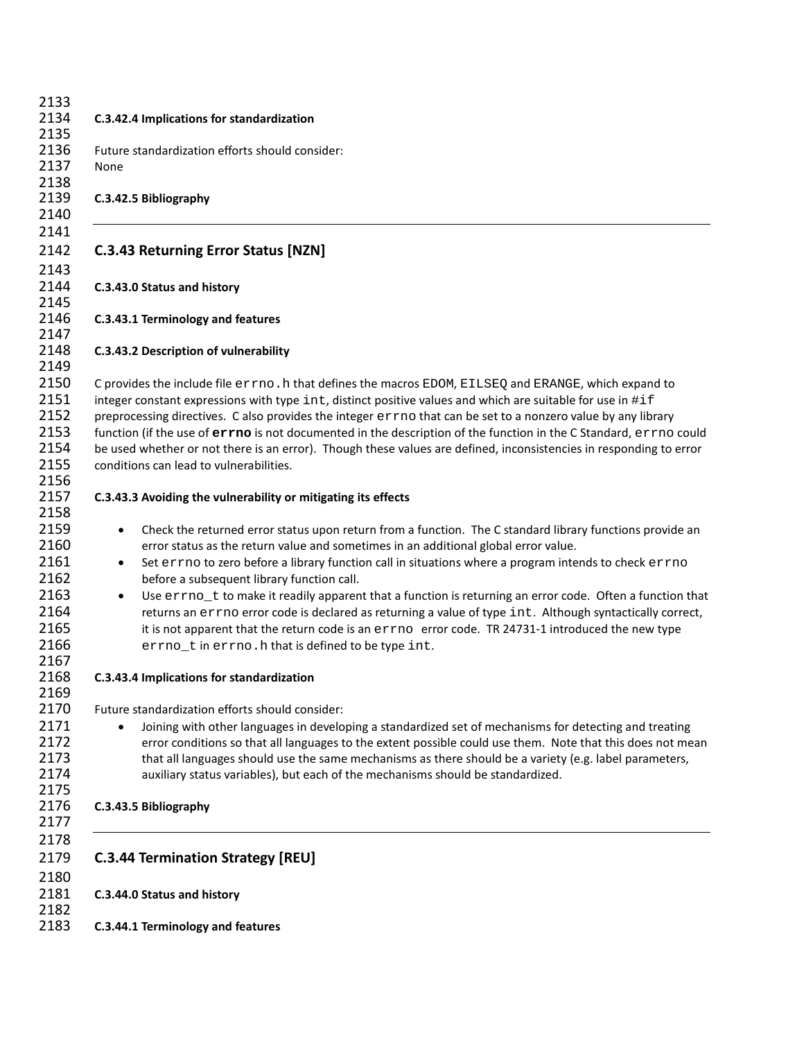#### C.3.42.4 Implications for standardization

Future standardization efforts should consider:
None

#### C.3.42.5 Bibliography

---

### C.3.43 Returning Error Status [NZN]

#### C.3.43.0 Status and history

#### C.3.43.1 Terminology and features

#### C.3.43.2 Description of vulnerability

C provides the include file `errno.h` that defines the macros `EDOM`, `EILSEQ` and `ERANGE`, which expand to integer constant expressions with type `int`, distinct positive values and which are suitable for use in `#if` preprocessing directives. C also provides the integer `errno` that can be set to a nonzero value by any library function (if the use of **`errno`** is not documented in the description of the function in the C Standard, `errno` could be used whether or not there is an error). Though these values are defined, inconsistencies in responding to error conditions can lead to vulnerabilities.

#### C.3.43.3 Avoiding the vulnerability or mitigating its effects

- Check the returned error status upon return from a function. The C standard library functions provide an error status as the return value and sometimes in an additional global error value.
- Set `errno` to zero before a library function call in situations where a program intends to check `errno` before a subsequent library function call.
- Use `errno_t` to make it readily apparent that a function is returning an error code. Often a function that returns an `errno` error code is declared as returning a value of type `int`. Although syntactically correct, it is not apparent that the return code is an `errno` error code. TR 24731-1 introduced the new type `errno_t` in `errno.h` that is defined to be type `int`.

#### C.3.43.4 Implications for standardization

Future standardization efforts should consider:

- Joining with other languages in developing a standardized set of mechanisms for detecting and treating error conditions so that all languages to the extent possible could use them. Note that this does not mean that all languages should use the same mechanisms as there should be a variety (e.g. label parameters, auxiliary status variables), but each of the mechanisms should be standardized.

#### C.3.43.5 Bibliography

---

### C.3.44 Termination Strategy [REU]

#### C.3.44.0 Status and history

#### C.3.44.1 Terminology and features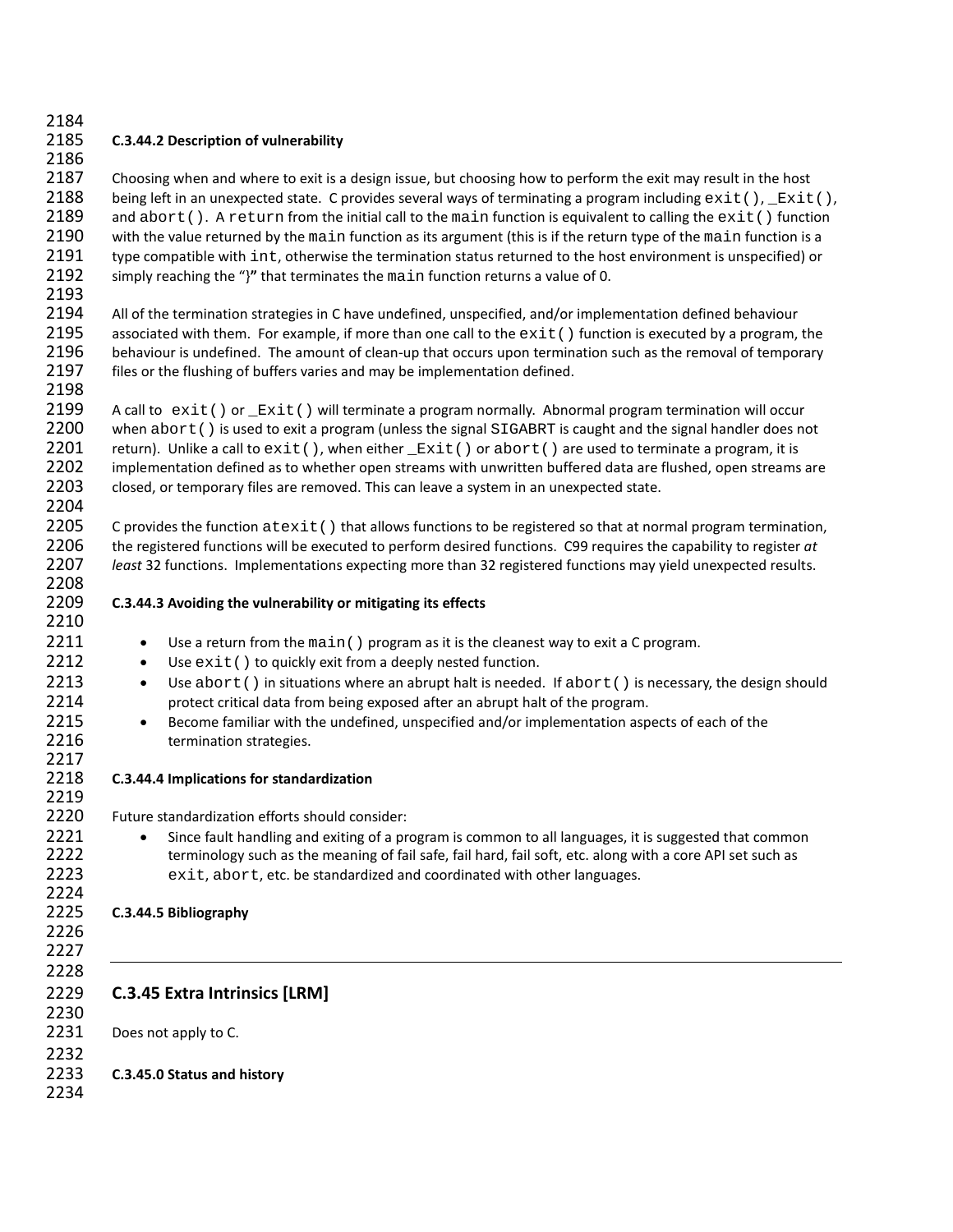#### C.3.44.2 Description of vulnerability

Choosing when and where to exit is a design issue, but choosing how to perform the exit may result in the host being left in an unexpected state. C provides several ways of terminating a program including `exit()`, `_Exit()`, and `abort()`. A `return` from the initial call to the `main` function is equivalent to calling the `exit()` function with the value returned by the `main` function as its argument (this is if the return type of the `main` function is a type compatible with `int`, otherwise the termination status returned to the host environment is unspecified) or simply reaching the "}" that terminates the `main` function returns a value of 0.

All of the termination strategies in C have undefined, unspecified, and/or implementation defined behaviour associated with them. For example, if more than one call to the `exit()` function is executed by a program, the behaviour is undefined. The amount of clean-up that occurs upon termination such as the removal of temporary files or the flushing of buffers varies and may be implementation defined.

A call to `exit()` or `_Exit()` will terminate a program normally. Abnormal program termination will occur when `abort()` is used to exit a program (unless the signal `SIGABRT` is caught and the signal handler does not return). Unlike a call to `exit()`, when either `_Exit()` or `abort()` are used to terminate a program, it is implementation defined as to whether open streams with unwritten buffered data are flushed, open streams are closed, or temporary files are removed. This can leave a system in an unexpected state.

C provides the function `atexit()` that allows functions to be registered so that at normal program termination, the registered functions will be executed to perform desired functions. C99 requires the capability to register *at least* 32 functions. Implementations expecting more than 32 registered functions may yield unexpected results.

#### C.3.44.3 Avoiding the vulnerability or mitigating its effects

- Use a return from the `main()` program as it is the cleanest way to exit a C program.
- Use `exit()` to quickly exit from a deeply nested function.
- Use `abort()` in situations where an abrupt halt is needed. If `abort()` is necessary, the design should protect critical data from being exposed after an abrupt halt of the program.
- Become familiar with the undefined, unspecified and/or implementation aspects of each of the termination strategies.

#### C.3.44.4 Implications for standardization

Future standardization efforts should consider:

- Since fault handling and exiting of a program is common to all languages, it is suggested that common terminology such as the meaning of fail safe, fail hard, fail soft, etc. along with a core API set such as `exit`, `abort`, etc. be standardized and coordinated with other languages.

#### C.3.44.5 Bibliography

---

### C.3.45 Extra Intrinsics [LRM]

Does not apply to C.

#### C.3.45.0 Status and history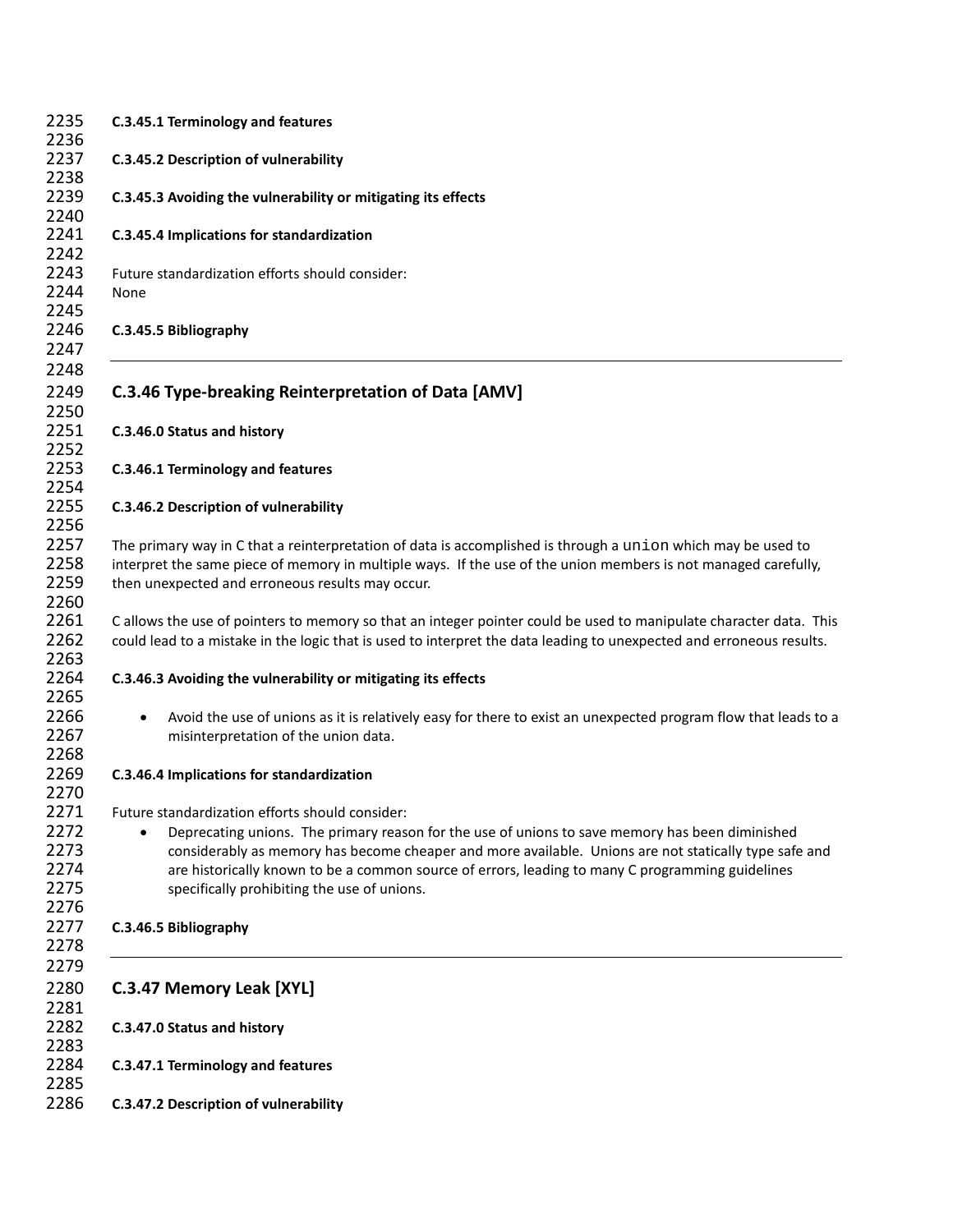#### C.3.45.1 Terminology and features

#### C.3.45.2 Description of vulnerability

#### C.3.45.3 Avoiding the vulnerability or mitigating its effects

#### C.3.45.4 Implications for standardization

Future standardization efforts should consider:
None

#### C.3.45.5 Bibliography

---

### C.3.46 Type-breaking Reinterpretation of Data [AMV]

#### C.3.46.0 Status and history

#### C.3.46.1 Terminology and features

#### C.3.46.2 Description of vulnerability

The primary way in C that a reinterpretation of data is accomplished is through a `union` which may be used to interpret the same piece of memory in multiple ways. If the use of the union members is not managed carefully, then unexpected and erroneous results may occur.

C allows the use of pointers to memory so that an integer pointer could be used to manipulate character data. This could lead to a mistake in the logic that is used to interpret the data leading to unexpected and erroneous results.

#### C.3.46.3 Avoiding the vulnerability or mitigating its effects

- Avoid the use of unions as it is relatively easy for there to exist an unexpected program flow that leads to a misinterpretation of the union data.

#### C.3.46.4 Implications for standardization

Future standardization efforts should consider:

- Deprecating unions. The primary reason for the use of unions to save memory has been diminished considerably as memory has become cheaper and more available. Unions are not statically type safe and are historically known to be a common source of errors, leading to many C programming guidelines specifically prohibiting the use of unions.

#### C.3.46.5 Bibliography

---

### C.3.47 Memory Leak [XYL]

#### C.3.47.0 Status and history

#### C.3.47.1 Terminology and features

#### C.3.47.2 Description of vulnerability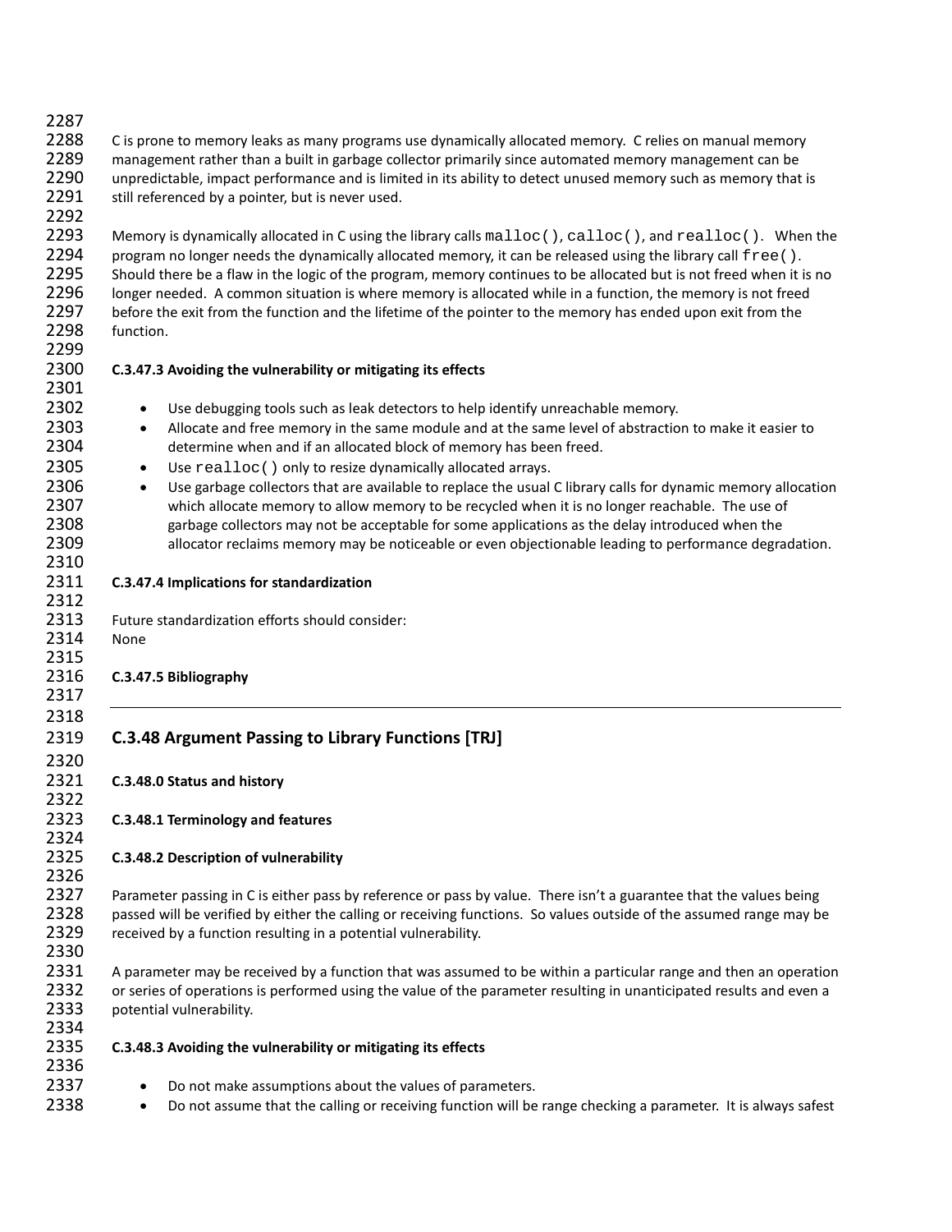C is prone to memory leaks as many programs use dynamically allocated memory. C relies on manual memory management rather than a built in garbage collector primarily since automated memory management can be unpredictable, impact performance and is limited in its ability to detect unused memory such as memory that is still referenced by a pointer, but is never used.

Memory is dynamically allocated in C using the library calls `malloc()`, `calloc()`, and `realloc()`. When the program no longer needs the dynamically allocated memory, it can be released using the library call `free()`. Should there be a flaw in the logic of the program, memory continues to be allocated but is not freed when it is no longer needed. A common situation is where memory is allocated while in a function, the memory is not freed before the exit from the function and the lifetime of the pointer to the memory has ended upon exit from the function.

**C.3.47.3 Avoiding the vulnerability or mitigating its effects**

- Use debugging tools such as leak detectors to help identify unreachable memory.
- Allocate and free memory in the same module and at the same level of abstraction to make it easier to determine when and if an allocated block of memory has been freed.
- Use `realloc()` only to resize dynamically allocated arrays.
- Use garbage collectors that are available to replace the usual C library calls for dynamic memory allocation which allocate memory to allow memory to be recycled when it is no longer reachable. The use of garbage collectors may not be acceptable for some applications as the delay introduced when the allocator reclaims memory may be noticeable or even objectionable leading to performance degradation.

**C.3.47.4 Implications for standardization**

Future standardization efforts should consider:
None

**C.3.47.5 Bibliography**

---

## C.3.48 Argument Passing to Library Functions [TRJ]

**C.3.48.0 Status and history**

**C.3.48.1 Terminology and features**

**C.3.48.2 Description of vulnerability**

Parameter passing in C is either pass by reference or pass by value. There isn't a guarantee that the values being passed will be verified by either the calling or receiving functions. So values outside of the assumed range may be received by a function resulting in a potential vulnerability.

A parameter may be received by a function that was assumed to be within a particular range and then an operation or series of operations is performed using the value of the parameter resulting in unanticipated results and even a potential vulnerability.

**C.3.48.3 Avoiding the vulnerability or mitigating its effects**

- Do not make assumptions about the values of parameters.
- Do not assume that the calling or receiving function will be range checking a parameter. It is always safest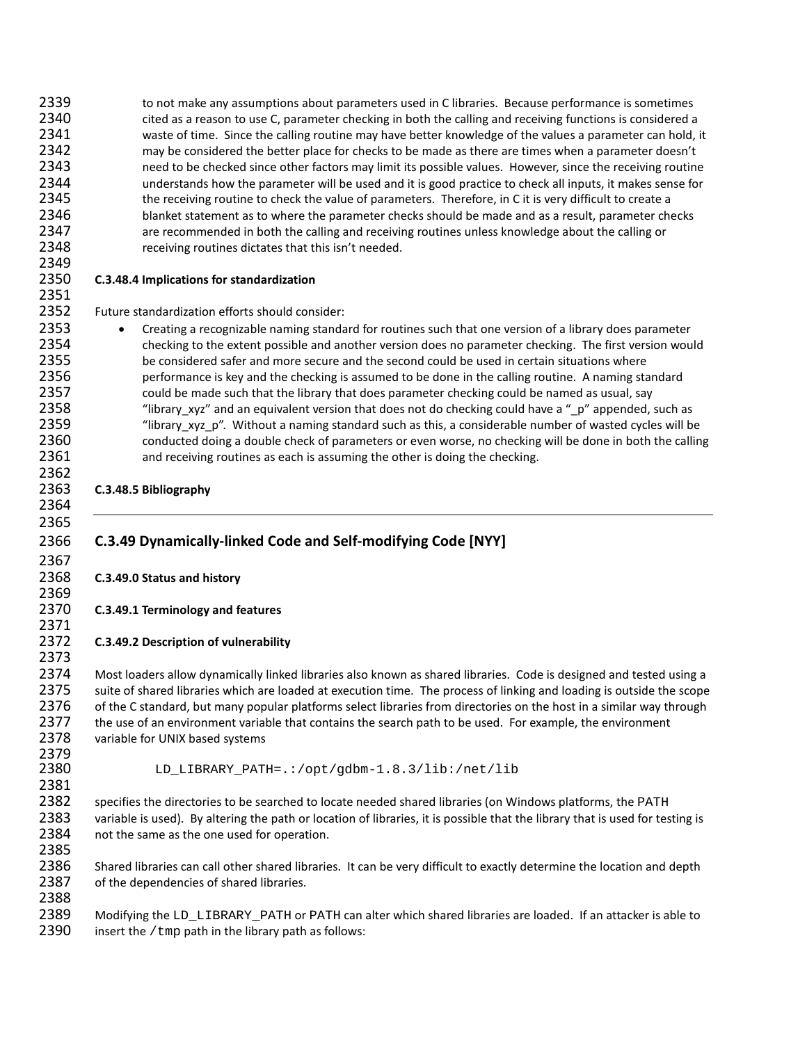to not make any assumptions about parameters used in C libraries. Because performance is sometimes cited as a reason to use C, parameter checking in both the calling and receiving functions is considered a waste of time. Since the calling routine may have better knowledge of the values a parameter can hold, it may be considered the better place for checks to be made as there are times when a parameter doesn't need to be checked since other factors may limit its possible values. However, since the receiving routine understands how the parameter will be used and it is good practice to check all inputs, it makes sense for the receiving routine to check the value of parameters. Therefore, in C it is very difficult to create a blanket statement as to where the parameter checks should be made and as a result, parameter checks are recommended in both the calling and receiving routines unless knowledge about the calling or receiving routines dictates that this isn't needed.

#### C.3.48.4 Implications for standardization

Future standardization efforts should consider:

- Creating a recognizable naming standard for routines such that one version of a library does parameter checking to the extent possible and another version does no parameter checking. The first version would be considered safer and more secure and the second could be used in certain situations where performance is key and the checking is assumed to be done in the calling routine. A naming standard could be made such that the library that does parameter checking could be named as usual, say "library_xyz" and an equivalent version that does not do checking could have a "_p" appended, such as "library_xyz_p". Without a naming standard such as this, a considerable number of wasted cycles will be conducted doing a double check of parameters or even worse, no checking will be done in both the calling and receiving routines as each is assuming the other is doing the checking.

#### C.3.48.5 Bibliography

---

### C.3.49 Dynamically-linked Code and Self-modifying Code [NYY]

#### C.3.49.0 Status and history

#### C.3.49.1 Terminology and features

#### C.3.49.2 Description of vulnerability

Most loaders allow dynamically linked libraries also known as shared libraries. Code is designed and tested using a suite of shared libraries which are loaded at execution time. The process of linking and loading is outside the scope of the C standard, but many popular platforms select libraries from directories on the host in a similar way through the use of an environment variable that contains the search path to be used. For example, the environment variable for UNIX based systems

```
LD_LIBRARY_PATH=.:/opt/gdbm-1.8.3/lib:/net/lib
```

specifies the directories to be searched to locate needed shared libraries (on Windows platforms, the PATH variable is used). By altering the path or location of libraries, it is possible that the library that is used for testing is not the same as the one used for operation.

Shared libraries can call other shared libraries. It can be very difficult to exactly determine the location and depth of the dependencies of shared libraries.

Modifying the `LD_LIBRARY_PATH` or PATH can alter which shared libraries are loaded. If an attacker is able to insert the `/tmp` path in the library path as follows: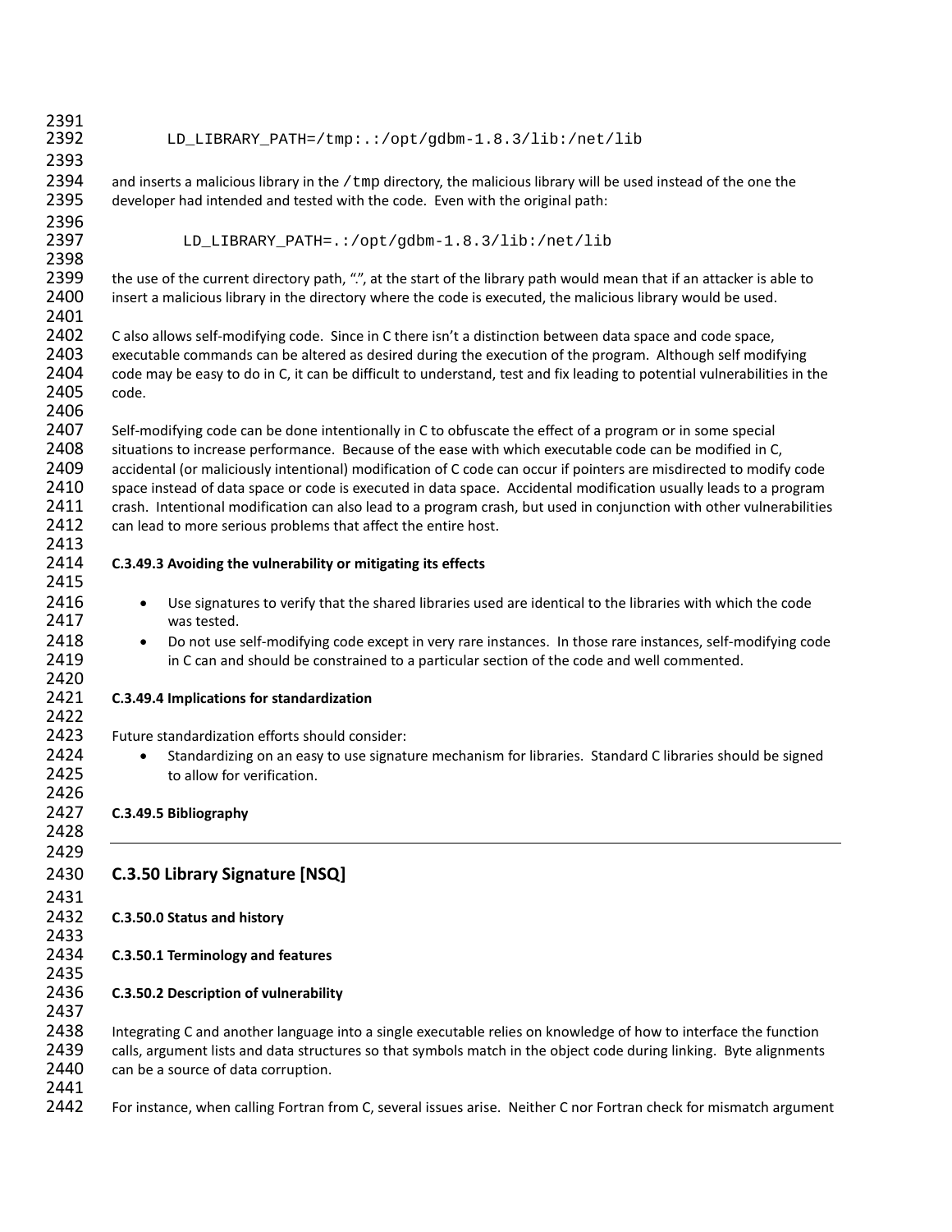```
LD_LIBRARY_PATH=/tmp:.:/opt/gdbm-1.8.3/lib:/net/lib
```

and inserts a malicious library in the /tmp directory, the malicious library will be used instead of the one the developer had intended and tested with the code. Even with the original path:

```
LD_LIBRARY_PATH=.:/opt/gdbm-1.8.3/lib:/net/lib
```

the use of the current directory path, ".", at the start of the library path would mean that if an attacker is able to insert a malicious library in the directory where the code is executed, the malicious library would be used.

C also allows self-modifying code. Since in C there isn't a distinction between data space and code space, executable commands can be altered as desired during the execution of the program. Although self modifying code may be easy to do in C, it can be difficult to understand, test and fix leading to potential vulnerabilities in the code.

Self-modifying code can be done intentionally in C to obfuscate the effect of a program or in some special situations to increase performance. Because of the ease with which executable code can be modified in C, accidental (or maliciously intentional) modification of C code can occur if pointers are misdirected to modify code space instead of data space or code is executed in data space. Accidental modification usually leads to a program crash. Intentional modification can also lead to a program crash, but used in conjunction with other vulnerabilities can lead to more serious problems that affect the entire host.

**C.3.49.3 Avoiding the vulnerability or mitigating its effects**

- Use signatures to verify that the shared libraries used are identical to the libraries with which the code was tested.
- Do not use self-modifying code except in very rare instances. In those rare instances, self-modifying code in C can and should be constrained to a particular section of the code and well commented.

**C.3.49.4 Implications for standardization**

Future standardization efforts should consider:

- Standardizing on an easy to use signature mechanism for libraries. Standard C libraries should be signed to allow for verification.

**C.3.49.5 Bibliography**

---

## C.3.50 Library Signature [NSQ]

**C.3.50.0 Status and history**

**C.3.50.1 Terminology and features**

**C.3.50.2 Description of vulnerability**

Integrating C and another language into a single executable relies on knowledge of how to interface the function calls, argument lists and data structures so that symbols match in the object code during linking. Byte alignments can be a source of data corruption.

For instance, when calling Fortran from C, several issues arise. Neither C nor Fortran check for mismatch argument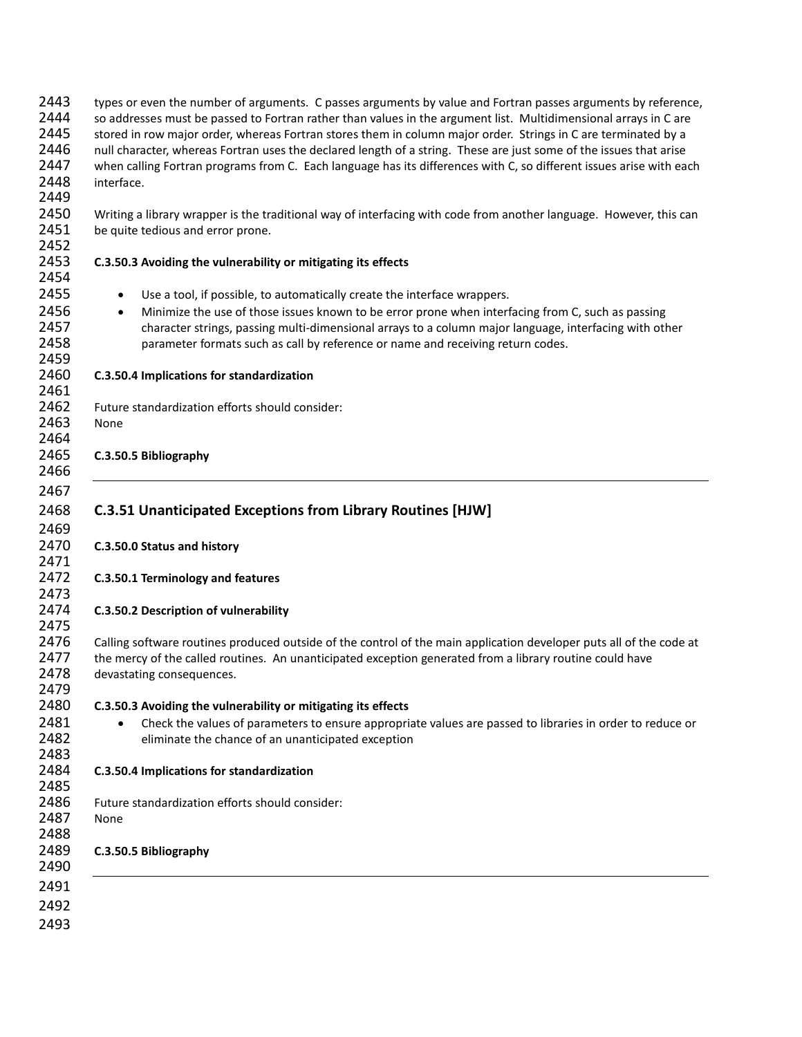types or even the number of arguments. C passes arguments by value and Fortran passes arguments by reference, so addresses must be passed to Fortran rather than values in the argument list. Multidimensional arrays in C are stored in row major order, whereas Fortran stores them in column major order. Strings in C are terminated by a null character, whereas Fortran uses the declared length of a string. These are just some of the issues that arise when calling Fortran programs from C. Each language has its differences with C, so different issues arise with each interface.

Writing a library wrapper is the traditional way of interfacing with code from another language. However, this can be quite tedious and error prone.

**C.3.50.3 Avoiding the vulnerability or mitigating its effects**

- Use a tool, if possible, to automatically create the interface wrappers.
- Minimize the use of those issues known to be error prone when interfacing from C, such as passing character strings, passing multi-dimensional arrays to a column major language, interfacing with other parameter formats such as call by reference or name and receiving return codes.

**C.3.50.4 Implications for standardization**

Future standardization efforts should consider:
None

**C.3.50.5 Bibliography**

---

## C.3.51 Unanticipated Exceptions from Library Routines [HJW]

**C.3.50.0 Status and history**

**C.3.50.1 Terminology and features**

**C.3.50.2 Description of vulnerability**

Calling software routines produced outside of the control of the main application developer puts all of the code at the mercy of the called routines. An unanticipated exception generated from a library routine could have devastating consequences.

**C.3.50.3 Avoiding the vulnerability or mitigating its effects**

- Check the values of parameters to ensure appropriate values are passed to libraries in order to reduce or eliminate the chance of an unanticipated exception

**C.3.50.4 Implications for standardization**

Future standardization efforts should consider:
None

**C.3.50.5 Bibliography**

---